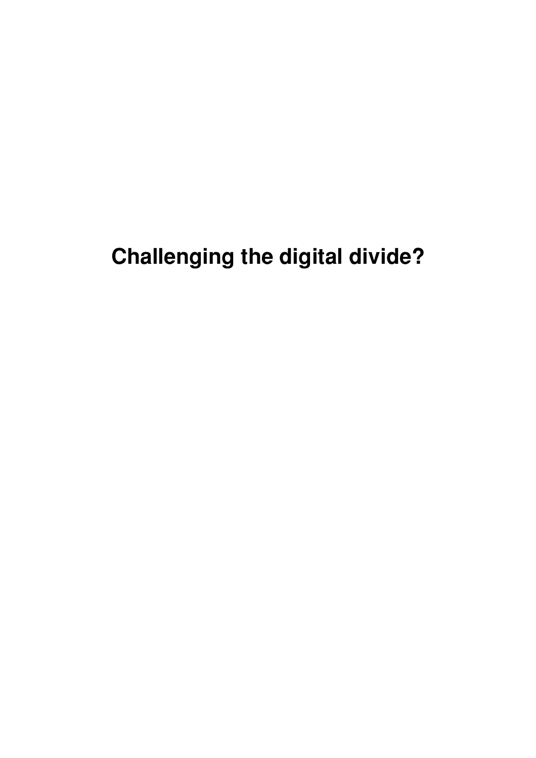# Challenging the digital divide?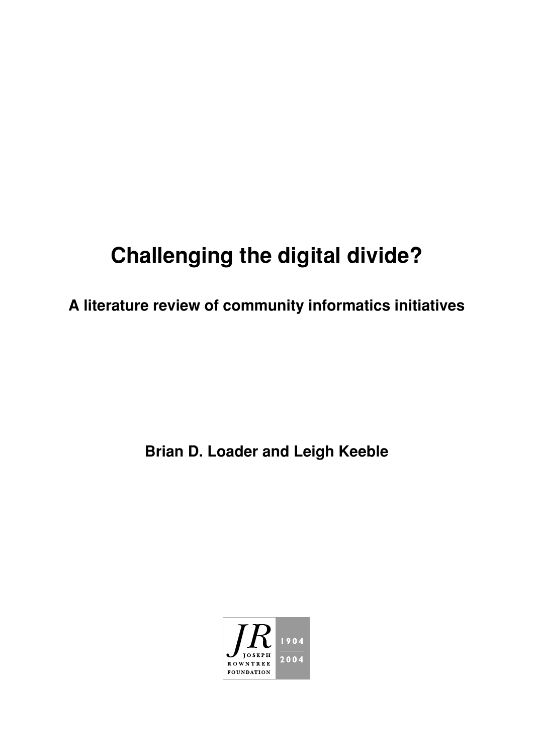# Challenging the digital divide?

## A literature review of community informatics initiatives

**Brian D. Loader and Leigh Keeble**

JR
JOSEPH ROWNTREE FOUNDATION
1904
2004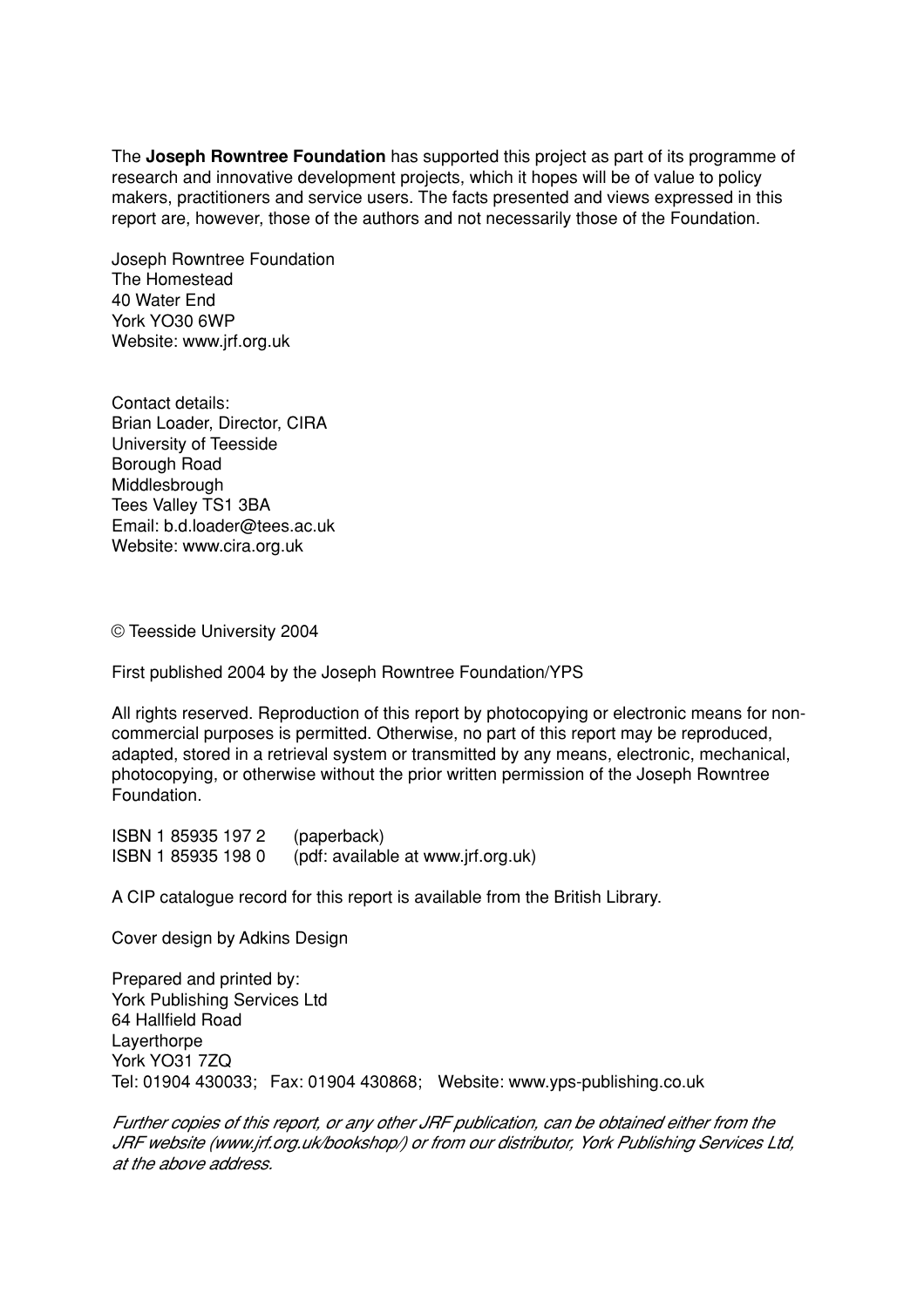The **Joseph Rowntree Foundation** has supported this project as part of its programme of research and innovative development projects, which it hopes will be of value to policy makers, practitioners and service users. The facts presented and views expressed in this report are, however, those of the authors and not necessarily those of the Foundation.

Joseph Rowntree Foundation
The Homestead
40 Water End
York YO30 6WP
Website: www.jrf.org.uk

Contact details:
Brian Loader, Director, CIRA
University of Teesside
Borough Road
Middlesbrough
Tees Valley TS1 3BA
Email: b.d.loader@tees.ac.uk
Website: www.cira.org.uk

© Teesside University 2004

First published 2004 by the Joseph Rowntree Foundation/YPS

All rights reserved. Reproduction of this report by photocopying or electronic means for non-commercial purposes is permitted. Otherwise, no part of this report may be reproduced, adapted, stored in a retrieval system or transmitted by any means, electronic, mechanical, photocopying, or otherwise without the prior written permission of the Joseph Rowntree Foundation.

ISBN 1 85935 197 2 (paperback)
ISBN 1 85935 198 0 (pdf: available at www.jrf.org.uk)

A CIP catalogue record for this report is available from the British Library.

Cover design by Adkins Design

Prepared and printed by:
York Publishing Services Ltd
64 Hallfield Road
Layerthorpe
York YO31 7ZQ
Tel: 01904 430033; Fax: 01904 430868; Website: www.yps-publishing.co.uk

*Further copies of this report, or any other JRF publication, can be obtained either from the JRF website (www.jrf.org.uk/bookshop/) or from our distributor, York Publishing Services Ltd, at the above address.*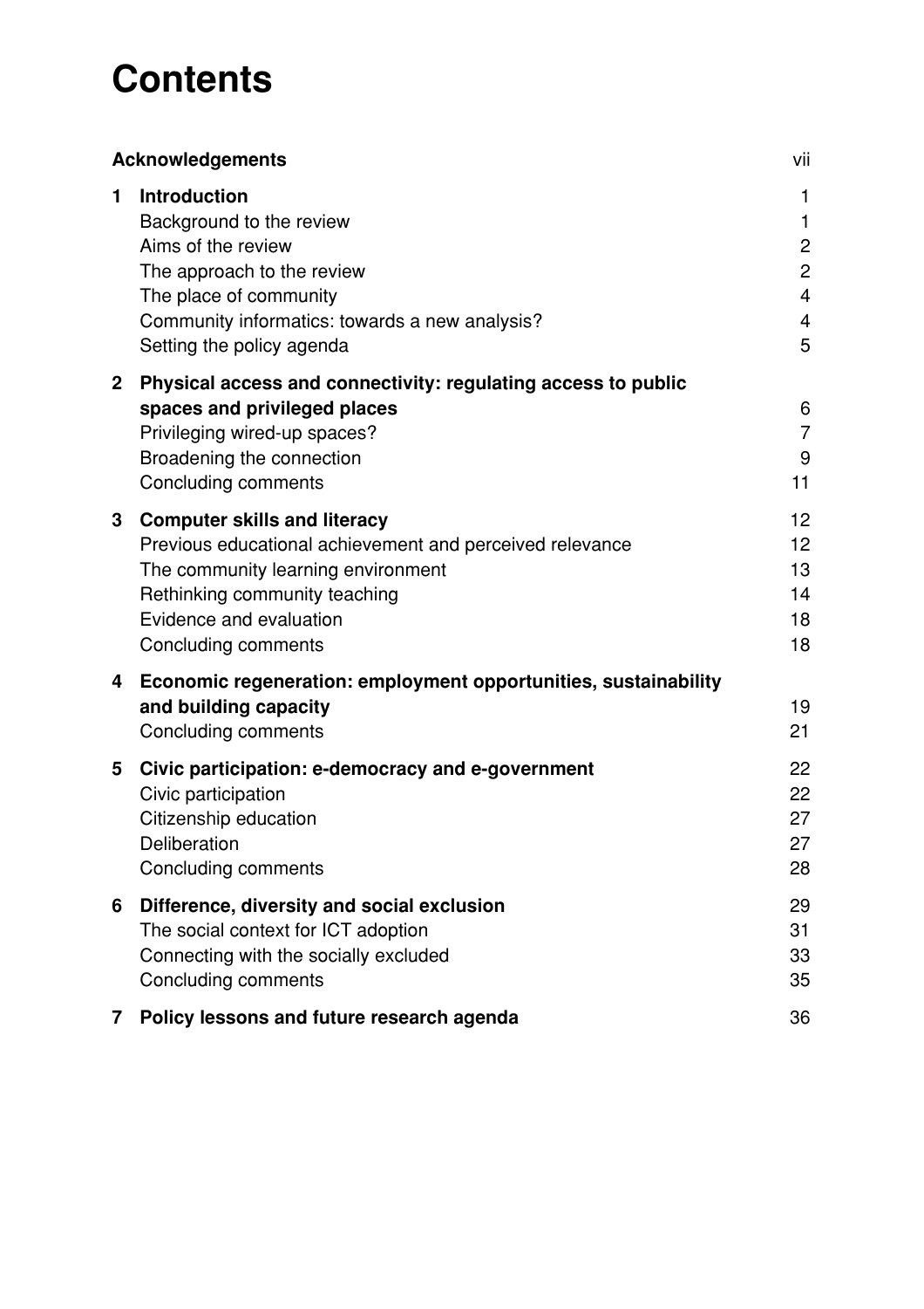# Contents

| | | |
|---|---|---|
| **Acknowledgements** | | vii |
| **1** | **Introduction** | 1 |
| | Background to the review | 1 |
| | Aims of the review | 2 |
| | The approach to the review | 2 |
| | The place of community | 4 |
| | Community informatics: towards a new analysis? | 4 |
| | Setting the policy agenda | 5 |
| **2** | **Physical access and connectivity: regulating access to public spaces and privileged places** | 6 |
| | Privileging wired-up spaces? | 7 |
| | Broadening the connection | 9 |
| | Concluding comments | 11 |
| **3** | **Computer skills and literacy** | 12 |
| | Previous educational achievement and perceived relevance | 12 |
| | The community learning environment | 13 |
| | Rethinking community teaching | 14 |
| | Evidence and evaluation | 18 |
| | Concluding comments | 18 |
| **4** | **Economic regeneration: employment opportunities, sustainability and building capacity** | 19 |
| | Concluding comments | 21 |
| **5** | **Civic participation: e-democracy and e-government** | 22 |
| | Civic participation | 22 |
| | Citizenship education | 27 |
| | Deliberation | 27 |
| | Concluding comments | 28 |
| **6** | **Difference, diversity and social exclusion** | 29 |
| | The social context for ICT adoption | 31 |
| | Connecting with the socially excluded | 33 |
| | Concluding comments | 35 |
| **7** | **Policy lessons and future research agenda** | 36 |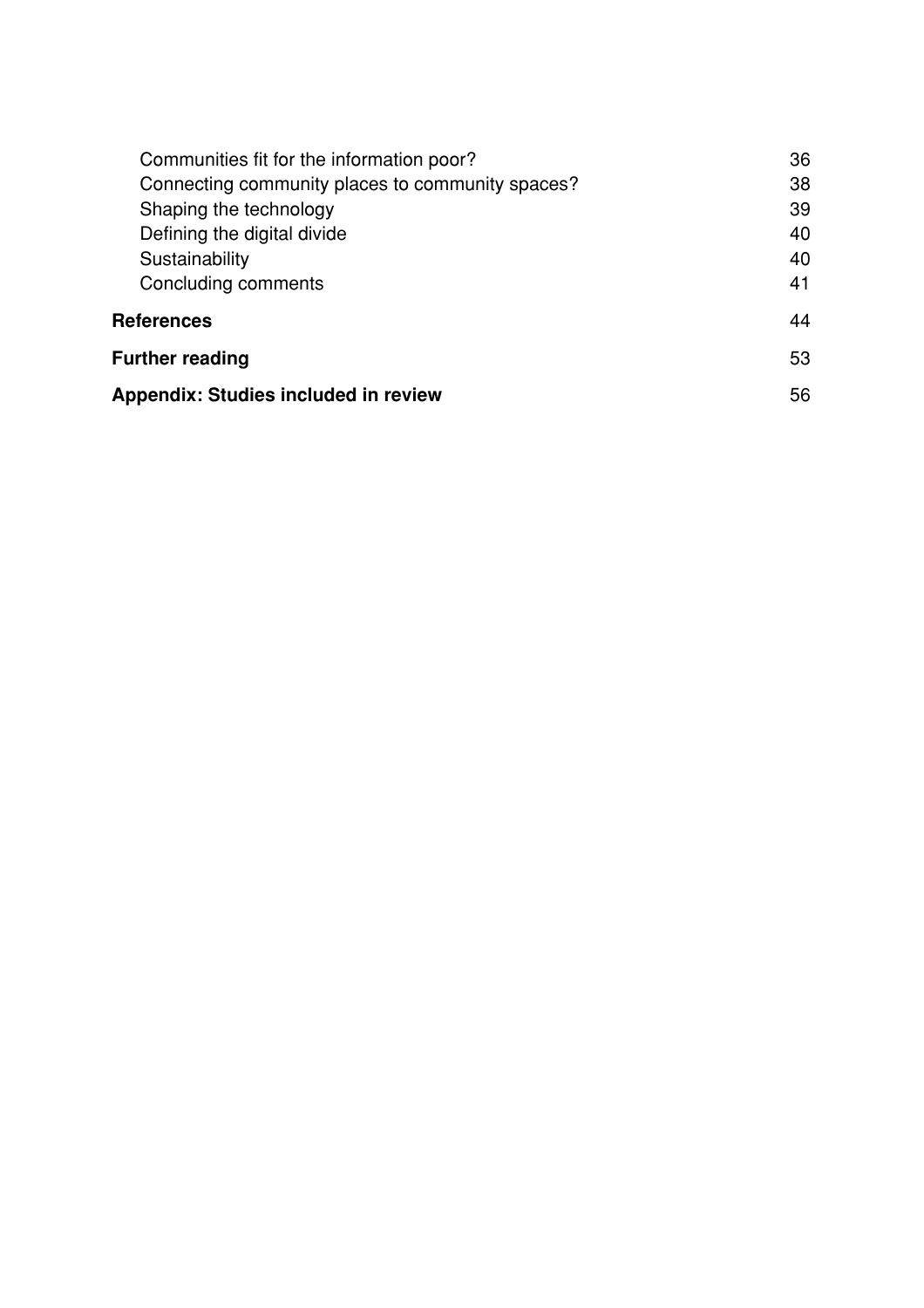Communities fit for the information poor? 36
Connecting community places to community spaces? 38
Shaping the technology 39
Defining the digital divide 40
Sustainability 40
Concluding comments 41

**References** 44

**Further reading** 53

**Appendix: Studies included in review** 56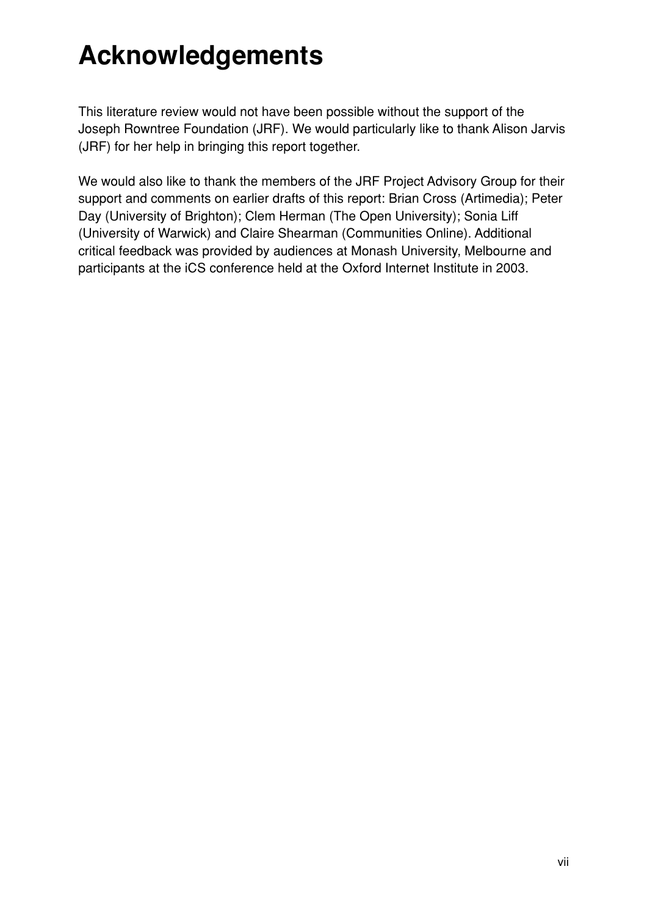# Acknowledgements

This literature review would not have been possible without the support of the Joseph Rowntree Foundation (JRF). We would particularly like to thank Alison Jarvis (JRF) for her help in bringing this report together.

We would also like to thank the members of the JRF Project Advisory Group for their support and comments on earlier drafts of this report: Brian Cross (Artimedia); Peter Day (University of Brighton); Clem Herman (The Open University); Sonia Liff (University of Warwick) and Claire Shearman (Communities Online). Additional critical feedback was provided by audiences at Monash University, Melbourne and participants at the iCS conference held at the Oxford Internet Institute in 2003.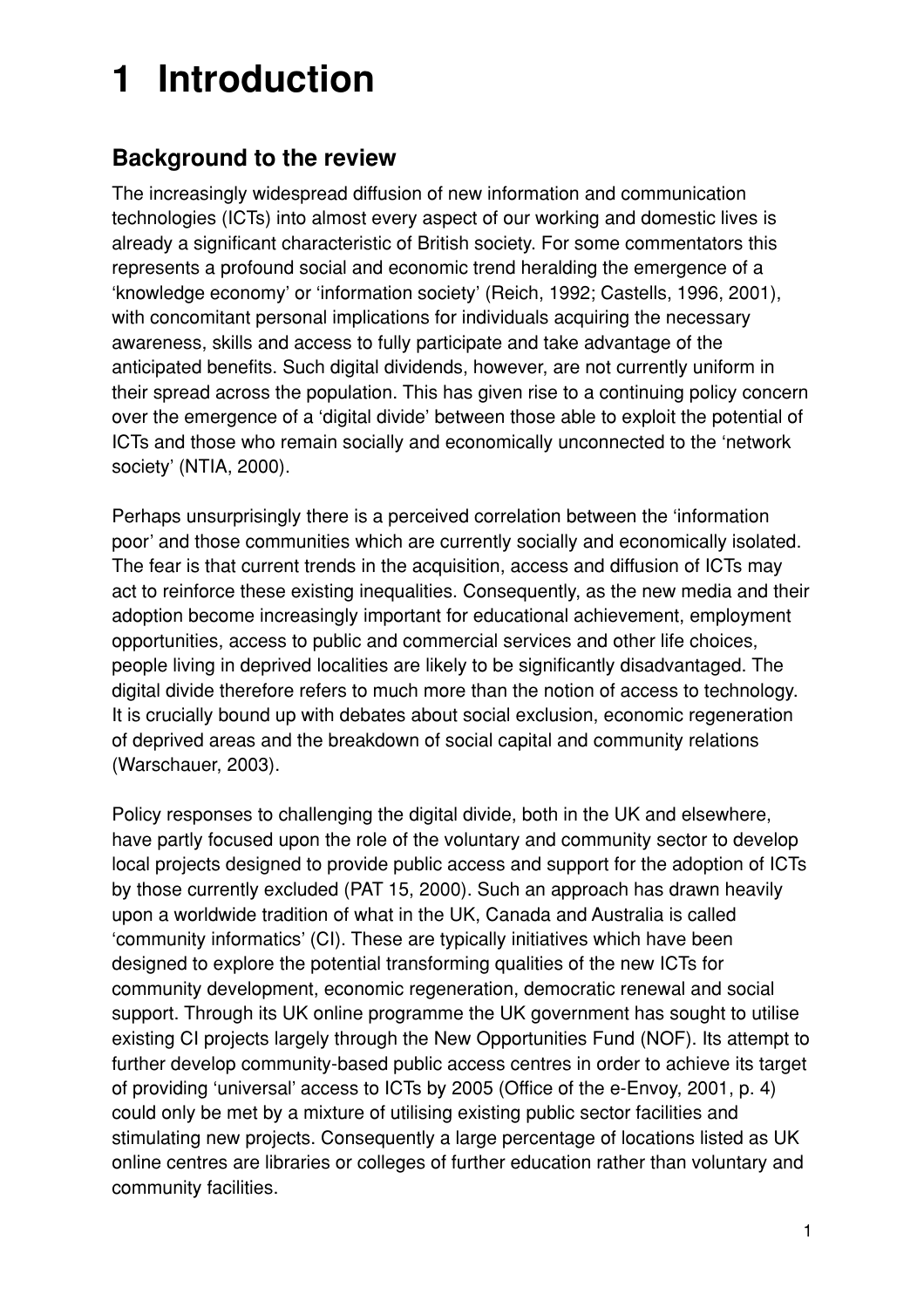# 1 Introduction

## Background to the review

The increasingly widespread diffusion of new information and communication technologies (ICTs) into almost every aspect of our working and domestic lives is already a significant characteristic of British society. For some commentators this represents a profound social and economic trend heralding the emergence of a 'knowledge economy' or 'information society' (Reich, 1992; Castells, 1996, 2001), with concomitant personal implications for individuals acquiring the necessary awareness, skills and access to fully participate and take advantage of the anticipated benefits. Such digital dividends, however, are not currently uniform in their spread across the population. This has given rise to a continuing policy concern over the emergence of a 'digital divide' between those able to exploit the potential of ICTs and those who remain socially and economically unconnected to the 'network society' (NTIA, 2000).

Perhaps unsurprisingly there is a perceived correlation between the 'information poor' and those communities which are currently socially and economically isolated. The fear is that current trends in the acquisition, access and diffusion of ICTs may act to reinforce these existing inequalities. Consequently, as the new media and their adoption become increasingly important for educational achievement, employment opportunities, access to public and commercial services and other life choices, people living in deprived localities are likely to be significantly disadvantaged. The digital divide therefore refers to much more than the notion of access to technology. It is crucially bound up with debates about social exclusion, economic regeneration of deprived areas and the breakdown of social capital and community relations (Warschauer, 2003).

Policy responses to challenging the digital divide, both in the UK and elsewhere, have partly focused upon the role of the voluntary and community sector to develop local projects designed to provide public access and support for the adoption of ICTs by those currently excluded (PAT 15, 2000). Such an approach has drawn heavily upon a worldwide tradition of what in the UK, Canada and Australia is called 'community informatics' (CI). These are typically initiatives which have been designed to explore the potential transforming qualities of the new ICTs for community development, economic regeneration, democratic renewal and social support. Through its UK online programme the UK government has sought to utilise existing CI projects largely through the New Opportunities Fund (NOF). Its attempt to further develop community-based public access centres in order to achieve its target of providing 'universal' access to ICTs by 2005 (Office of the e-Envoy, 2001, p. 4) could only be met by a mixture of utilising existing public sector facilities and stimulating new projects. Consequently a large percentage of locations listed as UK online centres are libraries or colleges of further education rather than voluntary and community facilities.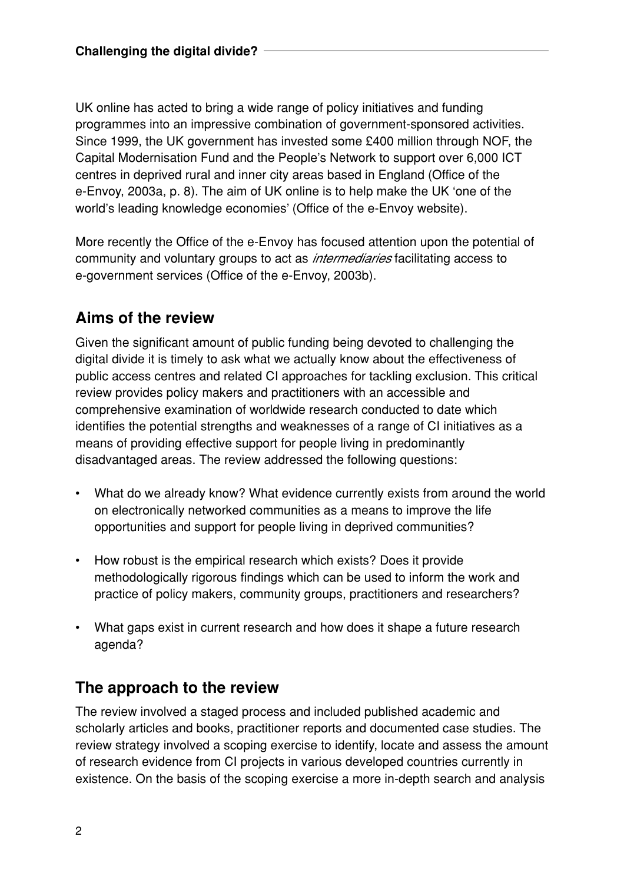UK online has acted to bring a wide range of policy initiatives and funding programmes into an impressive combination of government-sponsored activities. Since 1999, the UK government has invested some £400 million through NOF, the Capital Modernisation Fund and the People's Network to support over 6,000 ICT centres in deprived rural and inner city areas based in England (Office of the e-Envoy, 2003a, p. 8). The aim of UK online is to help make the UK 'one of the world's leading knowledge economies' (Office of the e-Envoy website).

More recently the Office of the e-Envoy has focused attention upon the potential of community and voluntary groups to act as *intermediaries* facilitating access to e-government services (Office of the e-Envoy, 2003b).

## Aims of the review

Given the significant amount of public funding being devoted to challenging the digital divide it is timely to ask what we actually know about the effectiveness of public access centres and related CI approaches for tackling exclusion. This critical review provides policy makers and practitioners with an accessible and comprehensive examination of worldwide research conducted to date which identifies the potential strengths and weaknesses of a range of CI initiatives as a means of providing effective support for people living in predominantly disadvantaged areas. The review addressed the following questions:

- What do we already know? What evidence currently exists from around the world on electronically networked communities as a means to improve the life opportunities and support for people living in deprived communities?
- How robust is the empirical research which exists? Does it provide methodologically rigorous findings which can be used to inform the work and practice of policy makers, community groups, practitioners and researchers?
- What gaps exist in current research and how does it shape a future research agenda?

## The approach to the review

The review involved a staged process and included published academic and scholarly articles and books, practitioner reports and documented case studies. The review strategy involved a scoping exercise to identify, locate and assess the amount of research evidence from CI projects in various developed countries currently in existence. On the basis of the scoping exercise a more in-depth search and analysis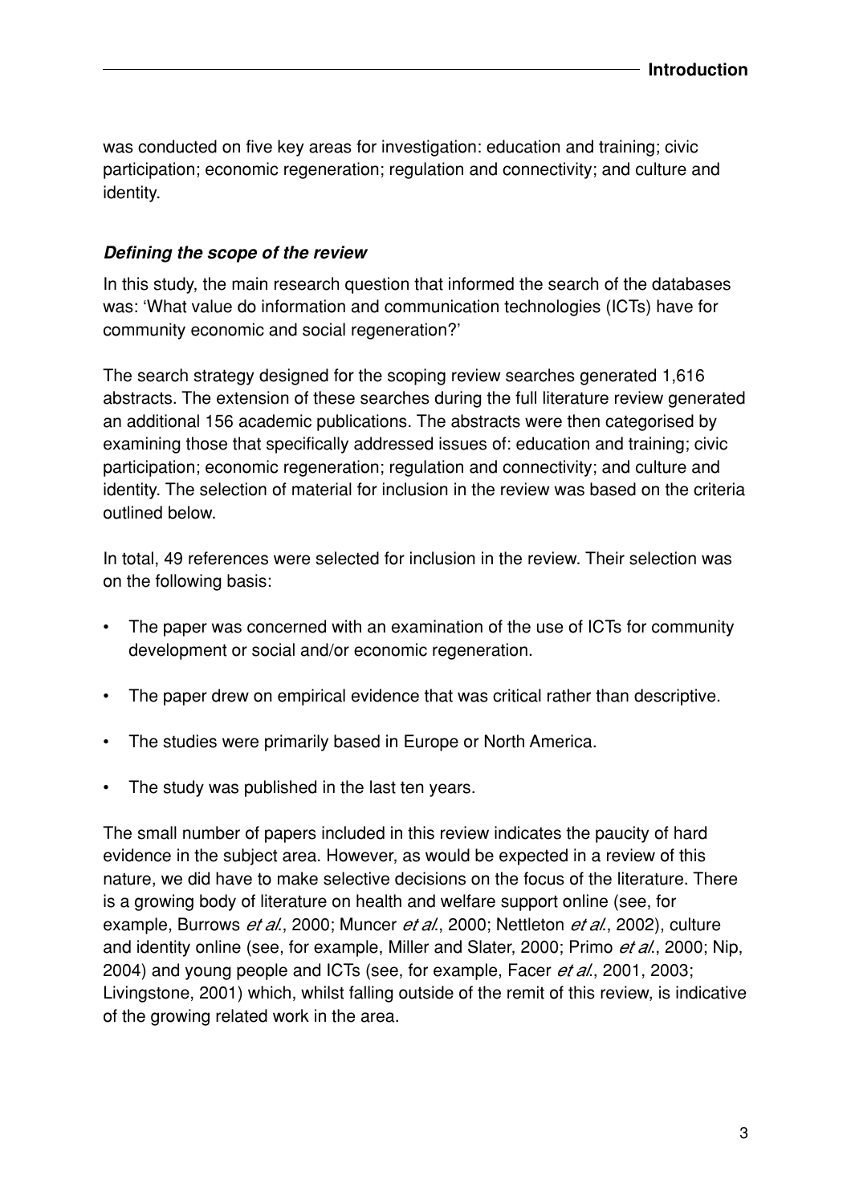was conducted on five key areas for investigation: education and training; civic participation; economic regeneration; regulation and connectivity; and culture and identity.

### *Defining the scope of the review*

In this study, the main research question that informed the search of the databases was: 'What value do information and communication technologies (ICTs) have for community economic and social regeneration?'

The search strategy designed for the scoping review searches generated 1,616 abstracts. The extension of these searches during the full literature review generated an additional 156 academic publications. The abstracts were then categorised by examining those that specifically addressed issues of: education and training; civic participation; economic regeneration; regulation and connectivity; and culture and identity. The selection of material for inclusion in the review was based on the criteria outlined below.

In total, 49 references were selected for inclusion in the review. Their selection was on the following basis:

- The paper was concerned with an examination of the use of ICTs for community development or social and/or economic regeneration.
- The paper drew on empirical evidence that was critical rather than descriptive.
- The studies were primarily based in Europe or North America.
- The study was published in the last ten years.

The small number of papers included in this review indicates the paucity of hard evidence in the subject area. However, as would be expected in a review of this nature, we did have to make selective decisions on the focus of the literature. There is a growing body of literature on health and welfare support online (see, for example, Burrows *et al.*, 2000; Muncer *et al.*, 2000; Nettleton *et al.*, 2002), culture and identity online (see, for example, Miller and Slater, 2000; Primo *et al.*, 2000; Nip, 2004) and young people and ICTs (see, for example, Facer *et al.*, 2001, 2003; Livingstone, 2001) which, whilst falling outside of the remit of this review, is indicative of the growing related work in the area.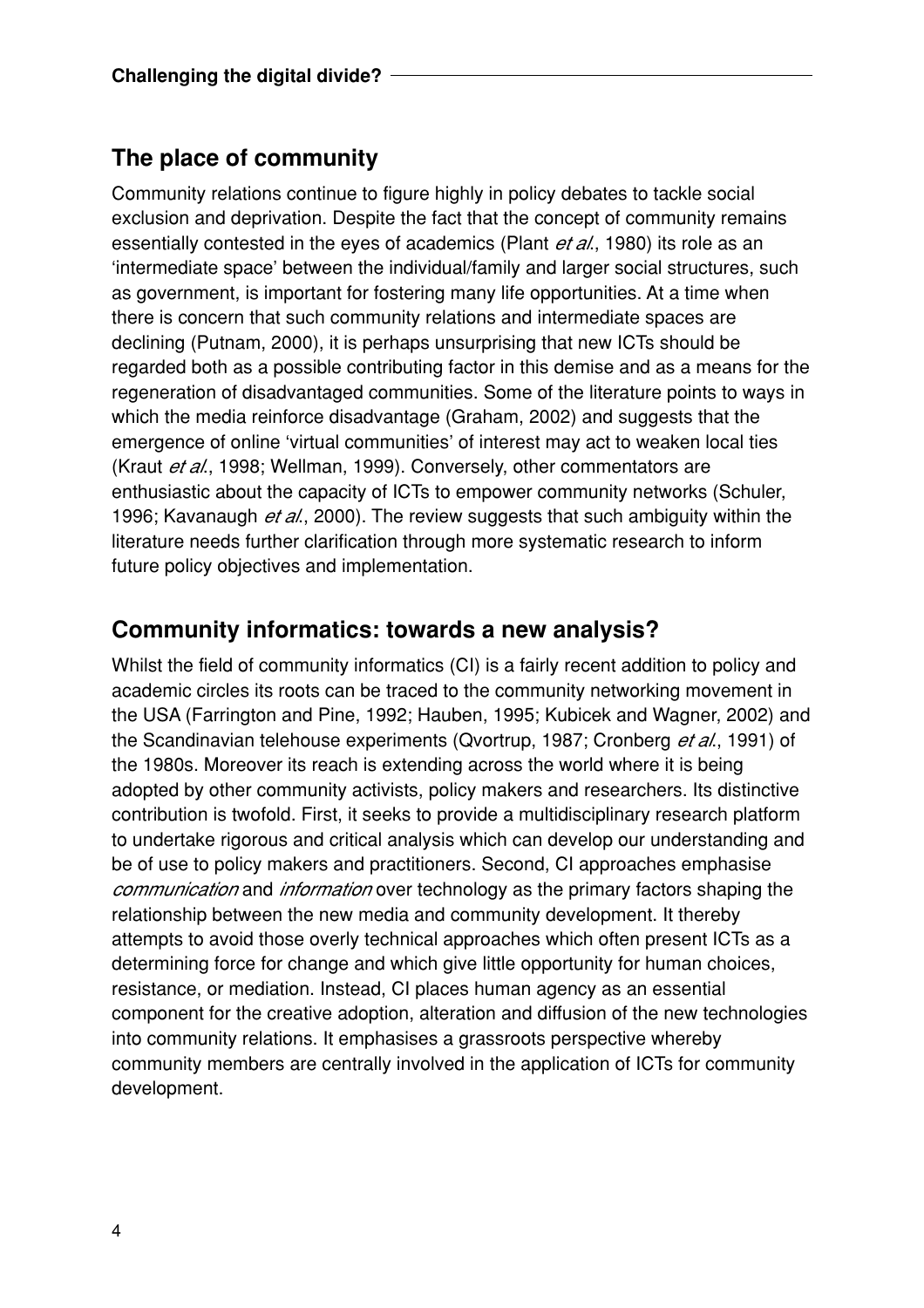## The place of community

Community relations continue to figure highly in policy debates to tackle social exclusion and deprivation. Despite the fact that the concept of community remains essentially contested in the eyes of academics (Plant *et al.*, 1980) its role as an 'intermediate space' between the individual/family and larger social structures, such as government, is important for fostering many life opportunities. At a time when there is concern that such community relations and intermediate spaces are declining (Putnam, 2000), it is perhaps unsurprising that new ICTs should be regarded both as a possible contributing factor in this demise and as a means for the regeneration of disadvantaged communities. Some of the literature points to ways in which the media reinforce disadvantage (Graham, 2002) and suggests that the emergence of online 'virtual communities' of interest may act to weaken local ties (Kraut *et al.*, 1998; Wellman, 1999). Conversely, other commentators are enthusiastic about the capacity of ICTs to empower community networks (Schuler, 1996; Kavanaugh *et al.*, 2000). The review suggests that such ambiguity within the literature needs further clarification through more systematic research to inform future policy objectives and implementation.

## Community informatics: towards a new analysis?

Whilst the field of community informatics (CI) is a fairly recent addition to policy and academic circles its roots can be traced to the community networking movement in the USA (Farrington and Pine, 1992; Hauben, 1995; Kubicek and Wagner, 2002) and the Scandinavian telehouse experiments (Qvortrup, 1987; Cronberg *et al.*, 1991) of the 1980s. Moreover its reach is extending across the world where it is being adopted by other community activists, policy makers and researchers. Its distinctive contribution is twofold. First, it seeks to provide a multidisciplinary research platform to undertake rigorous and critical analysis which can develop our understanding and be of use to policy makers and practitioners. Second, CI approaches emphasise *communication* and *information* over technology as the primary factors shaping the relationship between the new media and community development. It thereby attempts to avoid those overly technical approaches which often present ICTs as a determining force for change and which give little opportunity for human choices, resistance, or mediation. Instead, CI places human agency as an essential component for the creative adoption, alteration and diffusion of the new technologies into community relations. It emphasises a grassroots perspective whereby community members are centrally involved in the application of ICTs for community development.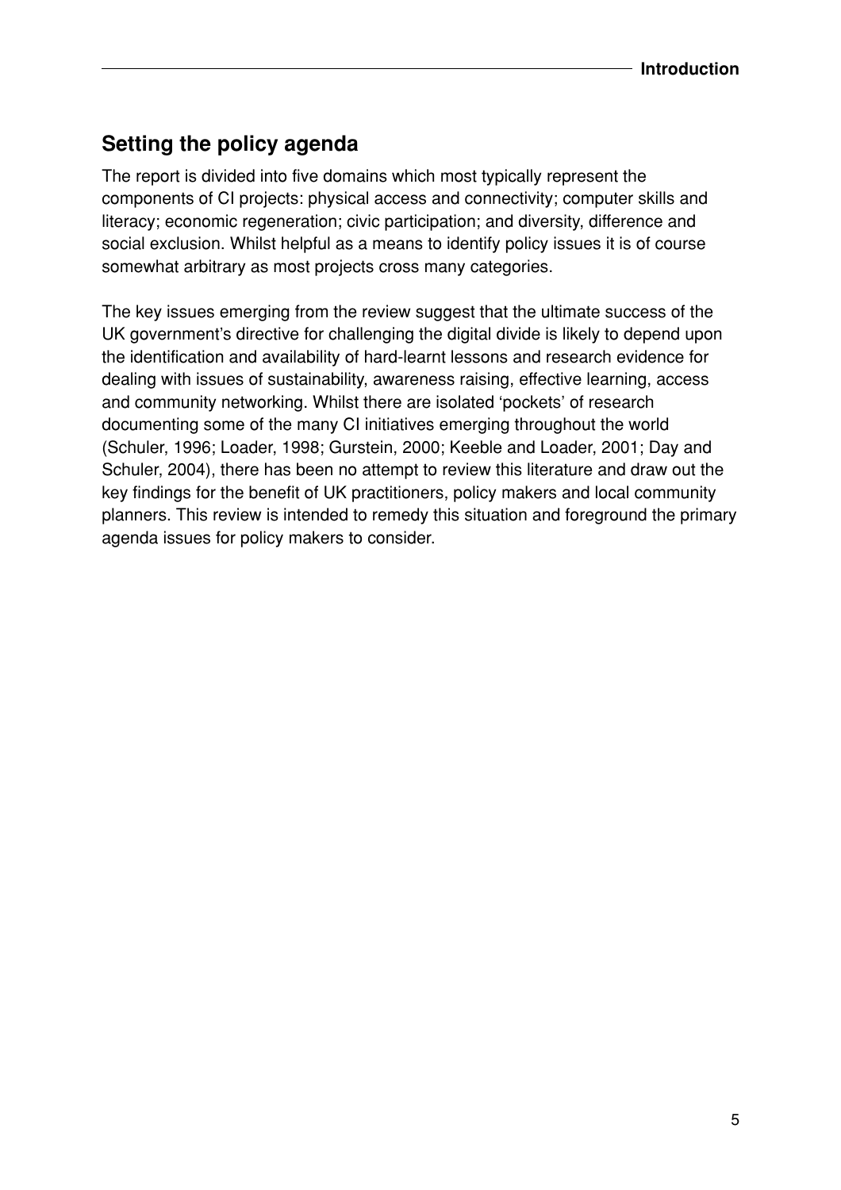## Setting the policy agenda

The report is divided into five domains which most typically represent the components of CI projects: physical access and connectivity; computer skills and literacy; economic regeneration; civic participation; and diversity, difference and social exclusion. Whilst helpful as a means to identify policy issues it is of course somewhat arbitrary as most projects cross many categories.

The key issues emerging from the review suggest that the ultimate success of the UK government's directive for challenging the digital divide is likely to depend upon the identification and availability of hard-learnt lessons and research evidence for dealing with issues of sustainability, awareness raising, effective learning, access and community networking. Whilst there are isolated 'pockets' of research documenting some of the many CI initiatives emerging throughout the world (Schuler, 1996; Loader, 1998; Gurstein, 2000; Keeble and Loader, 2001; Day and Schuler, 2004), there has been no attempt to review this literature and draw out the key findings for the benefit of UK practitioners, policy makers and local community planners. This review is intended to remedy this situation and foreground the primary agenda issues for policy makers to consider.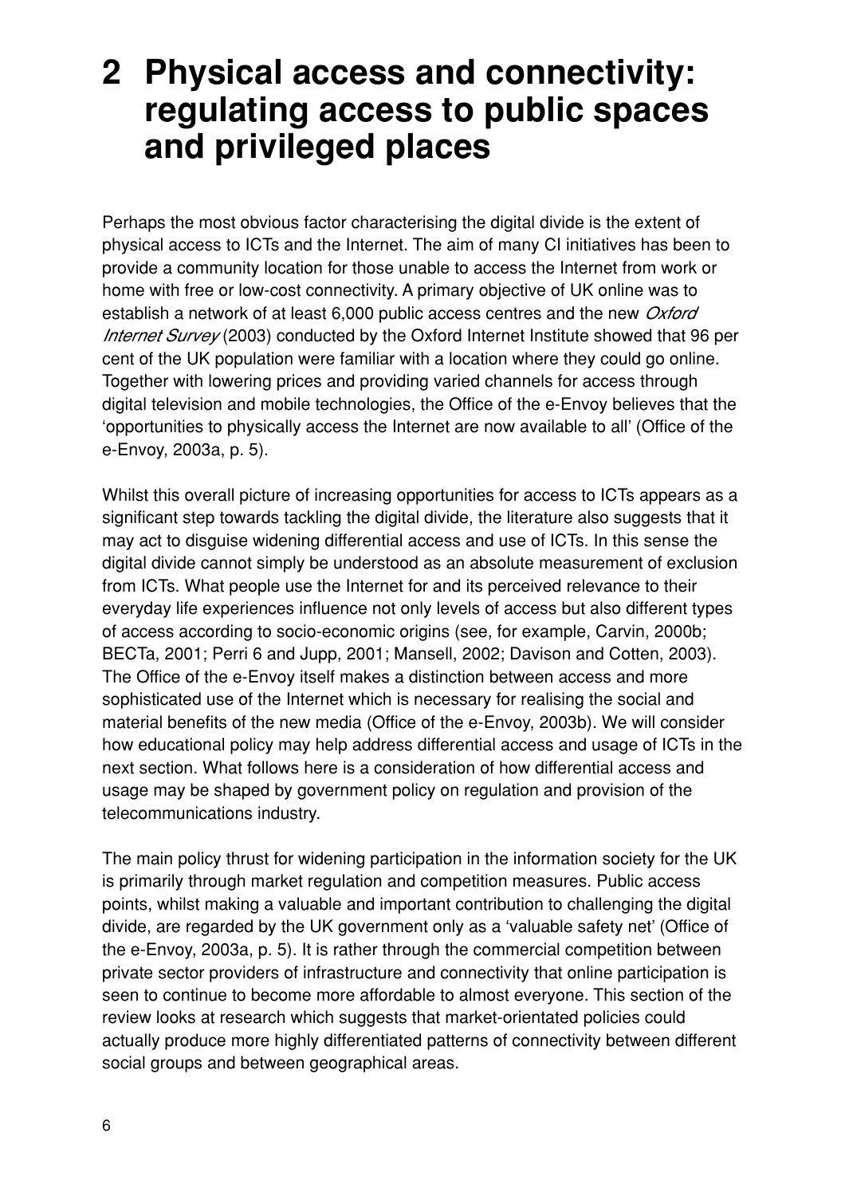# 2 Physical access and connectivity: regulating access to public spaces and privileged places

Perhaps the most obvious factor characterising the digital divide is the extent of physical access to ICTs and the Internet. The aim of many CI initiatives has been to provide a community location for those unable to access the Internet from work or home with free or low-cost connectivity. A primary objective of UK online was to establish a network of at least 6,000 public access centres and the new *Oxford Internet Survey* (2003) conducted by the Oxford Internet Institute showed that 96 per cent of the UK population were familiar with a location where they could go online. Together with lowering prices and providing varied channels for access through digital television and mobile technologies, the Office of the e-Envoy believes that the 'opportunities to physically access the Internet are now available to all' (Office of the e-Envoy, 2003a, p. 5).

Whilst this overall picture of increasing opportunities for access to ICTs appears as a significant step towards tackling the digital divide, the literature also suggests that it may act to disguise widening differential access and use of ICTs. In this sense the digital divide cannot simply be understood as an absolute measurement of exclusion from ICTs. What people use the Internet for and its perceived relevance to their everyday life experiences influence not only levels of access but also different types of access according to socio-economic origins (see, for example, Carvin, 2000b; BECTa, 2001; Perri 6 and Jupp, 2001; Mansell, 2002; Davison and Cotten, 2003). The Office of the e-Envoy itself makes a distinction between access and more sophisticated use of the Internet which is necessary for realising the social and material benefits of the new media (Office of the e-Envoy, 2003b). We will consider how educational policy may help address differential access and usage of ICTs in the next section. What follows here is a consideration of how differential access and usage may be shaped by government policy on regulation and provision of the telecommunications industry.

The main policy thrust for widening participation in the information society for the UK is primarily through market regulation and competition measures. Public access points, whilst making a valuable and important contribution to challenging the digital divide, are regarded by the UK government only as a 'valuable safety net' (Office of the e-Envoy, 2003a, p. 5). It is rather through the commercial competition between private sector providers of infrastructure and connectivity that online participation is seen to continue to become more affordable to almost everyone. This section of the review looks at research which suggests that market-orientated policies could actually produce more highly differentiated patterns of connectivity between different social groups and between geographical areas.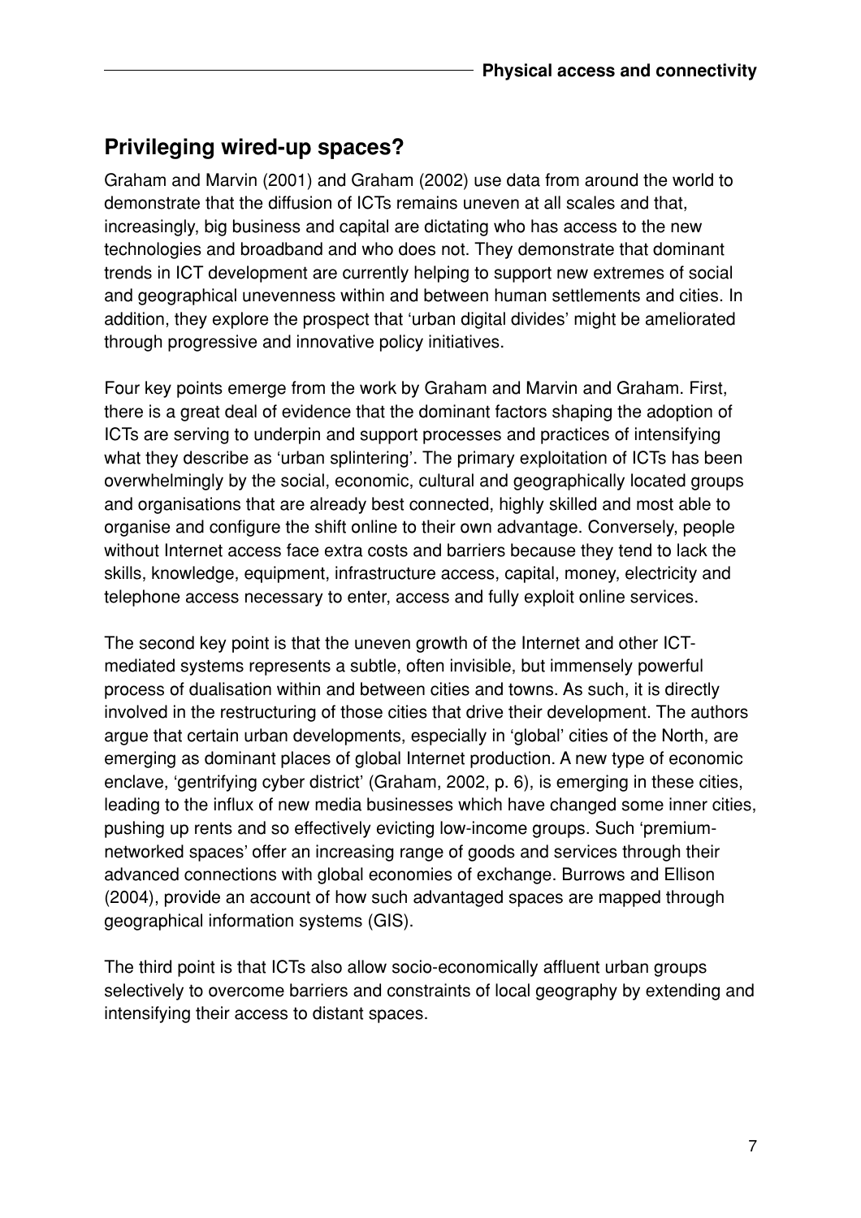## Privileging wired-up spaces?

Graham and Marvin (2001) and Graham (2002) use data from around the world to demonstrate that the diffusion of ICTs remains uneven at all scales and that, increasingly, big business and capital are dictating who has access to the new technologies and broadband and who does not. They demonstrate that dominant trends in ICT development are currently helping to support new extremes of social and geographical unevenness within and between human settlements and cities. In addition, they explore the prospect that 'urban digital divides' might be ameliorated through progressive and innovative policy initiatives.

Four key points emerge from the work by Graham and Marvin and Graham. First, there is a great deal of evidence that the dominant factors shaping the adoption of ICTs are serving to underpin and support processes and practices of intensifying what they describe as 'urban splintering'. The primary exploitation of ICTs has been overwhelmingly by the social, economic, cultural and geographically located groups and organisations that are already best connected, highly skilled and most able to organise and configure the shift online to their own advantage. Conversely, people without Internet access face extra costs and barriers because they tend to lack the skills, knowledge, equipment, infrastructure access, capital, money, electricity and telephone access necessary to enter, access and fully exploit online services.

The second key point is that the uneven growth of the Internet and other ICT-mediated systems represents a subtle, often invisible, but immensely powerful process of dualisation within and between cities and towns. As such, it is directly involved in the restructuring of those cities that drive their development. The authors argue that certain urban developments, especially in 'global' cities of the North, are emerging as dominant places of global Internet production. A new type of economic enclave, 'gentrifying cyber district' (Graham, 2002, p. 6), is emerging in these cities, leading to the influx of new media businesses which have changed some inner cities, pushing up rents and so effectively evicting low-income groups. Such 'premium-networked spaces' offer an increasing range of goods and services through their advanced connections with global economies of exchange. Burrows and Ellison (2004), provide an account of how such advantaged spaces are mapped through geographical information systems (GIS).

The third point is that ICTs also allow socio-economically affluent urban groups selectively to overcome barriers and constraints of local geography by extending and intensifying their access to distant spaces.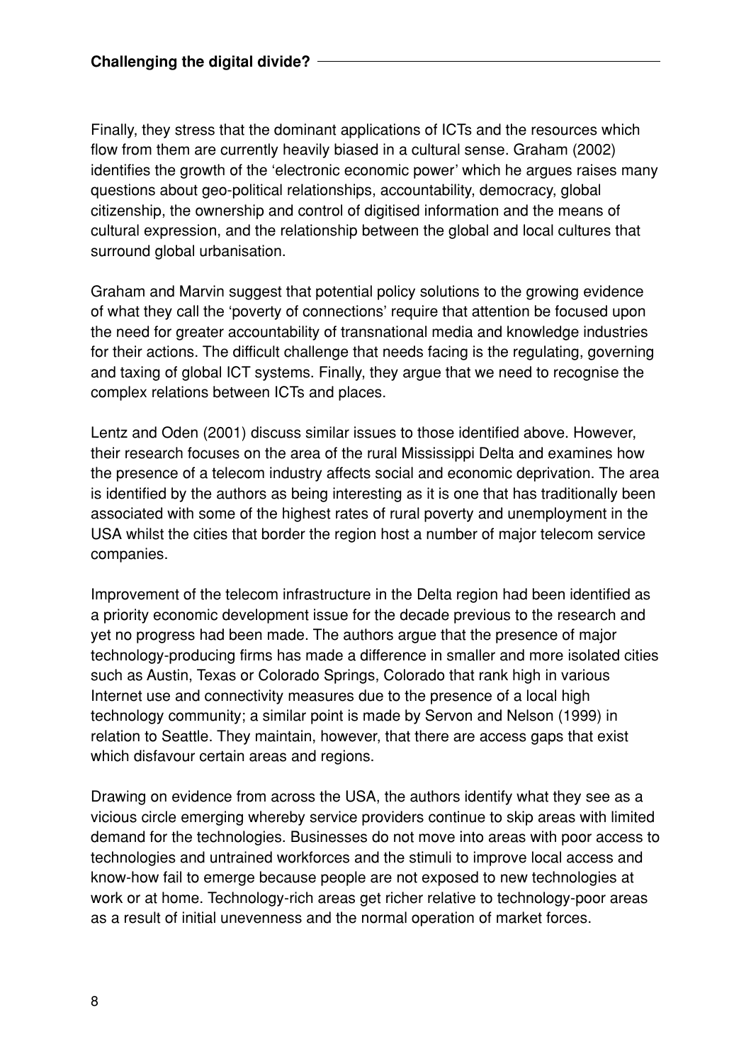Finally, they stress that the dominant applications of ICTs and the resources which flow from them are currently heavily biased in a cultural sense. Graham (2002) identifies the growth of the 'electronic economic power' which he argues raises many questions about geo-political relationships, accountability, democracy, global citizenship, the ownership and control of digitised information and the means of cultural expression, and the relationship between the global and local cultures that surround global urbanisation.

Graham and Marvin suggest that potential policy solutions to the growing evidence of what they call the 'poverty of connections' require that attention be focused upon the need for greater accountability of transnational media and knowledge industries for their actions. The difficult challenge that needs facing is the regulating, governing and taxing of global ICT systems. Finally, they argue that we need to recognise the complex relations between ICTs and places.

Lentz and Oden (2001) discuss similar issues to those identified above. However, their research focuses on the area of the rural Mississippi Delta and examines how the presence of a telecom industry affects social and economic deprivation. The area is identified by the authors as being interesting as it is one that has traditionally been associated with some of the highest rates of rural poverty and unemployment in the USA whilst the cities that border the region host a number of major telecom service companies.

Improvement of the telecom infrastructure in the Delta region had been identified as a priority economic development issue for the decade previous to the research and yet no progress had been made. The authors argue that the presence of major technology-producing firms has made a difference in smaller and more isolated cities such as Austin, Texas or Colorado Springs, Colorado that rank high in various Internet use and connectivity measures due to the presence of a local high technology community; a similar point is made by Servon and Nelson (1999) in relation to Seattle. They maintain, however, that there are access gaps that exist which disfavour certain areas and regions.

Drawing on evidence from across the USA, the authors identify what they see as a vicious circle emerging whereby service providers continue to skip areas with limited demand for the technologies. Businesses do not move into areas with poor access to technologies and untrained workforces and the stimuli to improve local access and know-how fail to emerge because people are not exposed to new technologies at work or at home. Technology-rich areas get richer relative to technology-poor areas as a result of initial unevenness and the normal operation of market forces.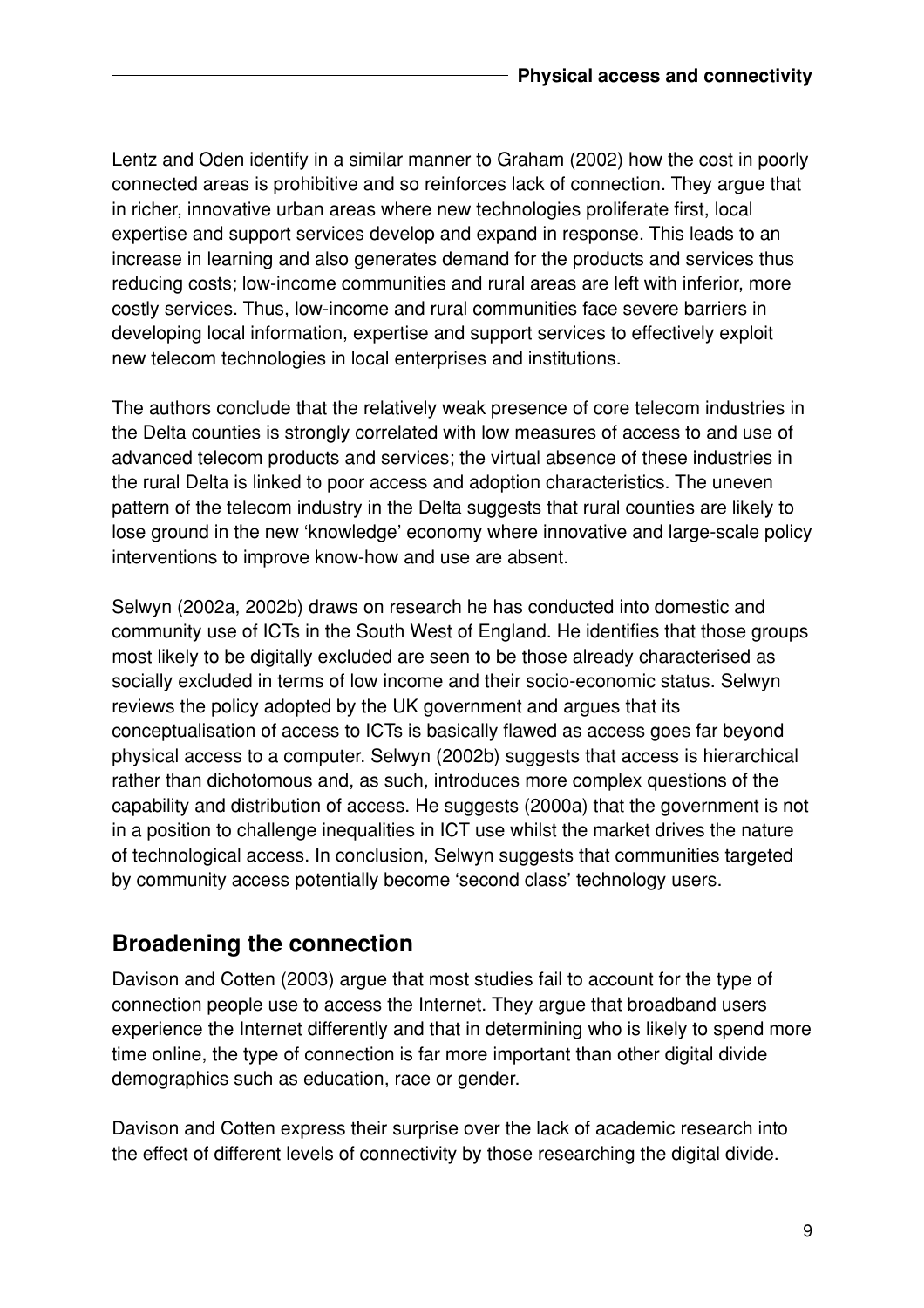Lentz and Oden identify in a similar manner to Graham (2002) how the cost in poorly connected areas is prohibitive and so reinforces lack of connection. They argue that in richer, innovative urban areas where new technologies proliferate first, local expertise and support services develop and expand in response. This leads to an increase in learning and also generates demand for the products and services thus reducing costs; low-income communities and rural areas are left with inferior, more costly services. Thus, low-income and rural communities face severe barriers in developing local information, expertise and support services to effectively exploit new telecom technologies in local enterprises and institutions.

The authors conclude that the relatively weak presence of core telecom industries in the Delta counties is strongly correlated with low measures of access to and use of advanced telecom products and services; the virtual absence of these industries in the rural Delta is linked to poor access and adoption characteristics. The uneven pattern of the telecom industry in the Delta suggests that rural counties are likely to lose ground in the new 'knowledge' economy where innovative and large-scale policy interventions to improve know-how and use are absent.

Selwyn (2002a, 2002b) draws on research he has conducted into domestic and community use of ICTs in the South West of England. He identifies that those groups most likely to be digitally excluded are seen to be those already characterised as socially excluded in terms of low income and their socio-economic status. Selwyn reviews the policy adopted by the UK government and argues that its conceptualisation of access to ICTs is basically flawed as access goes far beyond physical access to a computer. Selwyn (2002b) suggests that access is hierarchical rather than dichotomous and, as such, introduces more complex questions of the capability and distribution of access. He suggests (2000a) that the government is not in a position to challenge inequalities in ICT use whilst the market drives the nature of technological access. In conclusion, Selwyn suggests that communities targeted by community access potentially become 'second class' technology users.

## Broadening the connection

Davison and Cotten (2003) argue that most studies fail to account for the type of connection people use to access the Internet. They argue that broadband users experience the Internet differently and that in determining who is likely to spend more time online, the type of connection is far more important than other digital divide demographics such as education, race or gender.

Davison and Cotten express their surprise over the lack of academic research into the effect of different levels of connectivity by those researching the digital divide.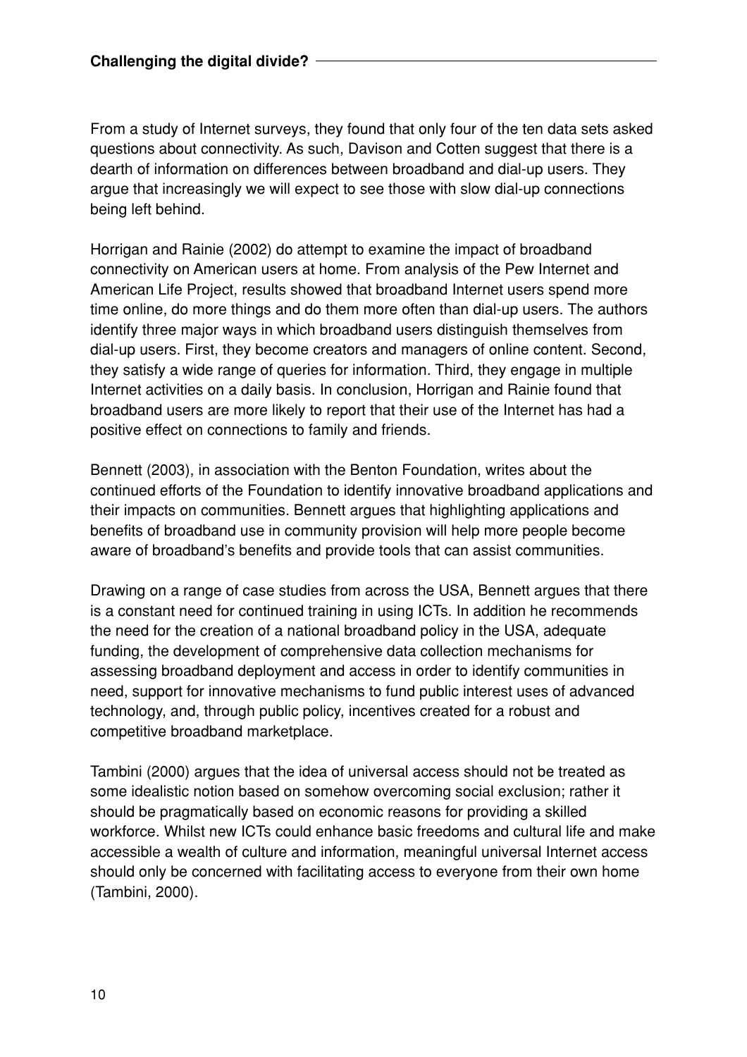From a study of Internet surveys, they found that only four of the ten data sets asked questions about connectivity. As such, Davison and Cotten suggest that there is a dearth of information on differences between broadband and dial-up users. They argue that increasingly we will expect to see those with slow dial-up connections being left behind.

Horrigan and Rainie (2002) do attempt to examine the impact of broadband connectivity on American users at home. From analysis of the Pew Internet and American Life Project, results showed that broadband Internet users spend more time online, do more things and do them more often than dial-up users. The authors identify three major ways in which broadband users distinguish themselves from dial-up users. First, they become creators and managers of online content. Second, they satisfy a wide range of queries for information. Third, they engage in multiple Internet activities on a daily basis. In conclusion, Horrigan and Rainie found that broadband users are more likely to report that their use of the Internet has had a positive effect on connections to family and friends.

Bennett (2003), in association with the Benton Foundation, writes about the continued efforts of the Foundation to identify innovative broadband applications and their impacts on communities. Bennett argues that highlighting applications and benefits of broadband use in community provision will help more people become aware of broadband's benefits and provide tools that can assist communities.

Drawing on a range of case studies from across the USA, Bennett argues that there is a constant need for continued training in using ICTs. In addition he recommends the need for the creation of a national broadband policy in the USA, adequate funding, the development of comprehensive data collection mechanisms for assessing broadband deployment and access in order to identify communities in need, support for innovative mechanisms to fund public interest uses of advanced technology, and, through public policy, incentives created for a robust and competitive broadband marketplace.

Tambini (2000) argues that the idea of universal access should not be treated as some idealistic notion based on somehow overcoming social exclusion; rather it should be pragmatically based on economic reasons for providing a skilled workforce. Whilst new ICTs could enhance basic freedoms and cultural life and make accessible a wealth of culture and information, meaningful universal Internet access should only be concerned with facilitating access to everyone from their own home (Tambini, 2000).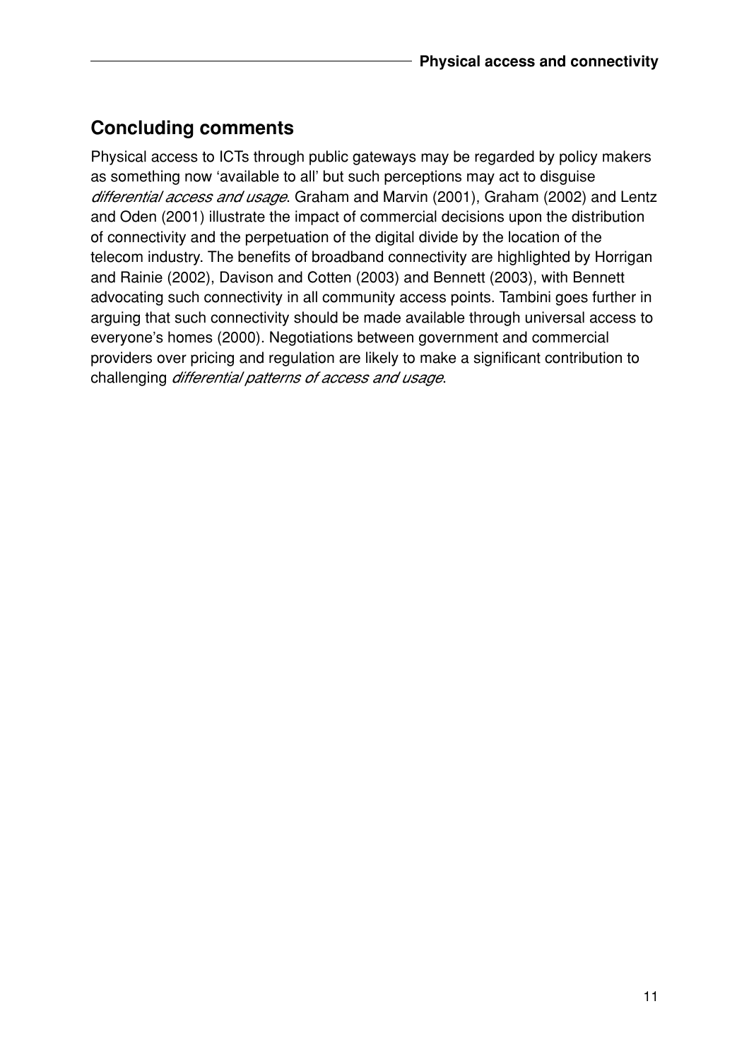## Concluding comments

Physical access to ICTs through public gateways may be regarded by policy makers as something now 'available to all' but such perceptions may act to disguise *differential access and usage*. Graham and Marvin (2001), Graham (2002) and Lentz and Oden (2001) illustrate the impact of commercial decisions upon the distribution of connectivity and the perpetuation of the digital divide by the location of the telecom industry. The benefits of broadband connectivity are highlighted by Horrigan and Rainie (2002), Davison and Cotten (2003) and Bennett (2003), with Bennett advocating such connectivity in all community access points. Tambini goes further in arguing that such connectivity should be made available through universal access to everyone's homes (2000). Negotiations between government and commercial providers over pricing and regulation are likely to make a significant contribution to challenging *differential patterns of access and usage*.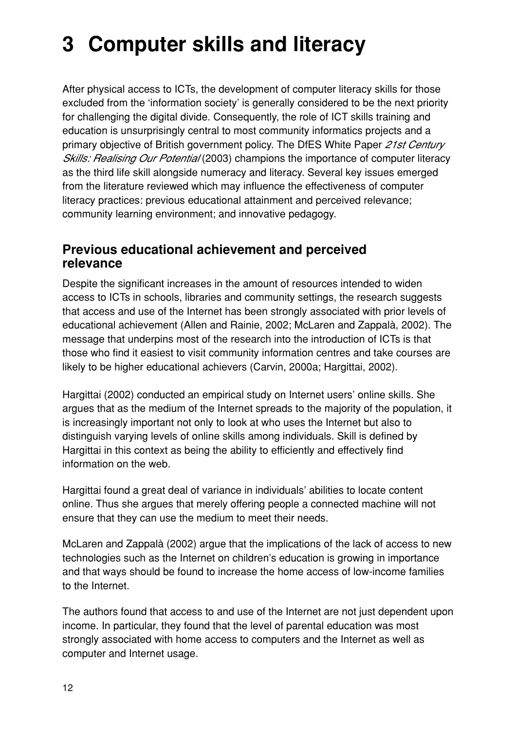# 3 Computer skills and literacy

After physical access to ICTs, the development of computer literacy skills for those excluded from the 'information society' is generally considered to be the next priority for challenging the digital divide. Consequently, the role of ICT skills training and education is unsurprisingly central to most community informatics projects and a primary objective of British government policy. The DfES White Paper *21st Century Skills: Realising Our Potential* (2003) champions the importance of computer literacy as the third life skill alongside numeracy and literacy. Several key issues emerged from the literature reviewed which may influence the effectiveness of computer literacy practices: previous educational attainment and perceived relevance; community learning environment; and innovative pedagogy.

## Previous educational achievement and perceived relevance

Despite the significant increases in the amount of resources intended to widen access to ICTs in schools, libraries and community settings, the research suggests that access and use of the Internet has been strongly associated with prior levels of educational achievement (Allen and Rainie, 2002; McLaren and Zappalà, 2002). The message that underpins most of the research into the introduction of ICTs is that those who find it easiest to visit community information centres and take courses are likely to be higher educational achievers (Carvin, 2000a; Hargittai, 2002).

Hargittai (2002) conducted an empirical study on Internet users' online skills. She argues that as the medium of the Internet spreads to the majority of the population, it is increasingly important not only to look at who uses the Internet but also to distinguish varying levels of online skills among individuals. Skill is defined by Hargittai in this context as being the ability to efficiently and effectively find information on the web.

Hargittai found a great deal of variance in individuals' abilities to locate content online. Thus she argues that merely offering people a connected machine will not ensure that they can use the medium to meet their needs.

McLaren and Zappalà (2002) argue that the implications of the lack of access to new technologies such as the Internet on children's education is growing in importance and that ways should be found to increase the home access of low-income families to the Internet.

The authors found that access to and use of the Internet are not just dependent upon income. In particular, they found that the level of parental education was most strongly associated with home access to computers and the Internet as well as computer and Internet usage.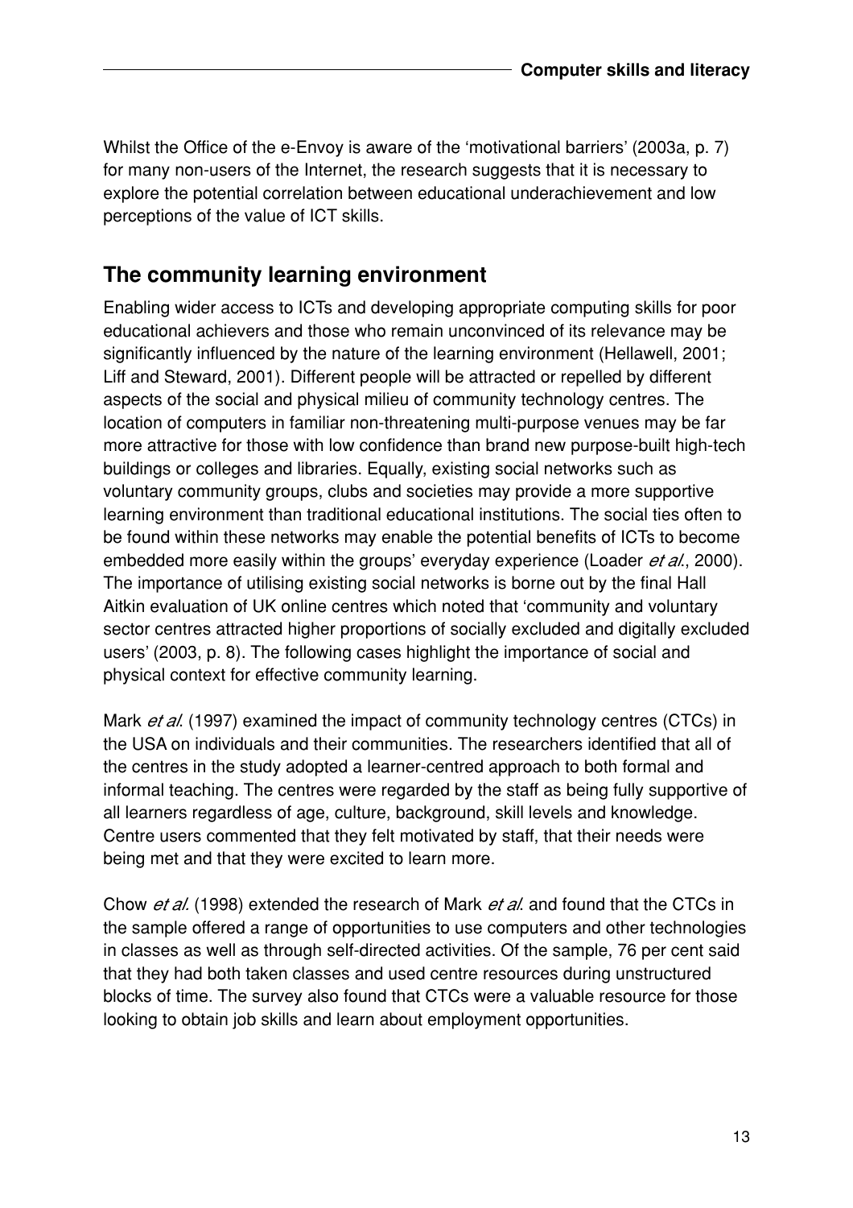Whilst the Office of the e-Envoy is aware of the 'motivational barriers' (2003a, p. 7) for many non-users of the Internet, the research suggests that it is necessary to explore the potential correlation between educational underachievement and low perceptions of the value of ICT skills.

## The community learning environment

Enabling wider access to ICTs and developing appropriate computing skills for poor educational achievers and those who remain unconvinced of its relevance may be significantly influenced by the nature of the learning environment (Hellawell, 2001; Liff and Steward, 2001). Different people will be attracted or repelled by different aspects of the social and physical milieu of community technology centres. The location of computers in familiar non-threatening multi-purpose venues may be far more attractive for those with low confidence than brand new purpose-built high-tech buildings or colleges and libraries. Equally, existing social networks such as voluntary community groups, clubs and societies may provide a more supportive learning environment than traditional educational institutions. The social ties often to be found within these networks may enable the potential benefits of ICTs to become embedded more easily within the groups' everyday experience (Loader *et al.*, 2000). The importance of utilising existing social networks is borne out by the final Hall Aitkin evaluation of UK online centres which noted that 'community and voluntary sector centres attracted higher proportions of socially excluded and digitally excluded users' (2003, p. 8). The following cases highlight the importance of social and physical context for effective community learning.

Mark *et al.* (1997) examined the impact of community technology centres (CTCs) in the USA on individuals and their communities. The researchers identified that all of the centres in the study adopted a learner-centred approach to both formal and informal teaching. The centres were regarded by the staff as being fully supportive of all learners regardless of age, culture, background, skill levels and knowledge. Centre users commented that they felt motivated by staff, that their needs were being met and that they were excited to learn more.

Chow *et al.* (1998) extended the research of Mark *et al.* and found that the CTCs in the sample offered a range of opportunities to use computers and other technologies in classes as well as through self-directed activities. Of the sample, 76 per cent said that they had both taken classes and used centre resources during unstructured blocks of time. The survey also found that CTCs were a valuable resource for those looking to obtain job skills and learn about employment opportunities.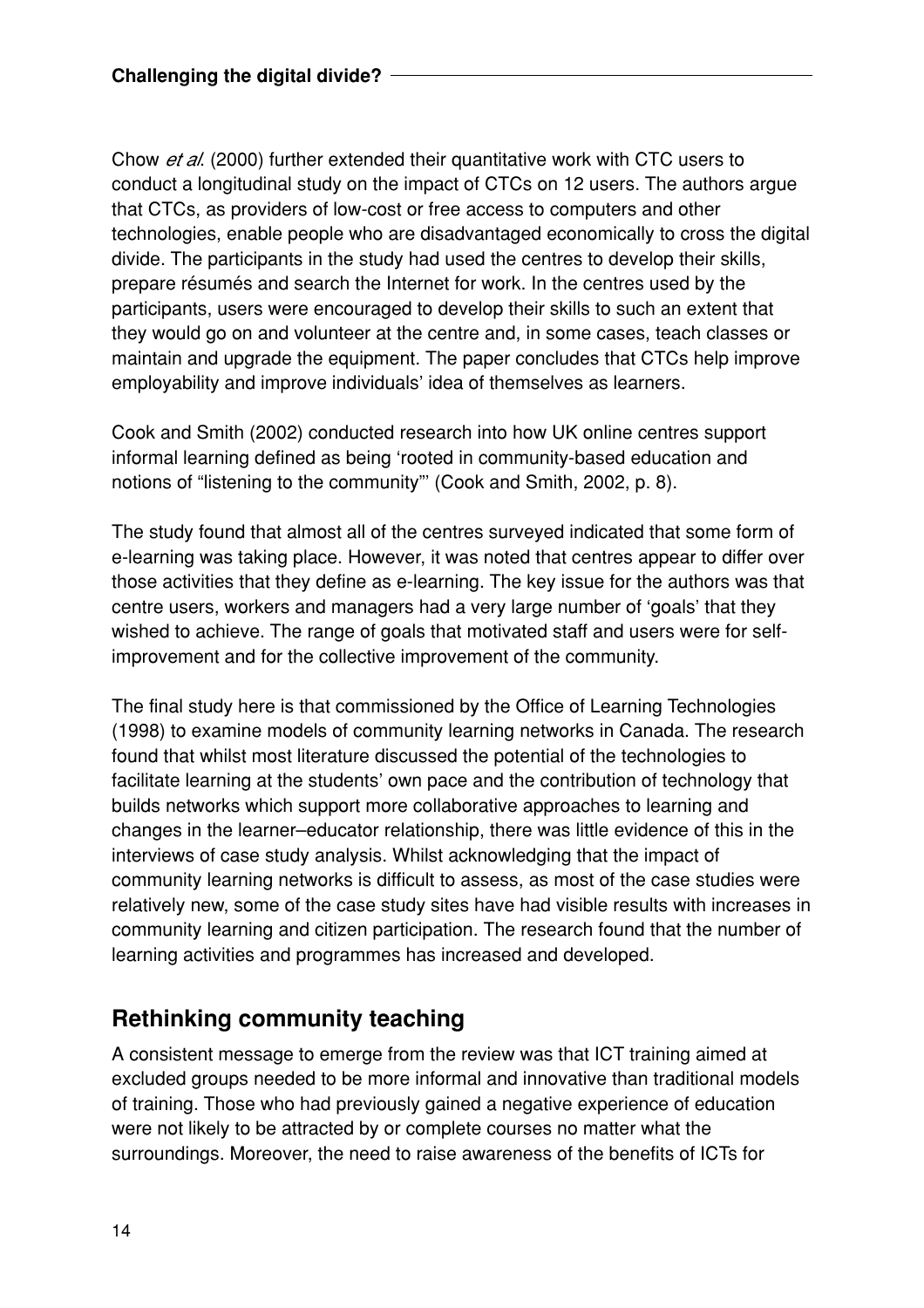Chow *et al*. (2000) further extended their quantitative work with CTC users to conduct a longitudinal study on the impact of CTCs on 12 users. The authors argue that CTCs, as providers of low-cost or free access to computers and other technologies, enable people who are disadvantaged economically to cross the digital divide. The participants in the study had used the centres to develop their skills, prepare résumés and search the Internet for work. In the centres used by the participants, users were encouraged to develop their skills to such an extent that they would go on and volunteer at the centre and, in some cases, teach classes or maintain and upgrade the equipment. The paper concludes that CTCs help improve employability and improve individuals' idea of themselves as learners.

Cook and Smith (2002) conducted research into how UK online centres support informal learning defined as being 'rooted in community-based education and notions of "listening to the community"' (Cook and Smith, 2002, p. 8).

The study found that almost all of the centres surveyed indicated that some form of e-learning was taking place. However, it was noted that centres appear to differ over those activities that they define as e-learning. The key issue for the authors was that centre users, workers and managers had a very large number of 'goals' that they wished to achieve. The range of goals that motivated staff and users were for self-improvement and for the collective improvement of the community.

The final study here is that commissioned by the Office of Learning Technologies (1998) to examine models of community learning networks in Canada. The research found that whilst most literature discussed the potential of the technologies to facilitate learning at the students' own pace and the contribution of technology that builds networks which support more collaborative approaches to learning and changes in the learner–educator relationship, there was little evidence of this in the interviews of case study analysis. Whilst acknowledging that the impact of community learning networks is difficult to assess, as most of the case studies were relatively new, some of the case study sites have had visible results with increases in community learning and citizen participation. The research found that the number of learning activities and programmes has increased and developed.

## Rethinking community teaching

A consistent message to emerge from the review was that ICT training aimed at excluded groups needed to be more informal and innovative than traditional models of training. Those who had previously gained a negative experience of education were not likely to be attracted by or complete courses no matter what the surroundings. Moreover, the need to raise awareness of the benefits of ICTs for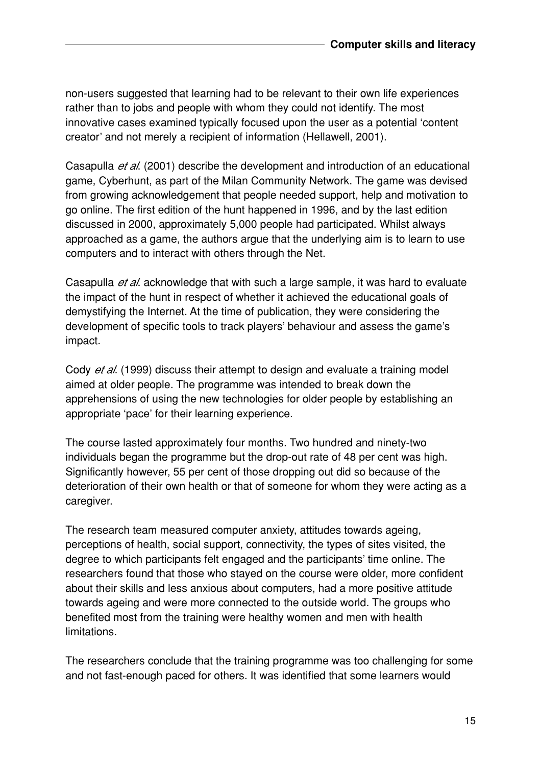non-users suggested that learning had to be relevant to their own life experiences rather than to jobs and people with whom they could not identify. The most innovative cases examined typically focused upon the user as a potential 'content creator' and not merely a recipient of information (Hellawell, 2001).

Casapulla *et al.* (2001) describe the development and introduction of an educational game, Cyberhunt, as part of the Milan Community Network. The game was devised from growing acknowledgement that people needed support, help and motivation to go online. The first edition of the hunt happened in 1996, and by the last edition discussed in 2000, approximately 5,000 people had participated. Whilst always approached as a game, the authors argue that the underlying aim is to learn to use computers and to interact with others through the Net.

Casapulla *et al.* acknowledge that with such a large sample, it was hard to evaluate the impact of the hunt in respect of whether it achieved the educational goals of demystifying the Internet. At the time of publication, they were considering the development of specific tools to track players' behaviour and assess the game's impact.

Cody *et al.* (1999) discuss their attempt to design and evaluate a training model aimed at older people. The programme was intended to break down the apprehensions of using the new technologies for older people by establishing an appropriate 'pace' for their learning experience.

The course lasted approximately four months. Two hundred and ninety-two individuals began the programme but the drop-out rate of 48 per cent was high. Significantly however, 55 per cent of those dropping out did so because of the deterioration of their own health or that of someone for whom they were acting as a caregiver.

The research team measured computer anxiety, attitudes towards ageing, perceptions of health, social support, connectivity, the types of sites visited, the degree to which participants felt engaged and the participants' time online. The researchers found that those who stayed on the course were older, more confident about their skills and less anxious about computers, had a more positive attitude towards ageing and were more connected to the outside world. The groups who benefited most from the training were healthy women and men with health limitations.

The researchers conclude that the training programme was too challenging for some and not fast-enough paced for others. It was identified that some learners would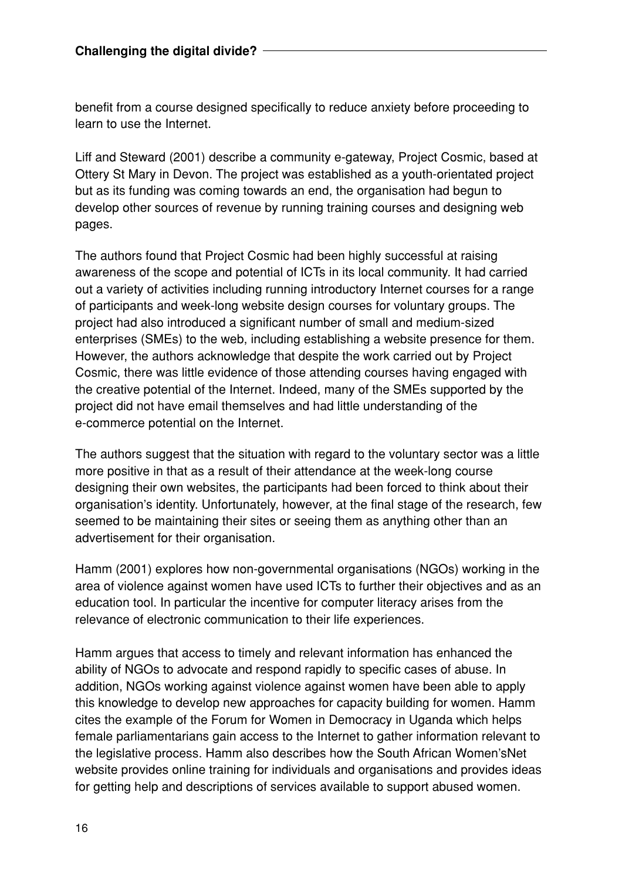benefit from a course designed specifically to reduce anxiety before proceeding to learn to use the Internet.

Liff and Steward (2001) describe a community e-gateway, Project Cosmic, based at Ottery St Mary in Devon. The project was established as a youth-orientated project but as its funding was coming towards an end, the organisation had begun to develop other sources of revenue by running training courses and designing web pages.

The authors found that Project Cosmic had been highly successful at raising awareness of the scope and potential of ICTs in its local community. It had carried out a variety of activities including running introductory Internet courses for a range of participants and week-long website design courses for voluntary groups. The project had also introduced a significant number of small and medium-sized enterprises (SMEs) to the web, including establishing a website presence for them. However, the authors acknowledge that despite the work carried out by Project Cosmic, there was little evidence of those attending courses having engaged with the creative potential of the Internet. Indeed, many of the SMEs supported by the project did not have email themselves and had little understanding of the e-commerce potential on the Internet.

The authors suggest that the situation with regard to the voluntary sector was a little more positive in that as a result of their attendance at the week-long course designing their own websites, the participants had been forced to think about their organisation's identity. Unfortunately, however, at the final stage of the research, few seemed to be maintaining their sites or seeing them as anything other than an advertisement for their organisation.

Hamm (2001) explores how non-governmental organisations (NGOs) working in the area of violence against women have used ICTs to further their objectives and as an education tool. In particular the incentive for computer literacy arises from the relevance of electronic communication to their life experiences.

Hamm argues that access to timely and relevant information has enhanced the ability of NGOs to advocate and respond rapidly to specific cases of abuse. In addition, NGOs working against violence against women have been able to apply this knowledge to develop new approaches for capacity building for women. Hamm cites the example of the Forum for Women in Democracy in Uganda which helps female parliamentarians gain access to the Internet to gather information relevant to the legislative process. Hamm also describes how the South African Women'sNet website provides online training for individuals and organisations and provides ideas for getting help and descriptions of services available to support abused women.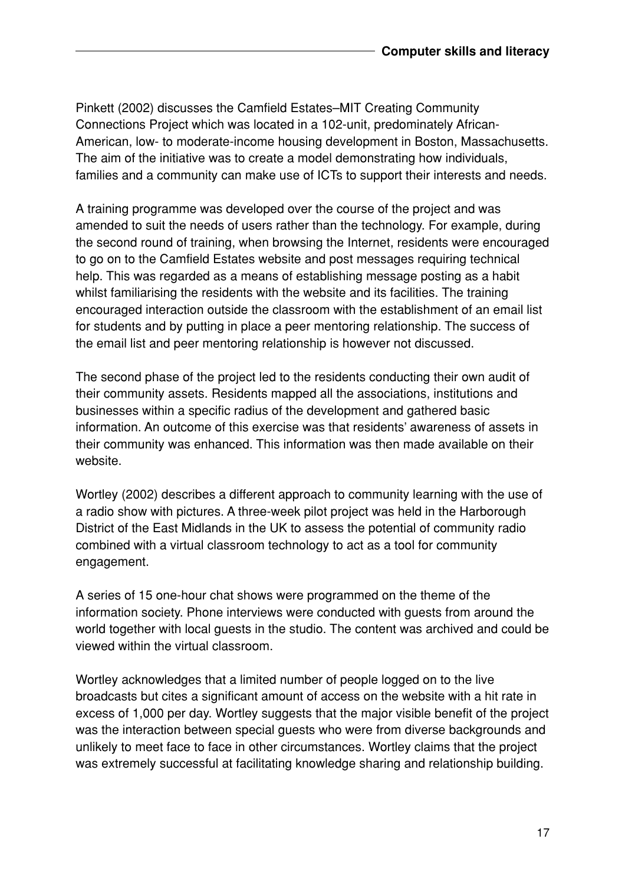Pinkett (2002) discusses the Camfield Estates–MIT Creating Community Connections Project which was located in a 102-unit, predominately African-American, low- to moderate-income housing development in Boston, Massachusetts. The aim of the initiative was to create a model demonstrating how individuals, families and a community can make use of ICTs to support their interests and needs.

A training programme was developed over the course of the project and was amended to suit the needs of users rather than the technology. For example, during the second round of training, when browsing the Internet, residents were encouraged to go on to the Camfield Estates website and post messages requiring technical help. This was regarded as a means of establishing message posting as a habit whilst familiarising the residents with the website and its facilities. The training encouraged interaction outside the classroom with the establishment of an email list for students and by putting in place a peer mentoring relationship. The success of the email list and peer mentoring relationship is however not discussed.

The second phase of the project led to the residents conducting their own audit of their community assets. Residents mapped all the associations, institutions and businesses within a specific radius of the development and gathered basic information. An outcome of this exercise was that residents' awareness of assets in their community was enhanced. This information was then made available on their website.

Wortley (2002) describes a different approach to community learning with the use of a radio show with pictures. A three-week pilot project was held in the Harborough District of the East Midlands in the UK to assess the potential of community radio combined with a virtual classroom technology to act as a tool for community engagement.

A series of 15 one-hour chat shows were programmed on the theme of the information society. Phone interviews were conducted with guests from around the world together with local guests in the studio. The content was archived and could be viewed within the virtual classroom.

Wortley acknowledges that a limited number of people logged on to the live broadcasts but cites a significant amount of access on the website with a hit rate in excess of 1,000 per day. Wortley suggests that the major visible benefit of the project was the interaction between special guests who were from diverse backgrounds and unlikely to meet face to face in other circumstances. Wortley claims that the project was extremely successful at facilitating knowledge sharing and relationship building.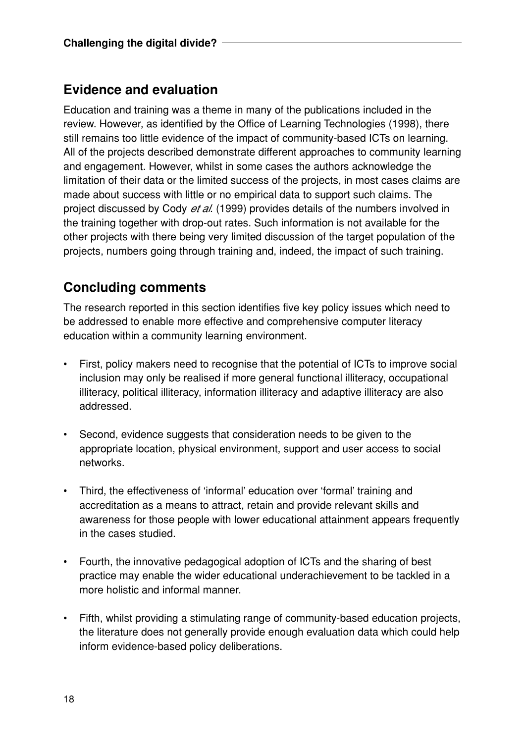## Evidence and evaluation

Education and training was a theme in many of the publications included in the review. However, as identified by the Office of Learning Technologies (1998), there still remains too little evidence of the impact of community-based ICTs on learning. All of the projects described demonstrate different approaches to community learning and engagement. However, whilst in some cases the authors acknowledge the limitation of their data or the limited success of the projects, in most cases claims are made about success with little or no empirical data to support such claims. The project discussed by Cody *et al.* (1999) provides details of the numbers involved in the training together with drop-out rates. Such information is not available for the other projects with there being very limited discussion of the target population of the projects, numbers going through training and, indeed, the impact of such training.

## Concluding comments

The research reported in this section identifies five key policy issues which need to be addressed to enable more effective and comprehensive computer literacy education within a community learning environment.

- First, policy makers need to recognise that the potential of ICTs to improve social inclusion may only be realised if more general functional illiteracy, occupational illiteracy, political illiteracy, information illiteracy and adaptive illiteracy are also addressed.
- Second, evidence suggests that consideration needs to be given to the appropriate location, physical environment, support and user access to social networks.
- Third, the effectiveness of 'informal' education over 'formal' training and accreditation as a means to attract, retain and provide relevant skills and awareness for those people with lower educational attainment appears frequently in the cases studied.
- Fourth, the innovative pedagogical adoption of ICTs and the sharing of best practice may enable the wider educational underachievement to be tackled in a more holistic and informal manner.
- Fifth, whilst providing a stimulating range of community-based education projects, the literature does not generally provide enough evaluation data which could help inform evidence-based policy deliberations.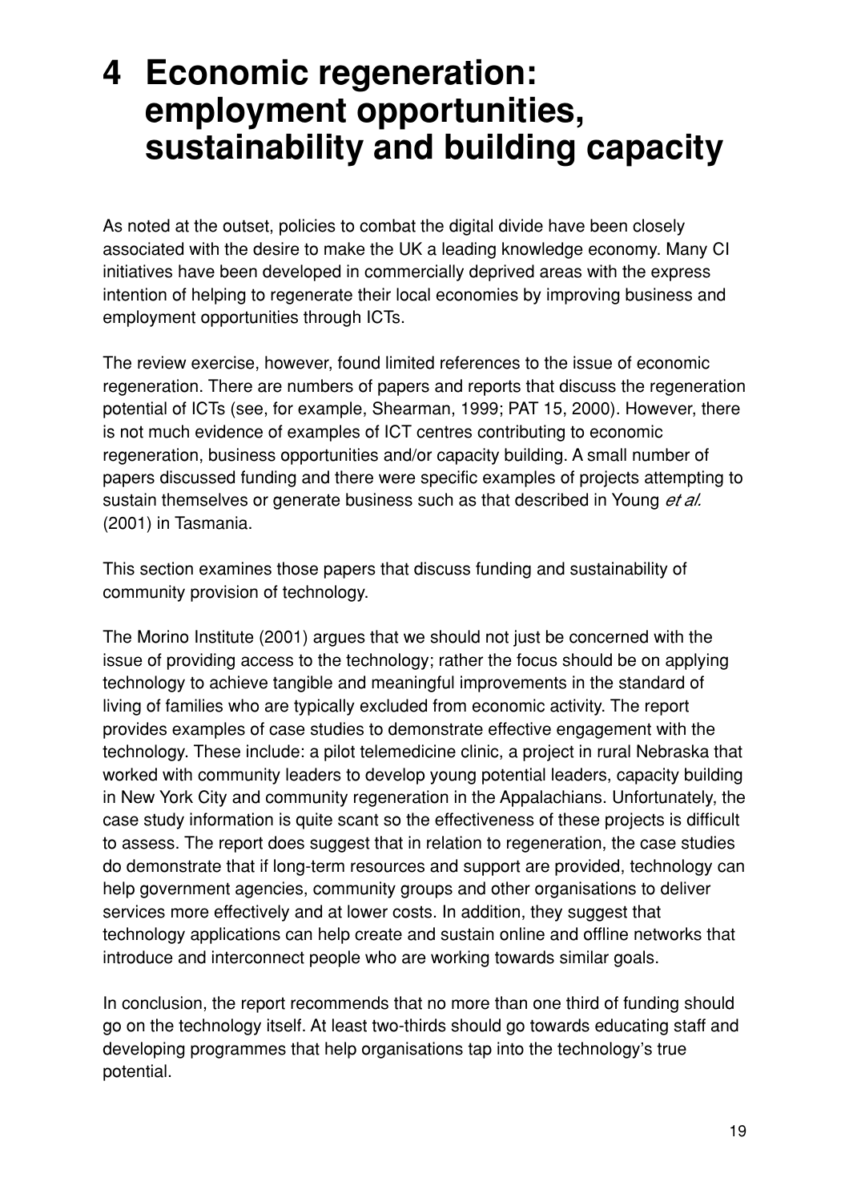# 4 Economic regeneration: employment opportunities, sustainability and building capacity

As noted at the outset, policies to combat the digital divide have been closely associated with the desire to make the UK a leading knowledge economy. Many CI initiatives have been developed in commercially deprived areas with the express intention of helping to regenerate their local economies by improving business and employment opportunities through ICTs.

The review exercise, however, found limited references to the issue of economic regeneration. There are numbers of papers and reports that discuss the regeneration potential of ICTs (see, for example, Shearman, 1999; PAT 15, 2000). However, there is not much evidence of examples of ICT centres contributing to economic regeneration, business opportunities and/or capacity building. A small number of papers discussed funding and there were specific examples of projects attempting to sustain themselves or generate business such as that described in Young *et al.* (2001) in Tasmania.

This section examines those papers that discuss funding and sustainability of community provision of technology.

The Morino Institute (2001) argues that we should not just be concerned with the issue of providing access to the technology; rather the focus should be on applying technology to achieve tangible and meaningful improvements in the standard of living of families who are typically excluded from economic activity. The report provides examples of case studies to demonstrate effective engagement with the technology. These include: a pilot telemedicine clinic, a project in rural Nebraska that worked with community leaders to develop young potential leaders, capacity building in New York City and community regeneration in the Appalachians. Unfortunately, the case study information is quite scant so the effectiveness of these projects is difficult to assess. The report does suggest that in relation to regeneration, the case studies do demonstrate that if long-term resources and support are provided, technology can help government agencies, community groups and other organisations to deliver services more effectively and at lower costs. In addition, they suggest that technology applications can help create and sustain online and offline networks that introduce and interconnect people who are working towards similar goals.

In conclusion, the report recommends that no more than one third of funding should go on the technology itself. At least two-thirds should go towards educating staff and developing programmes that help organisations tap into the technology's true potential.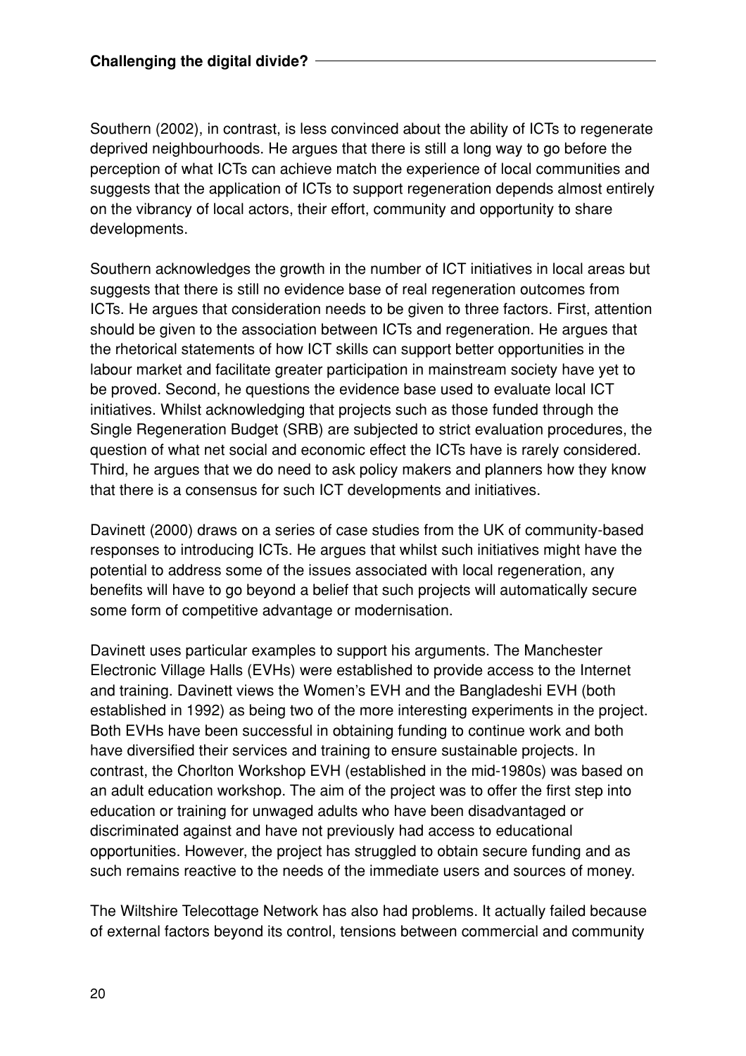Southern (2002), in contrast, is less convinced about the ability of ICTs to regenerate deprived neighbourhoods. He argues that there is still a long way to go before the perception of what ICTs can achieve match the experience of local communities and suggests that the application of ICTs to support regeneration depends almost entirely on the vibrancy of local actors, their effort, community and opportunity to share developments.

Southern acknowledges the growth in the number of ICT initiatives in local areas but suggests that there is still no evidence base of real regeneration outcomes from ICTs. He argues that consideration needs to be given to three factors. First, attention should be given to the association between ICTs and regeneration. He argues that the rhetorical statements of how ICT skills can support better opportunities in the labour market and facilitate greater participation in mainstream society have yet to be proved. Second, he questions the evidence base used to evaluate local ICT initiatives. Whilst acknowledging that projects such as those funded through the Single Regeneration Budget (SRB) are subjected to strict evaluation procedures, the question of what net social and economic effect the ICTs have is rarely considered. Third, he argues that we do need to ask policy makers and planners how they know that there is a consensus for such ICT developments and initiatives.

Davinett (2000) draws on a series of case studies from the UK of community-based responses to introducing ICTs. He argues that whilst such initiatives might have the potential to address some of the issues associated with local regeneration, any benefits will have to go beyond a belief that such projects will automatically secure some form of competitive advantage or modernisation.

Davinett uses particular examples to support his arguments. The Manchester Electronic Village Halls (EVHs) were established to provide access to the Internet and training. Davinett views the Women's EVH and the Bangladeshi EVH (both established in 1992) as being two of the more interesting experiments in the project. Both EVHs have been successful in obtaining funding to continue work and both have diversified their services and training to ensure sustainable projects. In contrast, the Chorlton Workshop EVH (established in the mid-1980s) was based on an adult education workshop. The aim of the project was to offer the first step into education or training for unwaged adults who have been disadvantaged or discriminated against and have not previously had access to educational opportunities. However, the project has struggled to obtain secure funding and as such remains reactive to the needs of the immediate users and sources of money.

The Wiltshire Telecottage Network has also had problems. It actually failed because of external factors beyond its control, tensions between commercial and community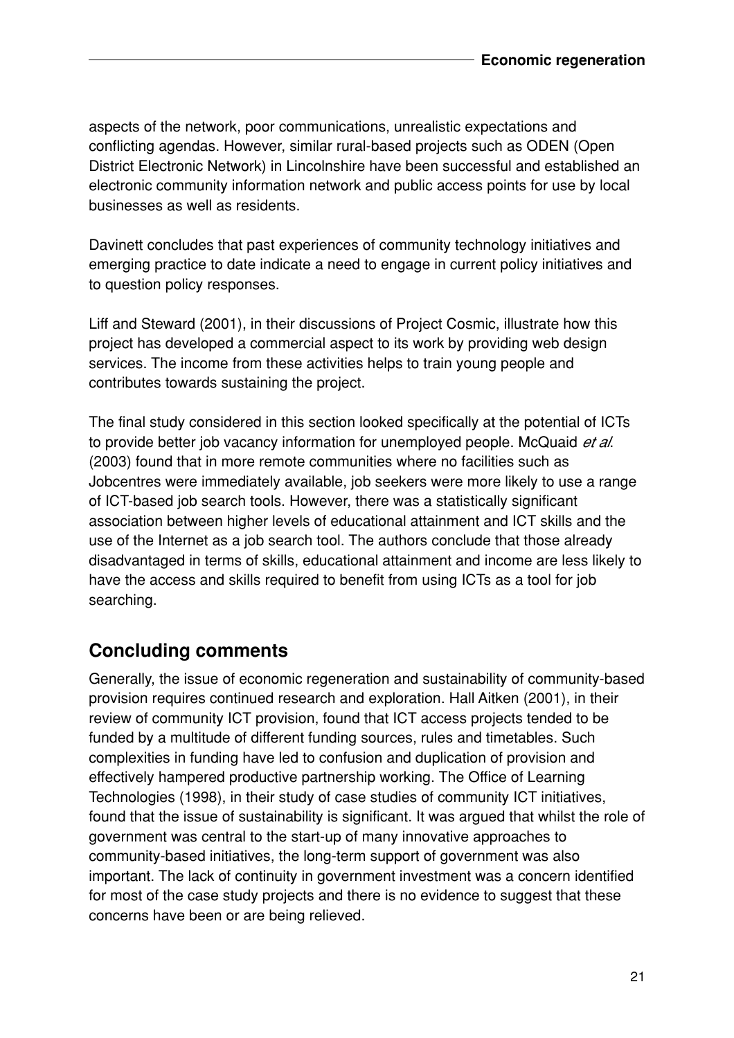aspects of the network, poor communications, unrealistic expectations and conflicting agendas. However, similar rural-based projects such as ODEN (Open District Electronic Network) in Lincolnshire have been successful and established an electronic community information network and public access points for use by local businesses as well as residents.

Davinett concludes that past experiences of community technology initiatives and emerging practice to date indicate a need to engage in current policy initiatives and to question policy responses.

Liff and Steward (2001), in their discussions of Project Cosmic, illustrate how this project has developed a commercial aspect to its work by providing web design services. The income from these activities helps to train young people and contributes towards sustaining the project.

The final study considered in this section looked specifically at the potential of ICTs to provide better job vacancy information for unemployed people. McQuaid *et al*. (2003) found that in more remote communities where no facilities such as Jobcentres were immediately available, job seekers were more likely to use a range of ICT-based job search tools. However, there was a statistically significant association between higher levels of educational attainment and ICT skills and the use of the Internet as a job search tool. The authors conclude that those already disadvantaged in terms of skills, educational attainment and income are less likely to have the access and skills required to benefit from using ICTs as a tool for job searching.

## Concluding comments

Generally, the issue of economic regeneration and sustainability of community-based provision requires continued research and exploration. Hall Aitken (2001), in their review of community ICT provision, found that ICT access projects tended to be funded by a multitude of different funding sources, rules and timetables. Such complexities in funding have led to confusion and duplication of provision and effectively hampered productive partnership working. The Office of Learning Technologies (1998), in their study of case studies of community ICT initiatives, found that the issue of sustainability is significant. It was argued that whilst the role of government was central to the start-up of many innovative approaches to community-based initiatives, the long-term support of government was also important. The lack of continuity in government investment was a concern identified for most of the case study projects and there is no evidence to suggest that these concerns have been or are being relieved.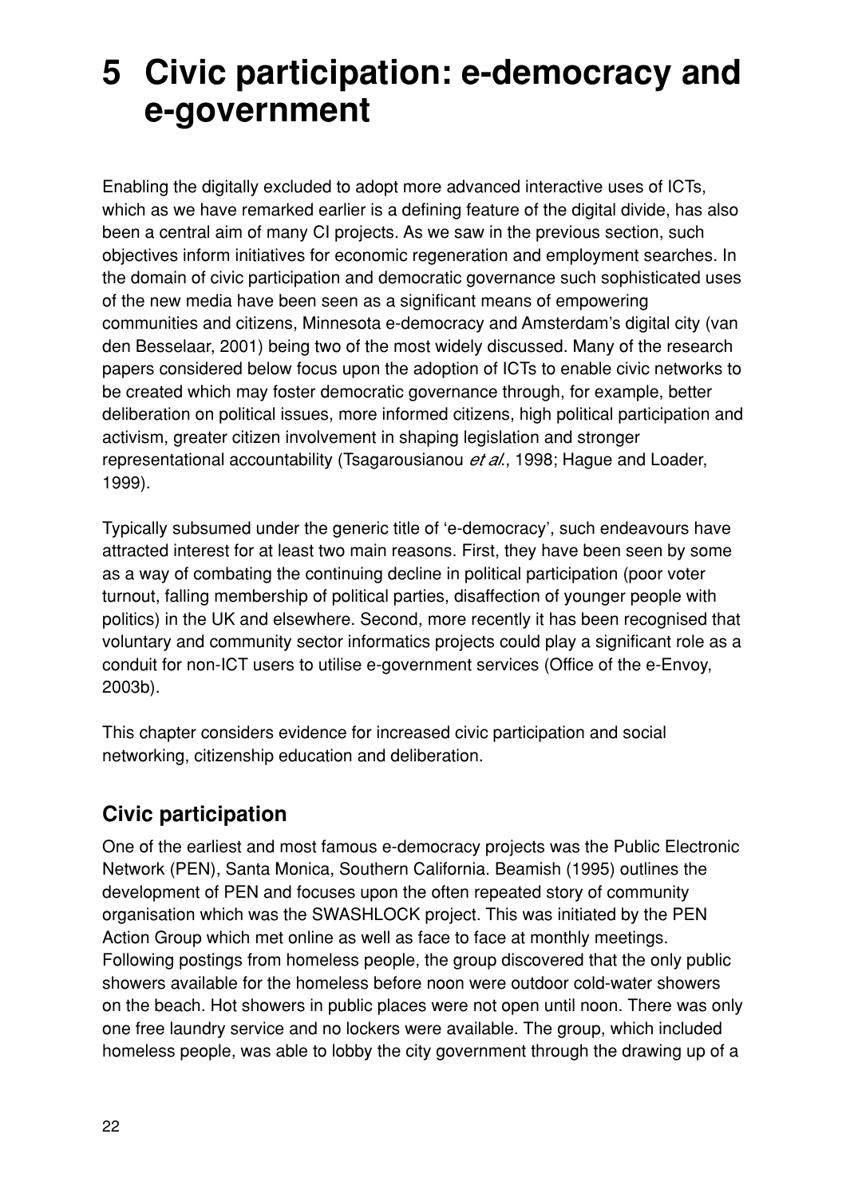# 5 Civic participation: e-democracy and e-government

Enabling the digitally excluded to adopt more advanced interactive uses of ICTs, which as we have remarked earlier is a defining feature of the digital divide, has also been a central aim of many CI projects. As we saw in the previous section, such objectives inform initiatives for economic regeneration and employment searches. In the domain of civic participation and democratic governance such sophisticated uses of the new media have been seen as a significant means of empowering communities and citizens, Minnesota e-democracy and Amsterdam's digital city (van den Besselaar, 2001) being two of the most widely discussed. Many of the research papers considered below focus upon the adoption of ICTs to enable civic networks to be created which may foster democratic governance through, for example, better deliberation on political issues, more informed citizens, high political participation and activism, greater citizen involvement in shaping legislation and stronger representational accountability (Tsagarousianou *et al.*, 1998; Hague and Loader, 1999).

Typically subsumed under the generic title of 'e-democracy', such endeavours have attracted interest for at least two main reasons. First, they have been seen by some as a way of combating the continuing decline in political participation (poor voter turnout, falling membership of political parties, disaffection of younger people with politics) in the UK and elsewhere. Second, more recently it has been recognised that voluntary and community sector informatics projects could play a significant role as a conduit for non-ICT users to utilise e-government services (Office of the e-Envoy, 2003b).

This chapter considers evidence for increased civic participation and social networking, citizenship education and deliberation.

## Civic participation

One of the earliest and most famous e-democracy projects was the Public Electronic Network (PEN), Santa Monica, Southern California. Beamish (1995) outlines the development of PEN and focuses upon the often repeated story of community organisation which was the SWASHLOCK project. This was initiated by the PEN Action Group which met online as well as face to face at monthly meetings. Following postings from homeless people, the group discovered that the only public showers available for the homeless before noon were outdoor cold-water showers on the beach. Hot showers in public places were not open until noon. There was only one free laundry service and no lockers were available. The group, which included homeless people, was able to lobby the city government through the drawing up of a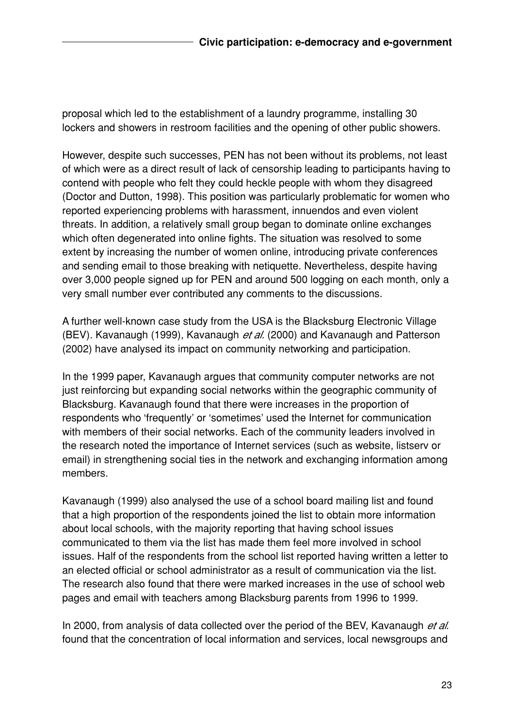proposal which led to the establishment of a laundry programme, installing 30 lockers and showers in restroom facilities and the opening of other public showers.

However, despite such successes, PEN has not been without its problems, not least of which were as a direct result of lack of censorship leading to participants having to contend with people who felt they could heckle people with whom they disagreed (Doctor and Dutton, 1998). This position was particularly problematic for women who reported experiencing problems with harassment, innuendos and even violent threats. In addition, a relatively small group began to dominate online exchanges which often degenerated into online fights. The situation was resolved to some extent by increasing the number of women online, introducing private conferences and sending email to those breaking with netiquette. Nevertheless, despite having over 3,000 people signed up for PEN and around 500 logging on each month, only a very small number ever contributed any comments to the discussions.

A further well-known case study from the USA is the Blacksburg Electronic Village (BEV). Kavanaugh (1999), Kavanaugh *et al.* (2000) and Kavanaugh and Patterson (2002) have analysed its impact on community networking and participation.

In the 1999 paper, Kavanaugh argues that community computer networks are not just reinforcing but expanding social networks within the geographic community of Blacksburg. Kavanaugh found that there were increases in the proportion of respondents who 'frequently' or 'sometimes' used the Internet for communication with members of their social networks. Each of the community leaders involved in the research noted the importance of Internet services (such as website, listserv or email) in strengthening social ties in the network and exchanging information among members.

Kavanaugh (1999) also analysed the use of a school board mailing list and found that a high proportion of the respondents joined the list to obtain more information about local schools, with the majority reporting that having school issues communicated to them via the list has made them feel more involved in school issues. Half of the respondents from the school list reported having written a letter to an elected official or school administrator as a result of communication via the list. The research also found that there were marked increases in the use of school web pages and email with teachers among Blacksburg parents from 1996 to 1999.

In 2000, from analysis of data collected over the period of the BEV, Kavanaugh *et al.* found that the concentration of local information and services, local newsgroups and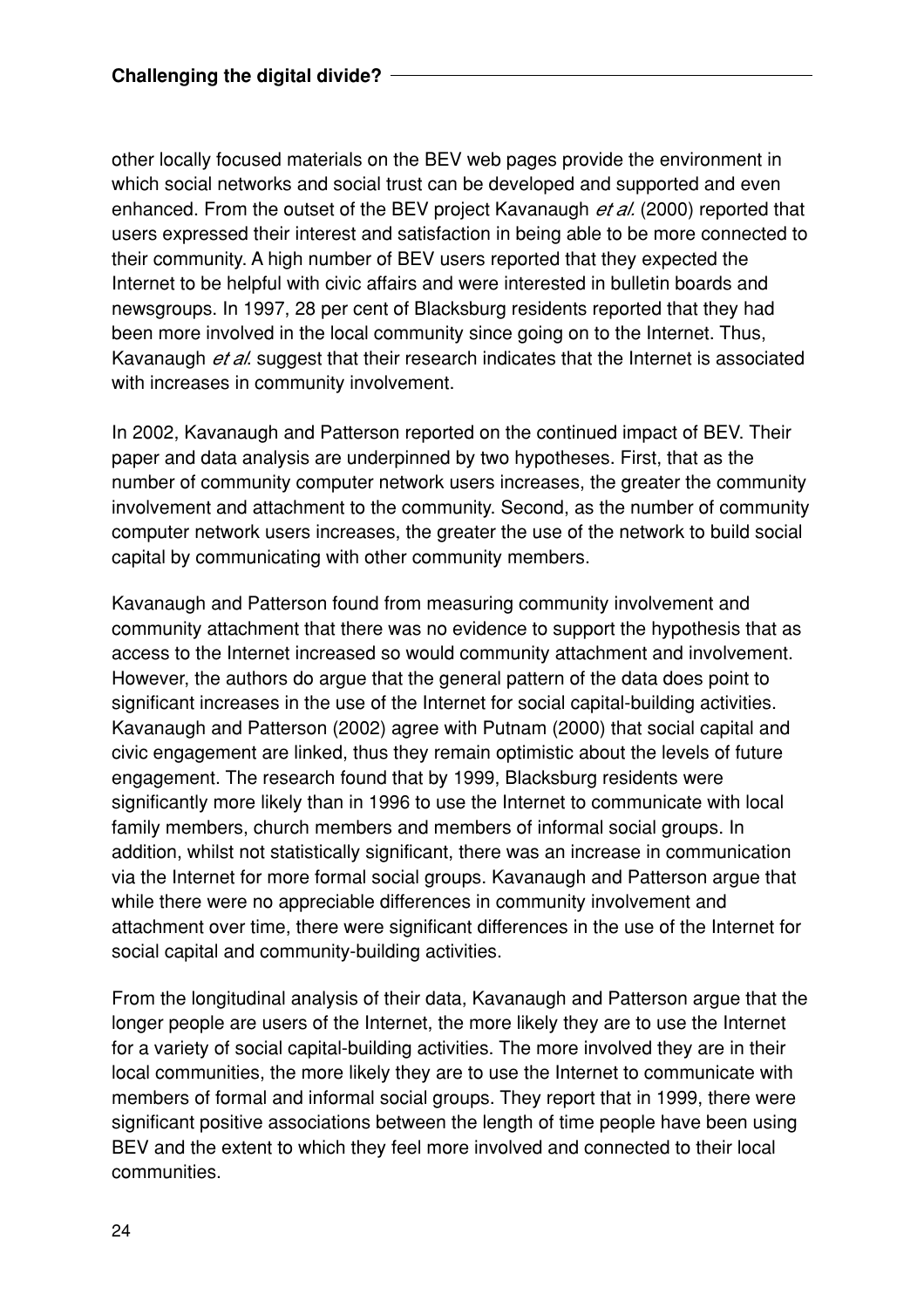other locally focused materials on the BEV web pages provide the environment in which social networks and social trust can be developed and supported and even enhanced. From the outset of the BEV project Kavanaugh *et al.* (2000) reported that users expressed their interest and satisfaction in being able to be more connected to their community. A high number of BEV users reported that they expected the Internet to be helpful with civic affairs and were interested in bulletin boards and newsgroups. In 1997, 28 per cent of Blacksburg residents reported that they had been more involved in the local community since going on to the Internet. Thus, Kavanaugh *et al.* suggest that their research indicates that the Internet is associated with increases in community involvement.

In 2002, Kavanaugh and Patterson reported on the continued impact of BEV. Their paper and data analysis are underpinned by two hypotheses. First, that as the number of community computer network users increases, the greater the community involvement and attachment to the community. Second, as the number of community computer network users increases, the greater the use of the network to build social capital by communicating with other community members.

Kavanaugh and Patterson found from measuring community involvement and community attachment that there was no evidence to support the hypothesis that as access to the Internet increased so would community attachment and involvement. However, the authors do argue that the general pattern of the data does point to significant increases in the use of the Internet for social capital-building activities. Kavanaugh and Patterson (2002) agree with Putnam (2000) that social capital and civic engagement are linked, thus they remain optimistic about the levels of future engagement. The research found that by 1999, Blacksburg residents were significantly more likely than in 1996 to use the Internet to communicate with local family members, church members and members of informal social groups. In addition, whilst not statistically significant, there was an increase in communication via the Internet for more formal social groups. Kavanaugh and Patterson argue that while there were no appreciable differences in community involvement and attachment over time, there were significant differences in the use of the Internet for social capital and community-building activities.

From the longitudinal analysis of their data, Kavanaugh and Patterson argue that the longer people are users of the Internet, the more likely they are to use the Internet for a variety of social capital-building activities. The more involved they are in their local communities, the more likely they are to use the Internet to communicate with members of formal and informal social groups. They report that in 1999, there were significant positive associations between the length of time people have been using BEV and the extent to which they feel more involved and connected to their local communities.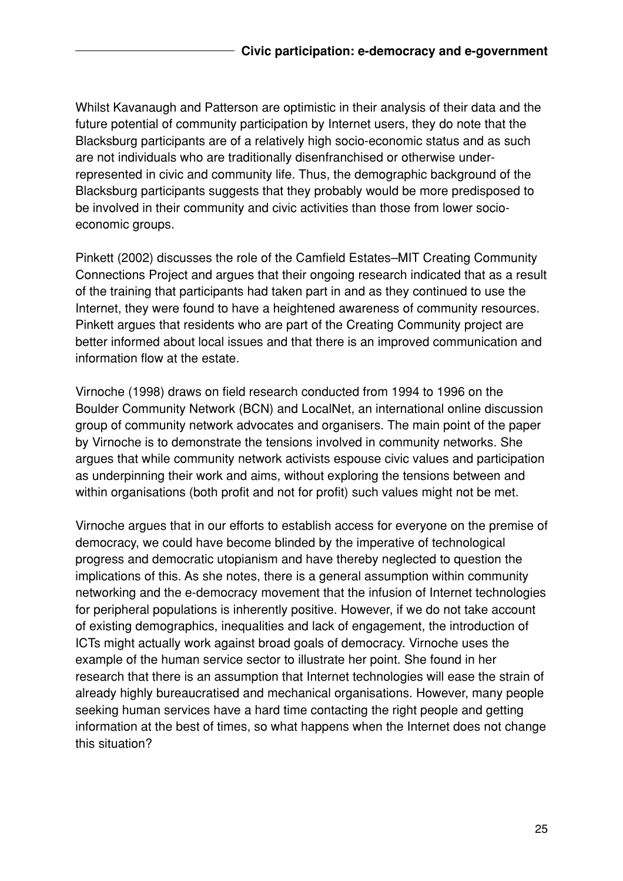Whilst Kavanaugh and Patterson are optimistic in their analysis of their data and the future potential of community participation by Internet users, they do note that the Blacksburg participants are of a relatively high socio-economic status and as such are not individuals who are traditionally disenfranchised or otherwise under-represented in civic and community life. Thus, the demographic background of the Blacksburg participants suggests that they probably would be more predisposed to be involved in their community and civic activities than those from lower socio-economic groups.

Pinkett (2002) discusses the role of the Camfield Estates–MIT Creating Community Connections Project and argues that their ongoing research indicated that as a result of the training that participants had taken part in and as they continued to use the Internet, they were found to have a heightened awareness of community resources. Pinkett argues that residents who are part of the Creating Community project are better informed about local issues and that there is an improved communication and information flow at the estate.

Virnoche (1998) draws on field research conducted from 1994 to 1996 on the Boulder Community Network (BCN) and LocalNet, an international online discussion group of community network advocates and organisers. The main point of the paper by Virnoche is to demonstrate the tensions involved in community networks. She argues that while community network activists espouse civic values and participation as underpinning their work and aims, without exploring the tensions between and within organisations (both profit and not for profit) such values might not be met.

Virnoche argues that in our efforts to establish access for everyone on the premise of democracy, we could have become blinded by the imperative of technological progress and democratic utopianism and have thereby neglected to question the implications of this. As she notes, there is a general assumption within community networking and the e-democracy movement that the infusion of Internet technologies for peripheral populations is inherently positive. However, if we do not take account of existing demographics, inequalities and lack of engagement, the introduction of ICTs might actually work against broad goals of democracy. Virnoche uses the example of the human service sector to illustrate her point. She found in her research that there is an assumption that Internet technologies will ease the strain of already highly bureaucratised and mechanical organisations. However, many people seeking human services have a hard time contacting the right people and getting information at the best of times, so what happens when the Internet does not change this situation?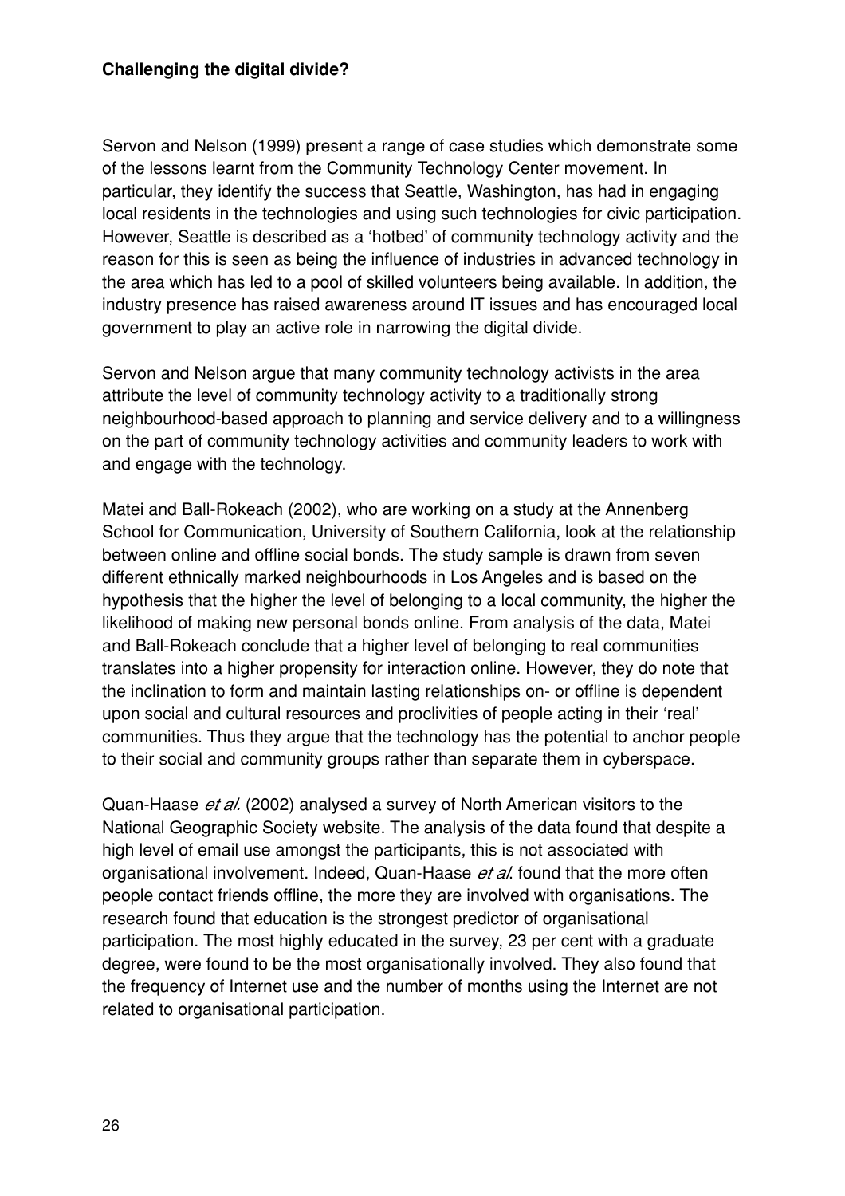Servon and Nelson (1999) present a range of case studies which demonstrate some of the lessons learnt from the Community Technology Center movement. In particular, they identify the success that Seattle, Washington, has had in engaging local residents in the technologies and using such technologies for civic participation. However, Seattle is described as a 'hotbed' of community technology activity and the reason for this is seen as being the influence of industries in advanced technology in the area which has led to a pool of skilled volunteers being available. In addition, the industry presence has raised awareness around IT issues and has encouraged local government to play an active role in narrowing the digital divide.

Servon and Nelson argue that many community technology activists in the area attribute the level of community technology activity to a traditionally strong neighbourhood-based approach to planning and service delivery and to a willingness on the part of community technology activities and community leaders to work with and engage with the technology.

Matei and Ball-Rokeach (2002), who are working on a study at the Annenberg School for Communication, University of Southern California, look at the relationship between online and offline social bonds. The study sample is drawn from seven different ethnically marked neighbourhoods in Los Angeles and is based on the hypothesis that the higher the level of belonging to a local community, the higher the likelihood of making new personal bonds online. From analysis of the data, Matei and Ball-Rokeach conclude that a higher level of belonging to real communities translates into a higher propensity for interaction online. However, they do note that the inclination to form and maintain lasting relationships on- or offline is dependent upon social and cultural resources and proclivities of people acting in their 'real' communities. Thus they argue that the technology has the potential to anchor people to their social and community groups rather than separate them in cyberspace.

Quan-Haase *et al.* (2002) analysed a survey of North American visitors to the National Geographic Society website. The analysis of the data found that despite a high level of email use amongst the participants, this is not associated with organisational involvement. Indeed, Quan-Haase *et al.* found that the more often people contact friends offline, the more they are involved with organisations. The research found that education is the strongest predictor of organisational participation. The most highly educated in the survey, 23 per cent with a graduate degree, were found to be the most organisationally involved. They also found that the frequency of Internet use and the number of months using the Internet are not related to organisational participation.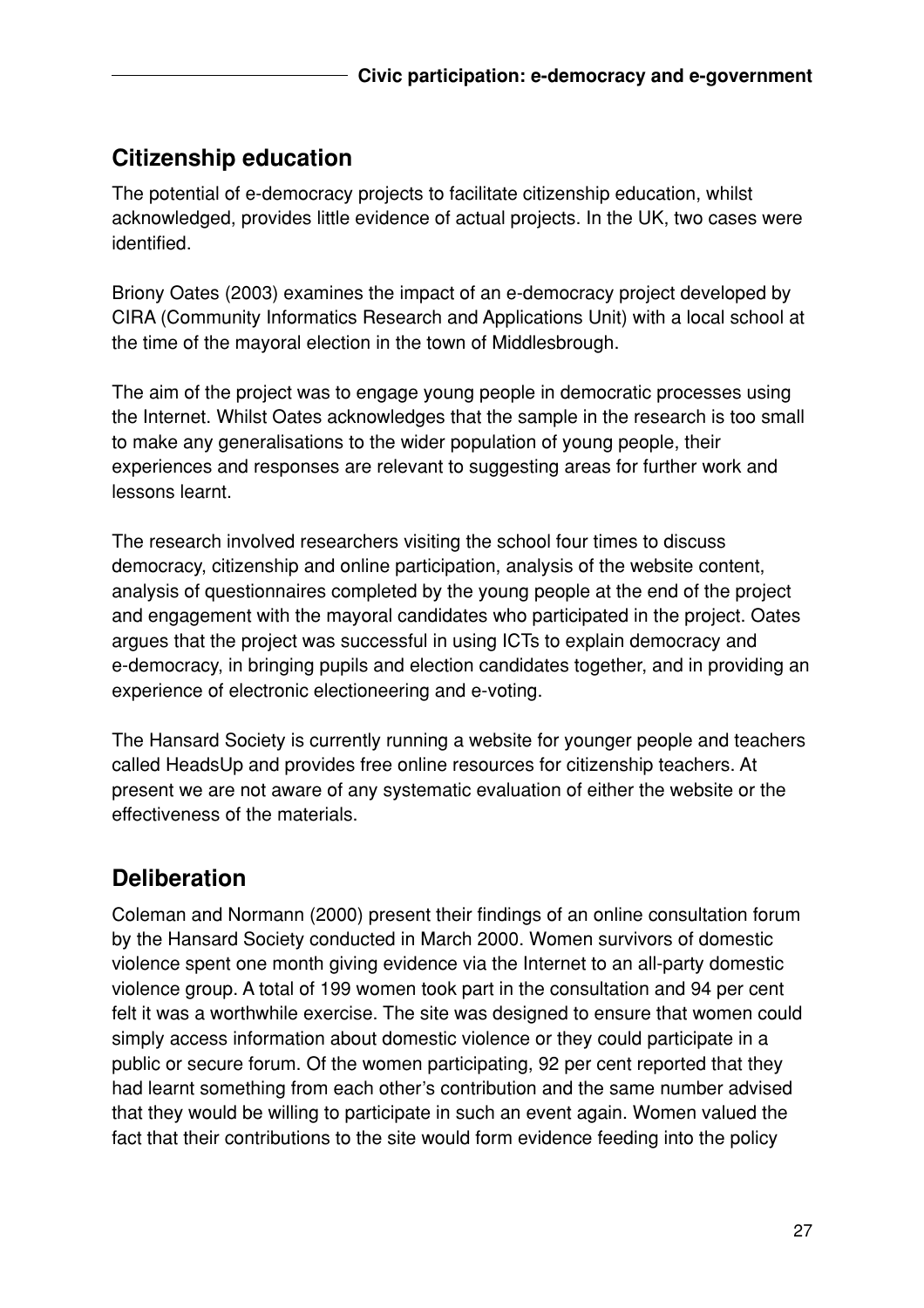## Citizenship education

The potential of e-democracy projects to facilitate citizenship education, whilst acknowledged, provides little evidence of actual projects. In the UK, two cases were identified.

Briony Oates (2003) examines the impact of an e-democracy project developed by CIRA (Community Informatics Research and Applications Unit) with a local school at the time of the mayoral election in the town of Middlesbrough.

The aim of the project was to engage young people in democratic processes using the Internet. Whilst Oates acknowledges that the sample in the research is too small to make any generalisations to the wider population of young people, their experiences and responses are relevant to suggesting areas for further work and lessons learnt.

The research involved researchers visiting the school four times to discuss democracy, citizenship and online participation, analysis of the website content, analysis of questionnaires completed by the young people at the end of the project and engagement with the mayoral candidates who participated in the project. Oates argues that the project was successful in using ICTs to explain democracy and e-democracy, in bringing pupils and election candidates together, and in providing an experience of electronic electioneering and e-voting.

The Hansard Society is currently running a website for younger people and teachers called HeadsUp and provides free online resources for citizenship teachers. At present we are not aware of any systematic evaluation of either the website or the effectiveness of the materials.

## Deliberation

Coleman and Normann (2000) present their findings of an online consultation forum by the Hansard Society conducted in March 2000. Women survivors of domestic violence spent one month giving evidence via the Internet to an all-party domestic violence group. A total of 199 women took part in the consultation and 94 per cent felt it was a worthwhile exercise. The site was designed to ensure that women could simply access information about domestic violence or they could participate in a public or secure forum. Of the women participating, 92 per cent reported that they had learnt something from each other's contribution and the same number advised that they would be willing to participate in such an event again. Women valued the fact that their contributions to the site would form evidence feeding into the policy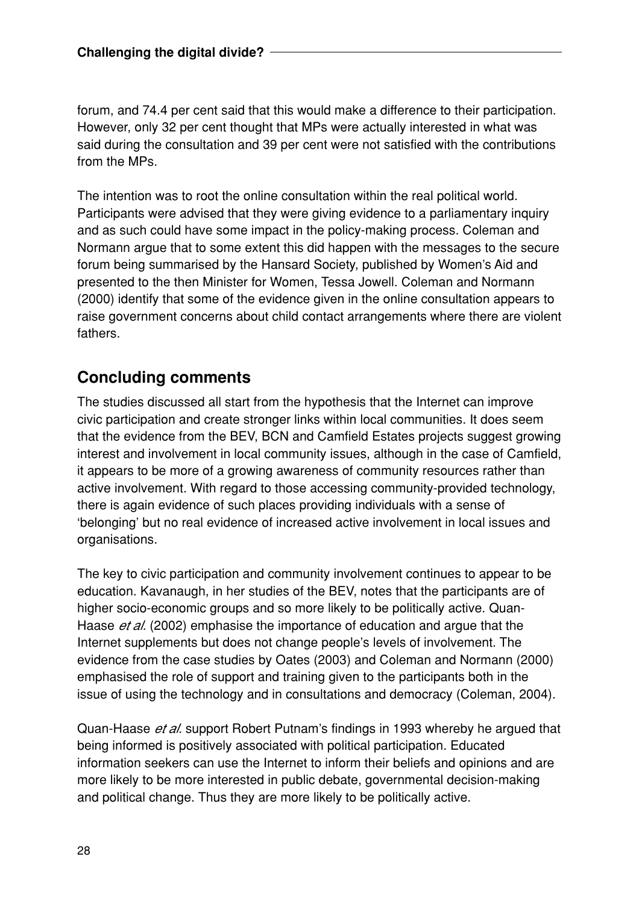forum, and 74.4 per cent said that this would make a difference to their participation. However, only 32 per cent thought that MPs were actually interested in what was said during the consultation and 39 per cent were not satisfied with the contributions from the MPs.

The intention was to root the online consultation within the real political world. Participants were advised that they were giving evidence to a parliamentary inquiry and as such could have some impact in the policy-making process. Coleman and Normann argue that to some extent this did happen with the messages to the secure forum being summarised by the Hansard Society, published by Women's Aid and presented to the then Minister for Women, Tessa Jowell. Coleman and Normann (2000) identify that some of the evidence given in the online consultation appears to raise government concerns about child contact arrangements where there are violent fathers.

## Concluding comments

The studies discussed all start from the hypothesis that the Internet can improve civic participation and create stronger links within local communities. It does seem that the evidence from the BEV, BCN and Camfield Estates projects suggest growing interest and involvement in local community issues, although in the case of Camfield, it appears to be more of a growing awareness of community resources rather than active involvement. With regard to those accessing community-provided technology, there is again evidence of such places providing individuals with a sense of 'belonging' but no real evidence of increased active involvement in local issues and organisations.

The key to civic participation and community involvement continues to appear to be education. Kavanaugh, in her studies of the BEV, notes that the participants are of higher socio-economic groups and so more likely to be politically active. Quan-Haase *et al.* (2002) emphasise the importance of education and argue that the Internet supplements but does not change people's levels of involvement. The evidence from the case studies by Oates (2003) and Coleman and Normann (2000) emphasised the role of support and training given to the participants both in the issue of using the technology and in consultations and democracy (Coleman, 2004).

Quan-Haase *et al.* support Robert Putnam's findings in 1993 whereby he argued that being informed is positively associated with political participation. Educated information seekers can use the Internet to inform their beliefs and opinions and are more likely to be more interested in public debate, governmental decision-making and political change. Thus they are more likely to be politically active.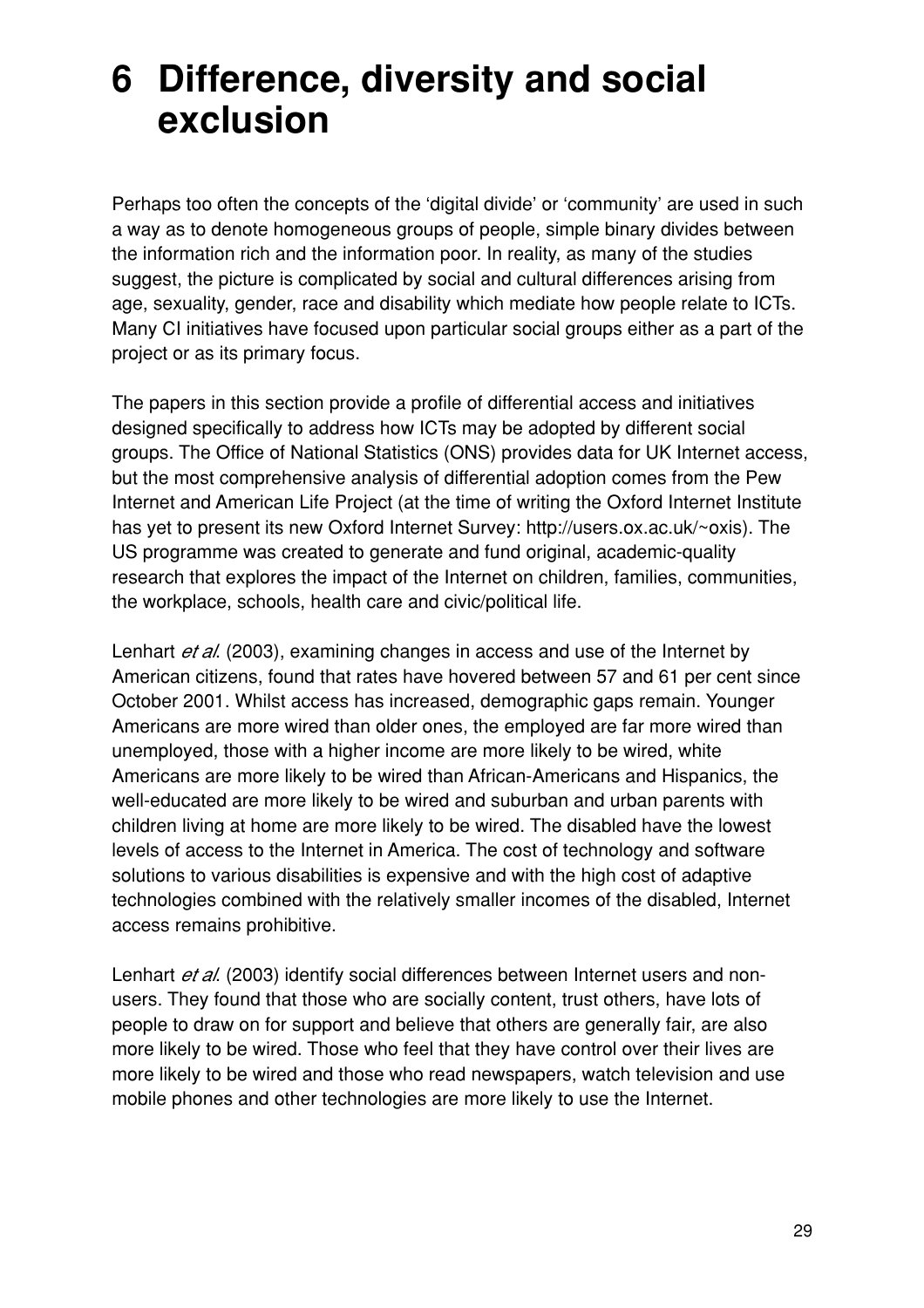# 6 Difference, diversity and social exclusion

Perhaps too often the concepts of the 'digital divide' or 'community' are used in such a way as to denote homogeneous groups of people, simple binary divides between the information rich and the information poor. In reality, as many of the studies suggest, the picture is complicated by social and cultural differences arising from age, sexuality, gender, race and disability which mediate how people relate to ICTs. Many CI initiatives have focused upon particular social groups either as a part of the project or as its primary focus.

The papers in this section provide a profile of differential access and initiatives designed specifically to address how ICTs may be adopted by different social groups. The Office of National Statistics (ONS) provides data for UK Internet access, but the most comprehensive analysis of differential adoption comes from the Pew Internet and American Life Project (at the time of writing the Oxford Internet Institute has yet to present its new Oxford Internet Survey: http://users.ox.ac.uk/~oxis). The US programme was created to generate and fund original, academic-quality research that explores the impact of the Internet on children, families, communities, the workplace, schools, health care and civic/political life.

Lenhart *et al.* (2003), examining changes in access and use of the Internet by American citizens, found that rates have hovered between 57 and 61 per cent since October 2001. Whilst access has increased, demographic gaps remain. Younger Americans are more wired than older ones, the employed are far more wired than unemployed, those with a higher income are more likely to be wired, white Americans are more likely to be wired than African-Americans and Hispanics, the well-educated are more likely to be wired and suburban and urban parents with children living at home are more likely to be wired. The disabled have the lowest levels of access to the Internet in America. The cost of technology and software solutions to various disabilities is expensive and with the high cost of adaptive technologies combined with the relatively smaller incomes of the disabled, Internet access remains prohibitive.

Lenhart *et al.* (2003) identify social differences between Internet users and non-users. They found that those who are socially content, trust others, have lots of people to draw on for support and believe that others are generally fair, are also more likely to be wired. Those who feel that they have control over their lives are more likely to be wired and those who read newspapers, watch television and use mobile phones and other technologies are more likely to use the Internet.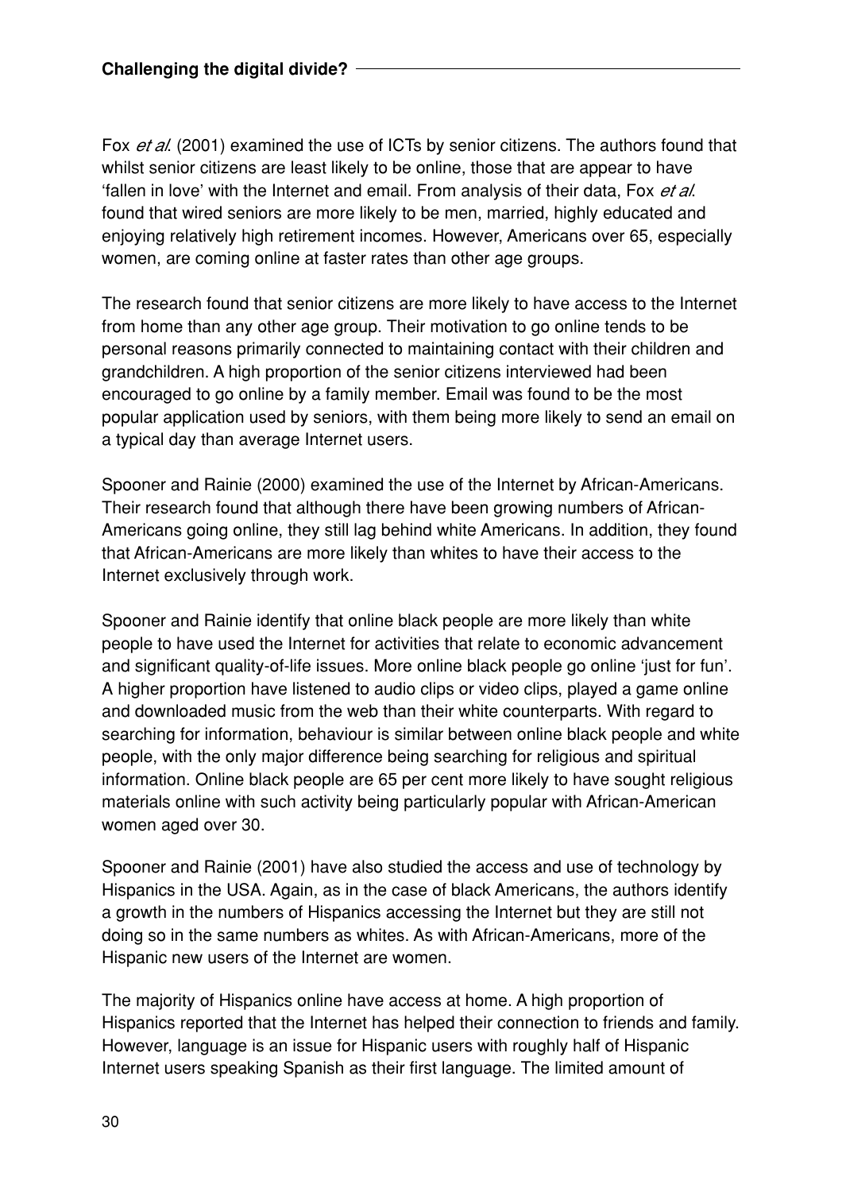Fox *et al.* (2001) examined the use of ICTs by senior citizens. The authors found that whilst senior citizens are least likely to be online, those that are appear to have 'fallen in love' with the Internet and email. From analysis of their data, Fox *et al.* found that wired seniors are more likely to be men, married, highly educated and enjoying relatively high retirement incomes. However, Americans over 65, especially women, are coming online at faster rates than other age groups.

The research found that senior citizens are more likely to have access to the Internet from home than any other age group. Their motivation to go online tends to be personal reasons primarily connected to maintaining contact with their children and grandchildren. A high proportion of the senior citizens interviewed had been encouraged to go online by a family member. Email was found to be the most popular application used by seniors, with them being more likely to send an email on a typical day than average Internet users.

Spooner and Rainie (2000) examined the use of the Internet by African-Americans. Their research found that although there have been growing numbers of African-Americans going online, they still lag behind white Americans. In addition, they found that African-Americans are more likely than whites to have their access to the Internet exclusively through work.

Spooner and Rainie identify that online black people are more likely than white people to have used the Internet for activities that relate to economic advancement and significant quality-of-life issues. More online black people go online 'just for fun'. A higher proportion have listened to audio clips or video clips, played a game online and downloaded music from the web than their white counterparts. With regard to searching for information, behaviour is similar between online black people and white people, with the only major difference being searching for religious and spiritual information. Online black people are 65 per cent more likely to have sought religious materials online with such activity being particularly popular with African-American women aged over 30.

Spooner and Rainie (2001) have also studied the access and use of technology by Hispanics in the USA. Again, as in the case of black Americans, the authors identify a growth in the numbers of Hispanics accessing the Internet but they are still not doing so in the same numbers as whites. As with African-Americans, more of the Hispanic new users of the Internet are women.

The majority of Hispanics online have access at home. A high proportion of Hispanics reported that the Internet has helped their connection to friends and family. However, language is an issue for Hispanic users with roughly half of Hispanic Internet users speaking Spanish as their first language. The limited amount of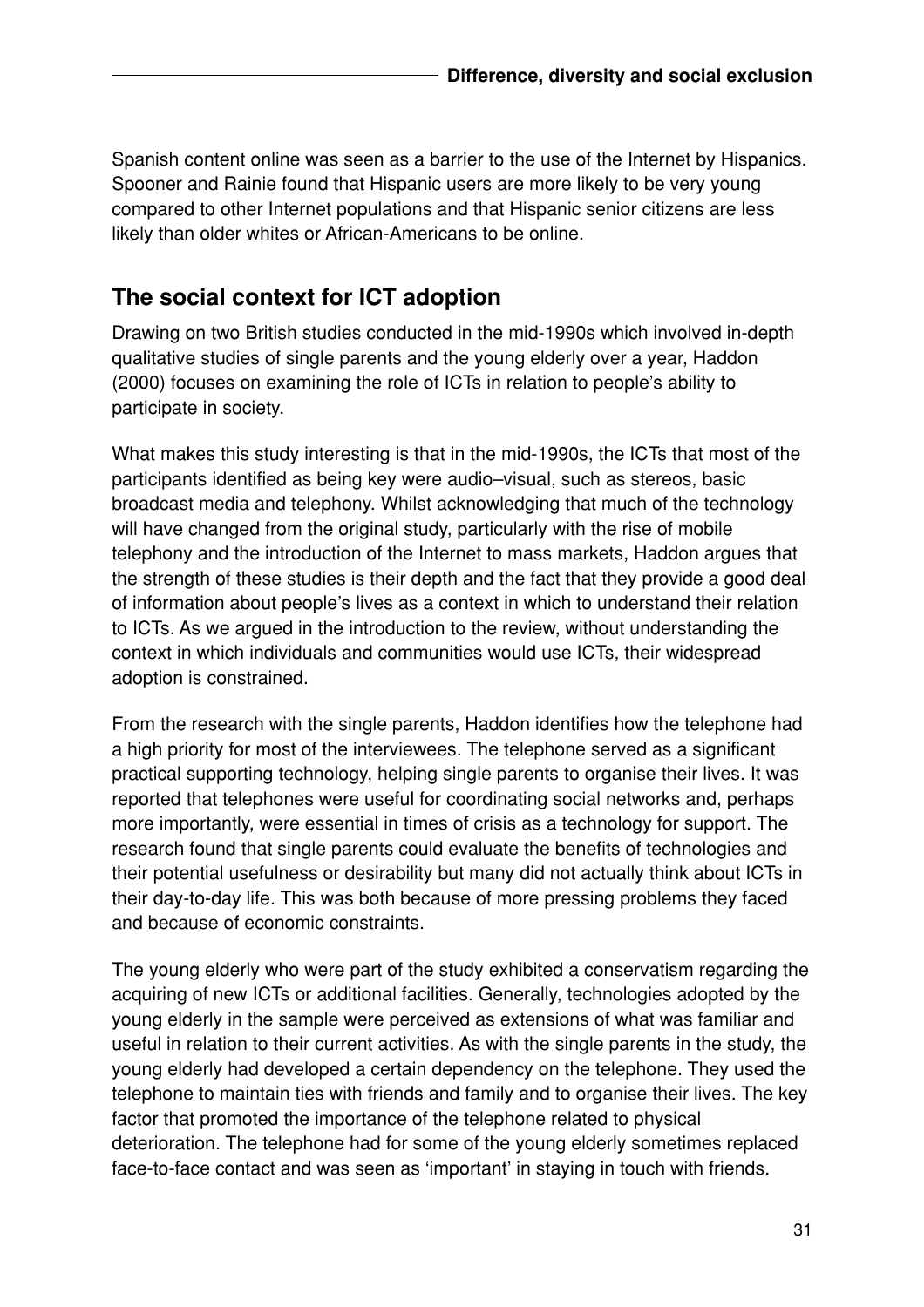Spanish content online was seen as a barrier to the use of the Internet by Hispanics. Spooner and Rainie found that Hispanic users are more likely to be very young compared to other Internet populations and that Hispanic senior citizens are less likely than older whites or African-Americans to be online.

## The social context for ICT adoption

Drawing on two British studies conducted in the mid-1990s which involved in-depth qualitative studies of single parents and the young elderly over a year, Haddon (2000) focuses on examining the role of ICTs in relation to people's ability to participate in society.

What makes this study interesting is that in the mid-1990s, the ICTs that most of the participants identified as being key were audio–visual, such as stereos, basic broadcast media and telephony. Whilst acknowledging that much of the technology will have changed from the original study, particularly with the rise of mobile telephony and the introduction of the Internet to mass markets, Haddon argues that the strength of these studies is their depth and the fact that they provide a good deal of information about people's lives as a context in which to understand their relation to ICTs. As we argued in the introduction to the review, without understanding the context in which individuals and communities would use ICTs, their widespread adoption is constrained.

From the research with the single parents, Haddon identifies how the telephone had a high priority for most of the interviewees. The telephone served as a significant practical supporting technology, helping single parents to organise their lives. It was reported that telephones were useful for coordinating social networks and, perhaps more importantly, were essential in times of crisis as a technology for support. The research found that single parents could evaluate the benefits of technologies and their potential usefulness or desirability but many did not actually think about ICTs in their day-to-day life. This was both because of more pressing problems they faced and because of economic constraints.

The young elderly who were part of the study exhibited a conservatism regarding the acquiring of new ICTs or additional facilities. Generally, technologies adopted by the young elderly in the sample were perceived as extensions of what was familiar and useful in relation to their current activities. As with the single parents in the study, the young elderly had developed a certain dependency on the telephone. They used the telephone to maintain ties with friends and family and to organise their lives. The key factor that promoted the importance of the telephone related to physical deterioration. The telephone had for some of the young elderly sometimes replaced face-to-face contact and was seen as 'important' in staying in touch with friends.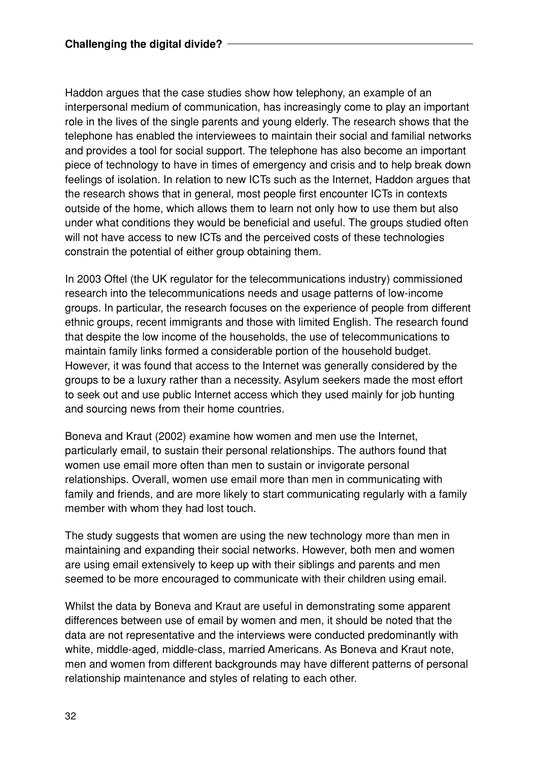Haddon argues that the case studies show how telephony, an example of an interpersonal medium of communication, has increasingly come to play an important role in the lives of the single parents and young elderly. The research shows that the telephone has enabled the interviewees to maintain their social and familial networks and provides a tool for social support. The telephone has also become an important piece of technology to have in times of emergency and crisis and to help break down feelings of isolation. In relation to new ICTs such as the Internet, Haddon argues that the research shows that in general, most people first encounter ICTs in contexts outside of the home, which allows them to learn not only how to use them but also under what conditions they would be beneficial and useful. The groups studied often will not have access to new ICTs and the perceived costs of these technologies constrain the potential of either group obtaining them.

In 2003 Oftel (the UK regulator for the telecommunications industry) commissioned research into the telecommunications needs and usage patterns of low-income groups. In particular, the research focuses on the experience of people from different ethnic groups, recent immigrants and those with limited English. The research found that despite the low income of the households, the use of telecommunications to maintain family links formed a considerable portion of the household budget. However, it was found that access to the Internet was generally considered by the groups to be a luxury rather than a necessity. Asylum seekers made the most effort to seek out and use public Internet access which they used mainly for job hunting and sourcing news from their home countries.

Boneva and Kraut (2002) examine how women and men use the Internet, particularly email, to sustain their personal relationships. The authors found that women use email more often than men to sustain or invigorate personal relationships. Overall, women use email more than men in communicating with family and friends, and are more likely to start communicating regularly with a family member with whom they had lost touch.

The study suggests that women are using the new technology more than men in maintaining and expanding their social networks. However, both men and women are using email extensively to keep up with their siblings and parents and men seemed to be more encouraged to communicate with their children using email.

Whilst the data by Boneva and Kraut are useful in demonstrating some apparent differences between use of email by women and men, it should be noted that the data are not representative and the interviews were conducted predominantly with white, middle-aged, middle-class, married Americans. As Boneva and Kraut note, men and women from different backgrounds may have different patterns of personal relationship maintenance and styles of relating to each other.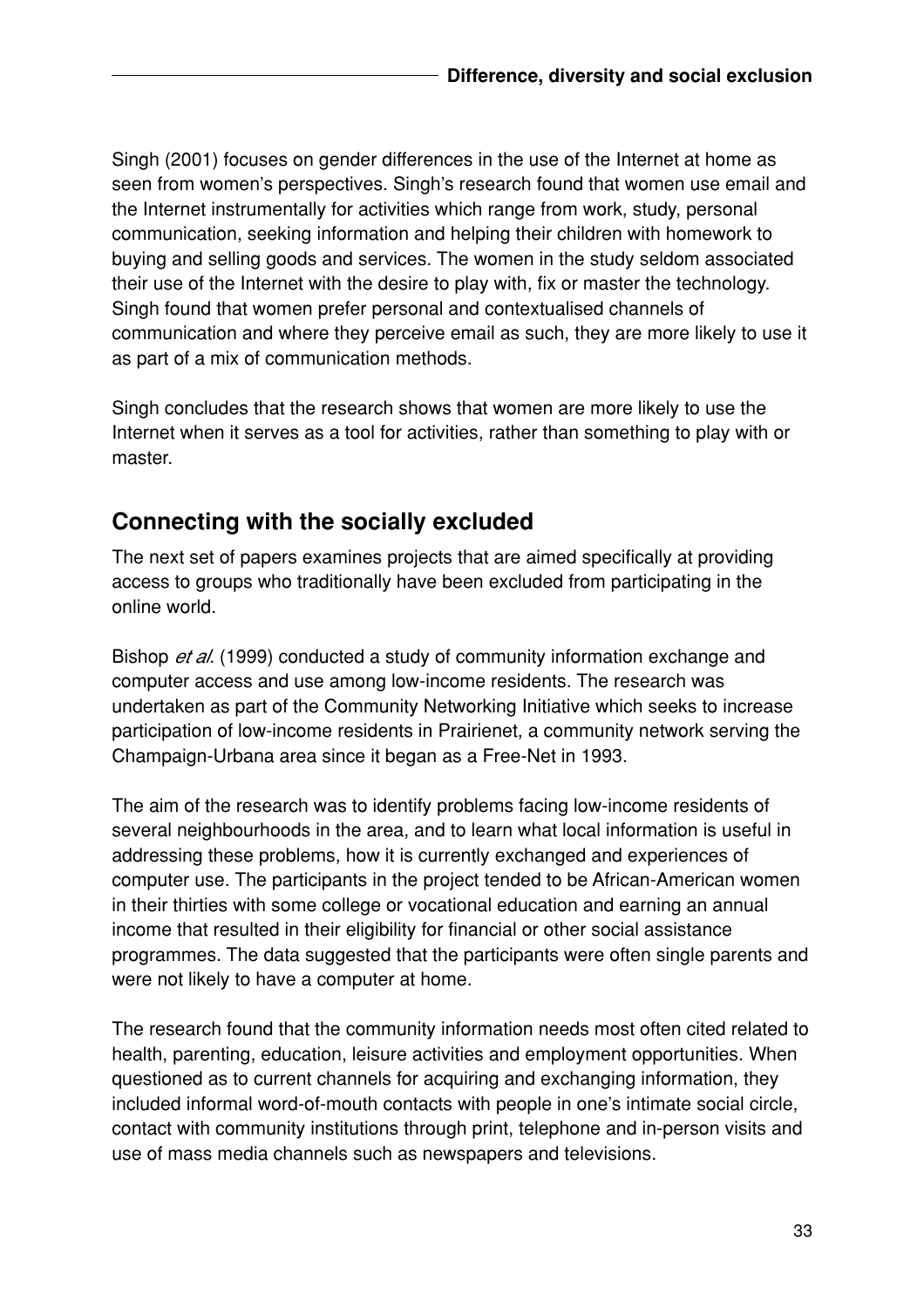Singh (2001) focuses on gender differences in the use of the Internet at home as seen from women's perspectives. Singh's research found that women use email and the Internet instrumentally for activities which range from work, study, personal communication, seeking information and helping their children with homework to buying and selling goods and services. The women in the study seldom associated their use of the Internet with the desire to play with, fix or master the technology. Singh found that women prefer personal and contextualised channels of communication and where they perceive email as such, they are more likely to use it as part of a mix of communication methods.

Singh concludes that the research shows that women are more likely to use the Internet when it serves as a tool for activities, rather than something to play with or master.

## Connecting with the socially excluded

The next set of papers examines projects that are aimed specifically at providing access to groups who traditionally have been excluded from participating in the online world.

Bishop *et al.* (1999) conducted a study of community information exchange and computer access and use among low-income residents. The research was undertaken as part of the Community Networking Initiative which seeks to increase participation of low-income residents in Prairienet, a community network serving the Champaign-Urbana area since it began as a Free-Net in 1993.

The aim of the research was to identify problems facing low-income residents of several neighbourhoods in the area, and to learn what local information is useful in addressing these problems, how it is currently exchanged and experiences of computer use. The participants in the project tended to be African-American women in their thirties with some college or vocational education and earning an annual income that resulted in their eligibility for financial or other social assistance programmes. The data suggested that the participants were often single parents and were not likely to have a computer at home.

The research found that the community information needs most often cited related to health, parenting, education, leisure activities and employment opportunities. When questioned as to current channels for acquiring and exchanging information, they included informal word-of-mouth contacts with people in one's intimate social circle, contact with community institutions through print, telephone and in-person visits and use of mass media channels such as newspapers and televisions.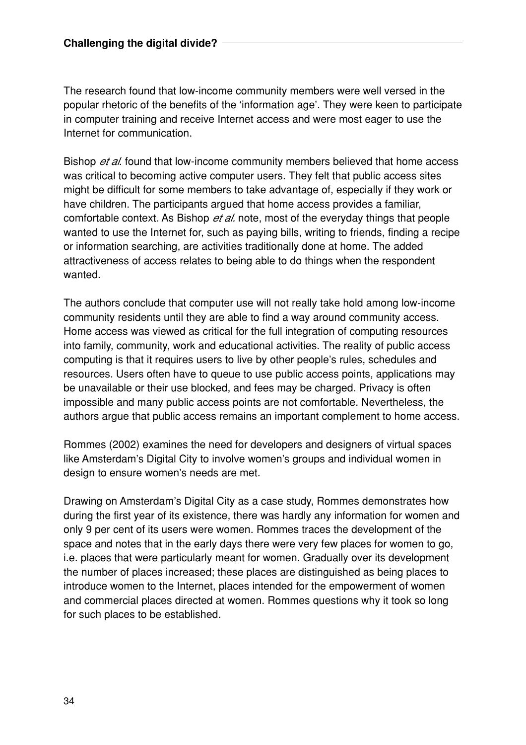The research found that low-income community members were well versed in the popular rhetoric of the benefits of the 'information age'. They were keen to participate in computer training and receive Internet access and were most eager to use the Internet for communication.

Bishop *et al.* found that low-income community members believed that home access was critical to becoming active computer users. They felt that public access sites might be difficult for some members to take advantage of, especially if they work or have children. The participants argued that home access provides a familiar, comfortable context. As Bishop *et al.* note, most of the everyday things that people wanted to use the Internet for, such as paying bills, writing to friends, finding a recipe or information searching, are activities traditionally done at home. The added attractiveness of access relates to being able to do things when the respondent wanted.

The authors conclude that computer use will not really take hold among low-income community residents until they are able to find a way around community access. Home access was viewed as critical for the full integration of computing resources into family, community, work and educational activities. The reality of public access computing is that it requires users to live by other people's rules, schedules and resources. Users often have to queue to use public access points, applications may be unavailable or their use blocked, and fees may be charged. Privacy is often impossible and many public access points are not comfortable. Nevertheless, the authors argue that public access remains an important complement to home access.

Rommes (2002) examines the need for developers and designers of virtual spaces like Amsterdam's Digital City to involve women's groups and individual women in design to ensure women's needs are met.

Drawing on Amsterdam's Digital City as a case study, Rommes demonstrates how during the first year of its existence, there was hardly any information for women and only 9 per cent of its users were women. Rommes traces the development of the space and notes that in the early days there were very few places for women to go, i.e. places that were particularly meant for women. Gradually over its development the number of places increased; these places are distinguished as being places to introduce women to the Internet, places intended for the empowerment of women and commercial places directed at women. Rommes questions why it took so long for such places to be established.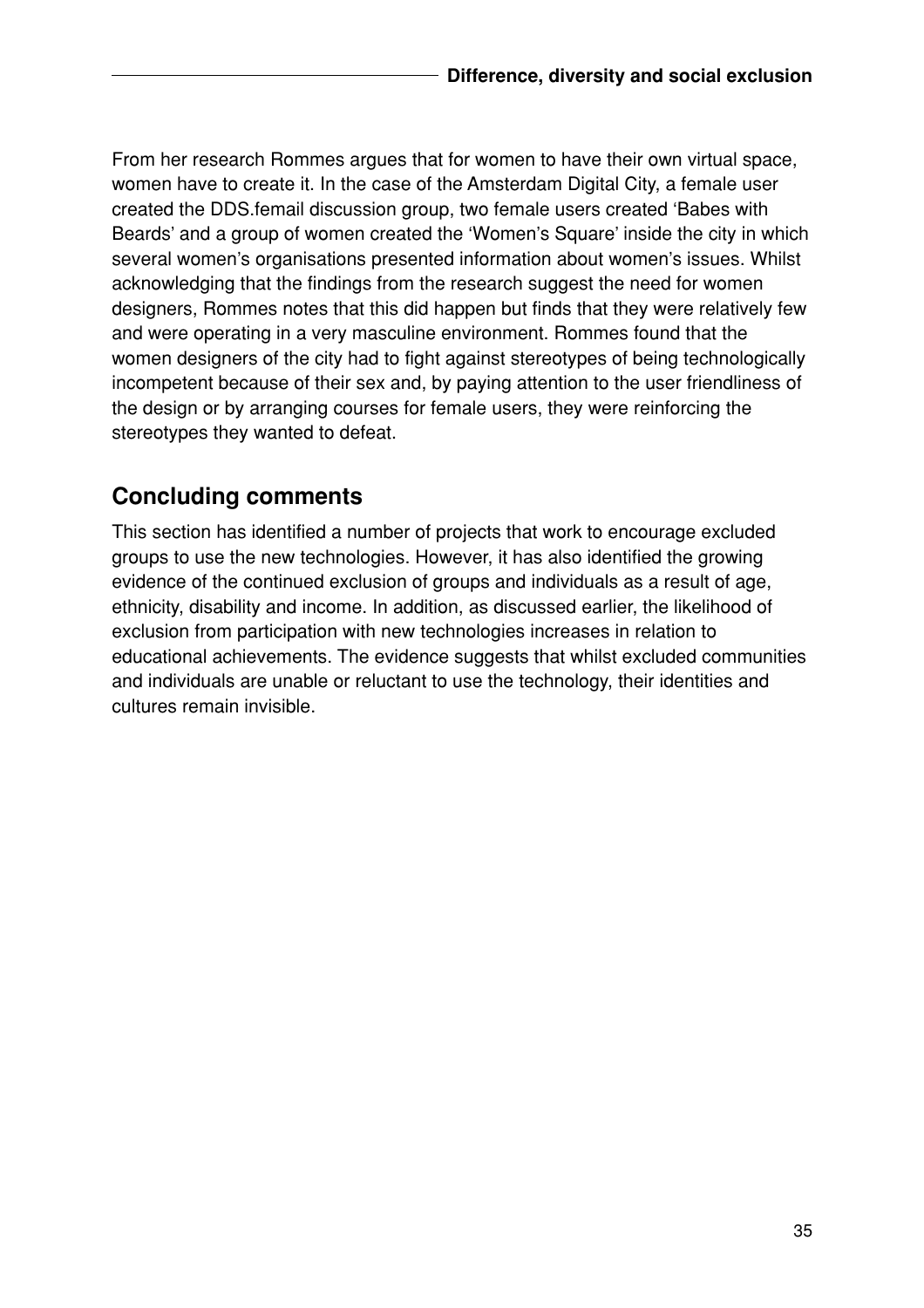From her research Rommes argues that for women to have their own virtual space, women have to create it. In the case of the Amsterdam Digital City, a female user created the DDS.femail discussion group, two female users created 'Babes with Beards' and a group of women created the 'Women's Square' inside the city in which several women's organisations presented information about women's issues. Whilst acknowledging that the findings from the research suggest the need for women designers, Rommes notes that this did happen but finds that they were relatively few and were operating in a very masculine environment. Rommes found that the women designers of the city had to fight against stereotypes of being technologically incompetent because of their sex and, by paying attention to the user friendliness of the design or by arranging courses for female users, they were reinforcing the stereotypes they wanted to defeat.

## Concluding comments

This section has identified a number of projects that work to encourage excluded groups to use the new technologies. However, it has also identified the growing evidence of the continued exclusion of groups and individuals as a result of age, ethnicity, disability and income. In addition, as discussed earlier, the likelihood of exclusion from participation with new technologies increases in relation to educational achievements. The evidence suggests that whilst excluded communities and individuals are unable or reluctant to use the technology, their identities and cultures remain invisible.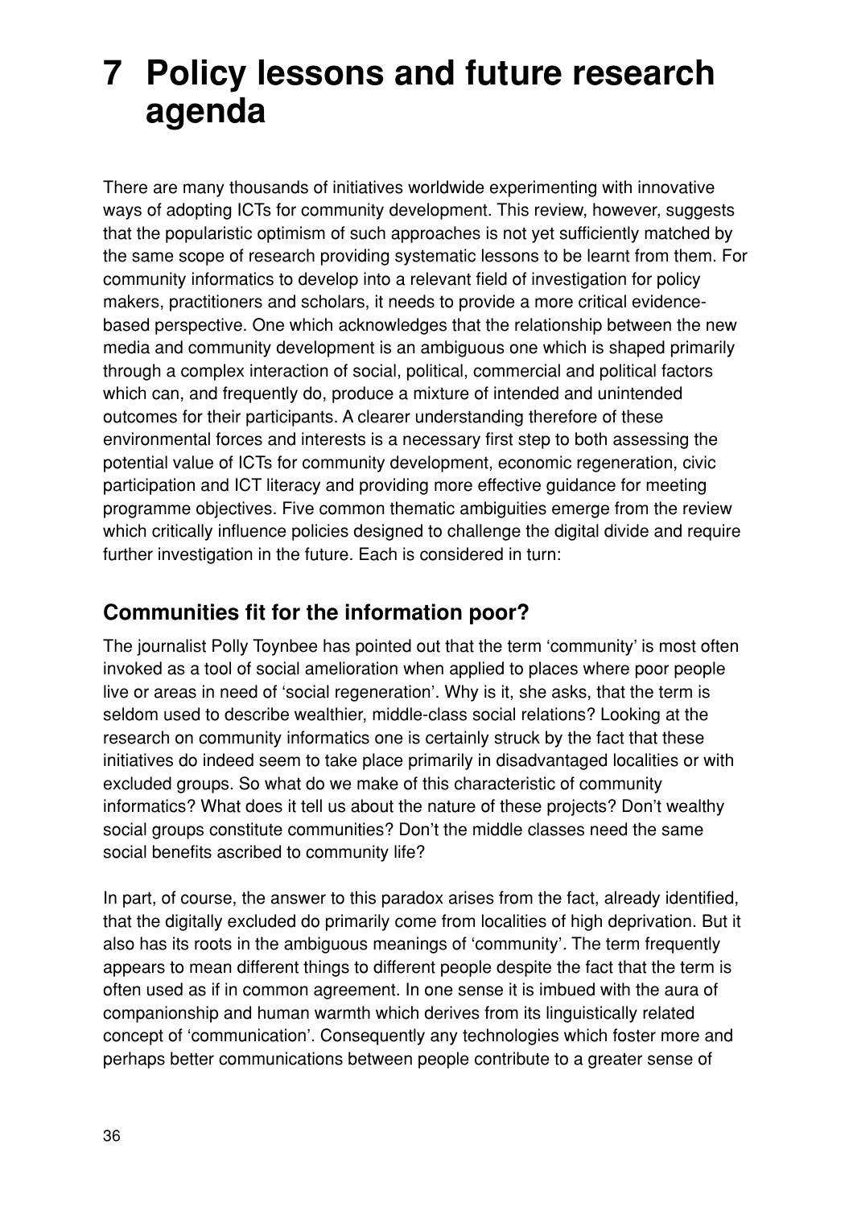# 7 Policy lessons and future research agenda

There are many thousands of initiatives worldwide experimenting with innovative ways of adopting ICTs for community development. This review, however, suggests that the popularistic optimism of such approaches is not yet sufficiently matched by the same scope of research providing systematic lessons to be learnt from them. For community informatics to develop into a relevant field of investigation for policy makers, practitioners and scholars, it needs to provide a more critical evidence-based perspective. One which acknowledges that the relationship between the new media and community development is an ambiguous one which is shaped primarily through a complex interaction of social, political, commercial and political factors which can, and frequently do, produce a mixture of intended and unintended outcomes for their participants. A clearer understanding therefore of these environmental forces and interests is a necessary first step to both assessing the potential value of ICTs for community development, economic regeneration, civic participation and ICT literacy and providing more effective guidance for meeting programme objectives. Five common thematic ambiguities emerge from the review which critically influence policies designed to challenge the digital divide and require further investigation in the future. Each is considered in turn:

## Communities fit for the information poor?

The journalist Polly Toynbee has pointed out that the term 'community' is most often invoked as a tool of social amelioration when applied to places where poor people live or areas in need of 'social regeneration'. Why is it, she asks, that the term is seldom used to describe wealthier, middle-class social relations? Looking at the research on community informatics one is certainly struck by the fact that these initiatives do indeed seem to take place primarily in disadvantaged localities or with excluded groups. So what do we make of this characteristic of community informatics? What does it tell us about the nature of these projects? Don't wealthy social groups constitute communities? Don't the middle classes need the same social benefits ascribed to community life?

In part, of course, the answer to this paradox arises from the fact, already identified, that the digitally excluded do primarily come from localities of high deprivation. But it also has its roots in the ambiguous meanings of 'community'. The term frequently appears to mean different things to different people despite the fact that the term is often used as if in common agreement. In one sense it is imbued with the aura of companionship and human warmth which derives from its linguistically related concept of 'communication'. Consequently any technologies which foster more and perhaps better communications between people contribute to a greater sense of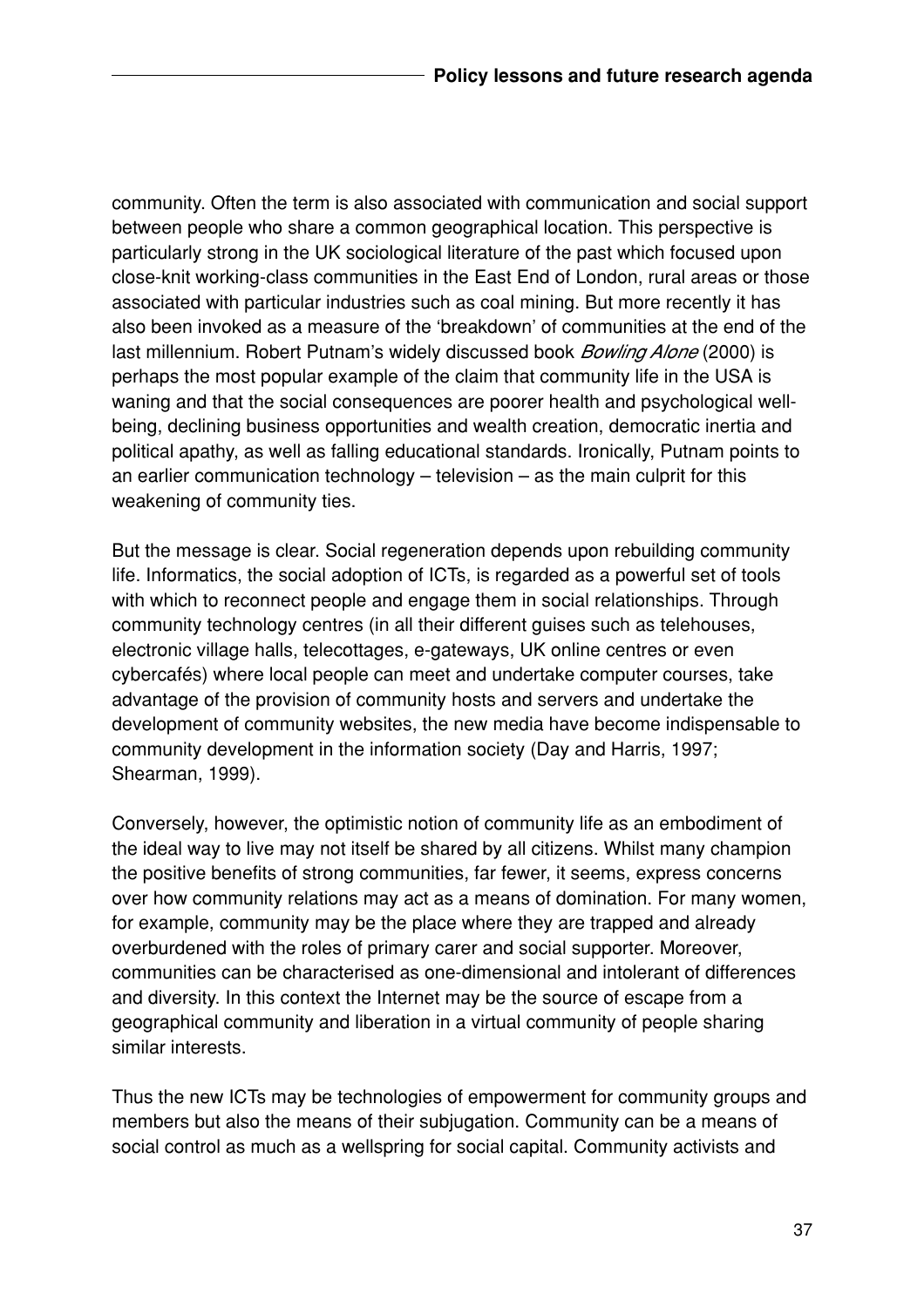community. Often the term is also associated with communication and social support between people who share a common geographical location. This perspective is particularly strong in the UK sociological literature of the past which focused upon close-knit working-class communities in the East End of London, rural areas or those associated with particular industries such as coal mining. But more recently it has also been invoked as a measure of the 'breakdown' of communities at the end of the last millennium. Robert Putnam's widely discussed book *Bowling Alone* (2000) is perhaps the most popular example of the claim that community life in the USA is waning and that the social consequences are poorer health and psychological well-being, declining business opportunities and wealth creation, democratic inertia and political apathy, as well as falling educational standards. Ironically, Putnam points to an earlier communication technology – television – as the main culprit for this weakening of community ties.

But the message is clear. Social regeneration depends upon rebuilding community life. Informatics, the social adoption of ICTs, is regarded as a powerful set of tools with which to reconnect people and engage them in social relationships. Through community technology centres (in all their different guises such as telehouses, electronic village halls, telecottages, e-gateways, UK online centres or even cybercafés) where local people can meet and undertake computer courses, take advantage of the provision of community hosts and servers and undertake the development of community websites, the new media have become indispensable to community development in the information society (Day and Harris, 1997; Shearman, 1999).

Conversely, however, the optimistic notion of community life as an embodiment of the ideal way to live may not itself be shared by all citizens. Whilst many champion the positive benefits of strong communities, far fewer, it seems, express concerns over how community relations may act as a means of domination. For many women, for example, community may be the place where they are trapped and already overburdened with the roles of primary carer and social supporter. Moreover, communities can be characterised as one-dimensional and intolerant of differences and diversity. In this context the Internet may be the source of escape from a geographical community and liberation in a virtual community of people sharing similar interests.

Thus the new ICTs may be technologies of empowerment for community groups and members but also the means of their subjugation. Community can be a means of social control as much as a wellspring for social capital. Community activists and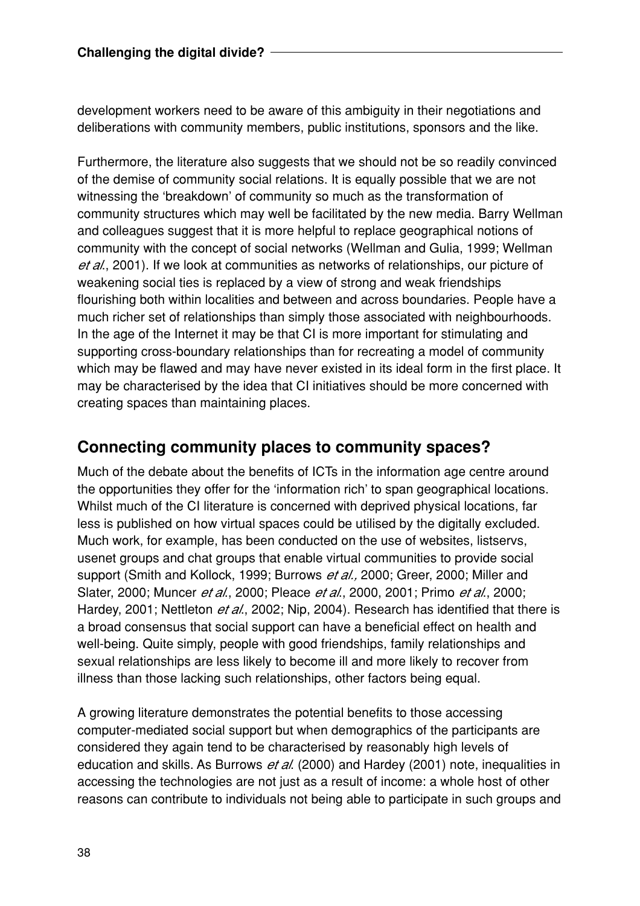development workers need to be aware of this ambiguity in their negotiations and deliberations with community members, public institutions, sponsors and the like.

Furthermore, the literature also suggests that we should not be so readily convinced of the demise of community social relations. It is equally possible that we are not witnessing the 'breakdown' of community so much as the transformation of community structures which may well be facilitated by the new media. Barry Wellman and colleagues suggest that it is more helpful to replace geographical notions of community with the concept of social networks (Wellman and Gulia, 1999; Wellman *et al.*, 2001). If we look at communities as networks of relationships, our picture of weakening social ties is replaced by a view of strong and weak friendships flourishing both within localities and between and across boundaries. People have a much richer set of relationships than simply those associated with neighbourhoods. In the age of the Internet it may be that CI is more important for stimulating and supporting cross-boundary relationships than for recreating a model of community which may be flawed and may have never existed in its ideal form in the first place. It may be characterised by the idea that CI initiatives should be more concerned with creating spaces than maintaining places.

## Connecting community places to community spaces?

Much of the debate about the benefits of ICTs in the information age centre around the opportunities they offer for the 'information rich' to span geographical locations. Whilst much of the CI literature is concerned with deprived physical locations, far less is published on how virtual spaces could be utilised by the digitally excluded. Much work, for example, has been conducted on the use of websites, listservs, usenet groups and chat groups that enable virtual communities to provide social support (Smith and Kollock, 1999; Burrows *et al.,* 2000; Greer, 2000; Miller and Slater, 2000; Muncer *et al.*, 2000; Pleace *et al.*, 2000, 2001; Primo *et al.*, 2000; Hardey, 2001; Nettleton *et al.*, 2002; Nip, 2004). Research has identified that there is a broad consensus that social support can have a beneficial effect on health and well-being. Quite simply, people with good friendships, family relationships and sexual relationships are less likely to become ill and more likely to recover from illness than those lacking such relationships, other factors being equal.

A growing literature demonstrates the potential benefits to those accessing computer-mediated social support but when demographics of the participants are considered they again tend to be characterised by reasonably high levels of education and skills. As Burrows *et al.* (2000) and Hardey (2001) note, inequalities in accessing the technologies are not just as a result of income: a whole host of other reasons can contribute to individuals not being able to participate in such groups and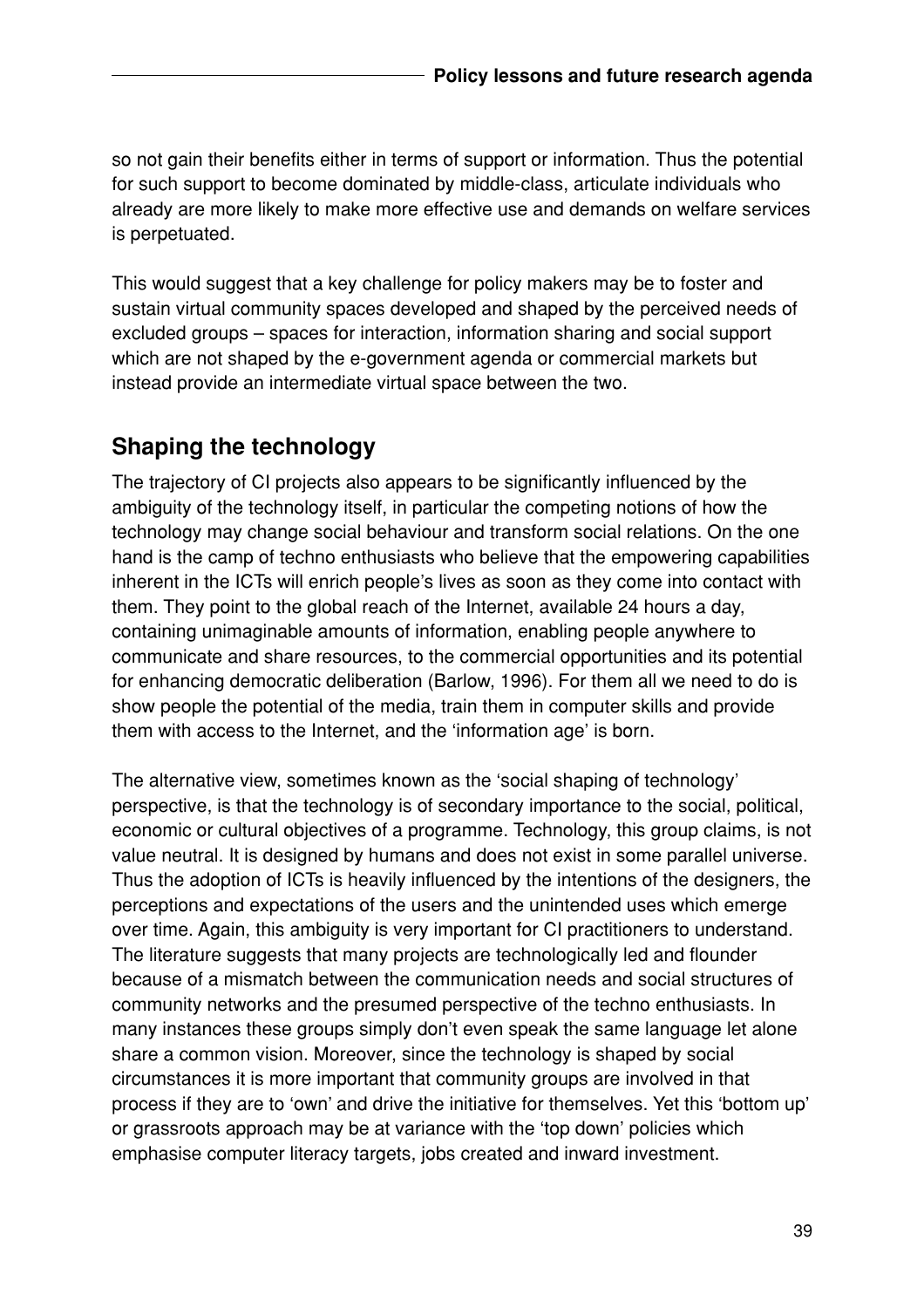so not gain their benefits either in terms of support or information. Thus the potential for such support to become dominated by middle-class, articulate individuals who already are more likely to make more effective use and demands on welfare services is perpetuated.

This would suggest that a key challenge for policy makers may be to foster and sustain virtual community spaces developed and shaped by the perceived needs of excluded groups – spaces for interaction, information sharing and social support which are not shaped by the e-government agenda or commercial markets but instead provide an intermediate virtual space between the two.

## Shaping the technology

The trajectory of CI projects also appears to be significantly influenced by the ambiguity of the technology itself, in particular the competing notions of how the technology may change social behaviour and transform social relations. On the one hand is the camp of techno enthusiasts who believe that the empowering capabilities inherent in the ICTs will enrich people's lives as soon as they come into contact with them. They point to the global reach of the Internet, available 24 hours a day, containing unimaginable amounts of information, enabling people anywhere to communicate and share resources, to the commercial opportunities and its potential for enhancing democratic deliberation (Barlow, 1996). For them all we need to do is show people the potential of the media, train them in computer skills and provide them with access to the Internet, and the 'information age' is born.

The alternative view, sometimes known as the 'social shaping of technology' perspective, is that the technology is of secondary importance to the social, political, economic or cultural objectives of a programme. Technology, this group claims, is not value neutral. It is designed by humans and does not exist in some parallel universe. Thus the adoption of ICTs is heavily influenced by the intentions of the designers, the perceptions and expectations of the users and the unintended uses which emerge over time. Again, this ambiguity is very important for CI practitioners to understand. The literature suggests that many projects are technologically led and flounder because of a mismatch between the communication needs and social structures of community networks and the presumed perspective of the techno enthusiasts. In many instances these groups simply don't even speak the same language let alone share a common vision. Moreover, since the technology is shaped by social circumstances it is more important that community groups are involved in that process if they are to 'own' and drive the initiative for themselves. Yet this 'bottom up' or grassroots approach may be at variance with the 'top down' policies which emphasise computer literacy targets, jobs created and inward investment.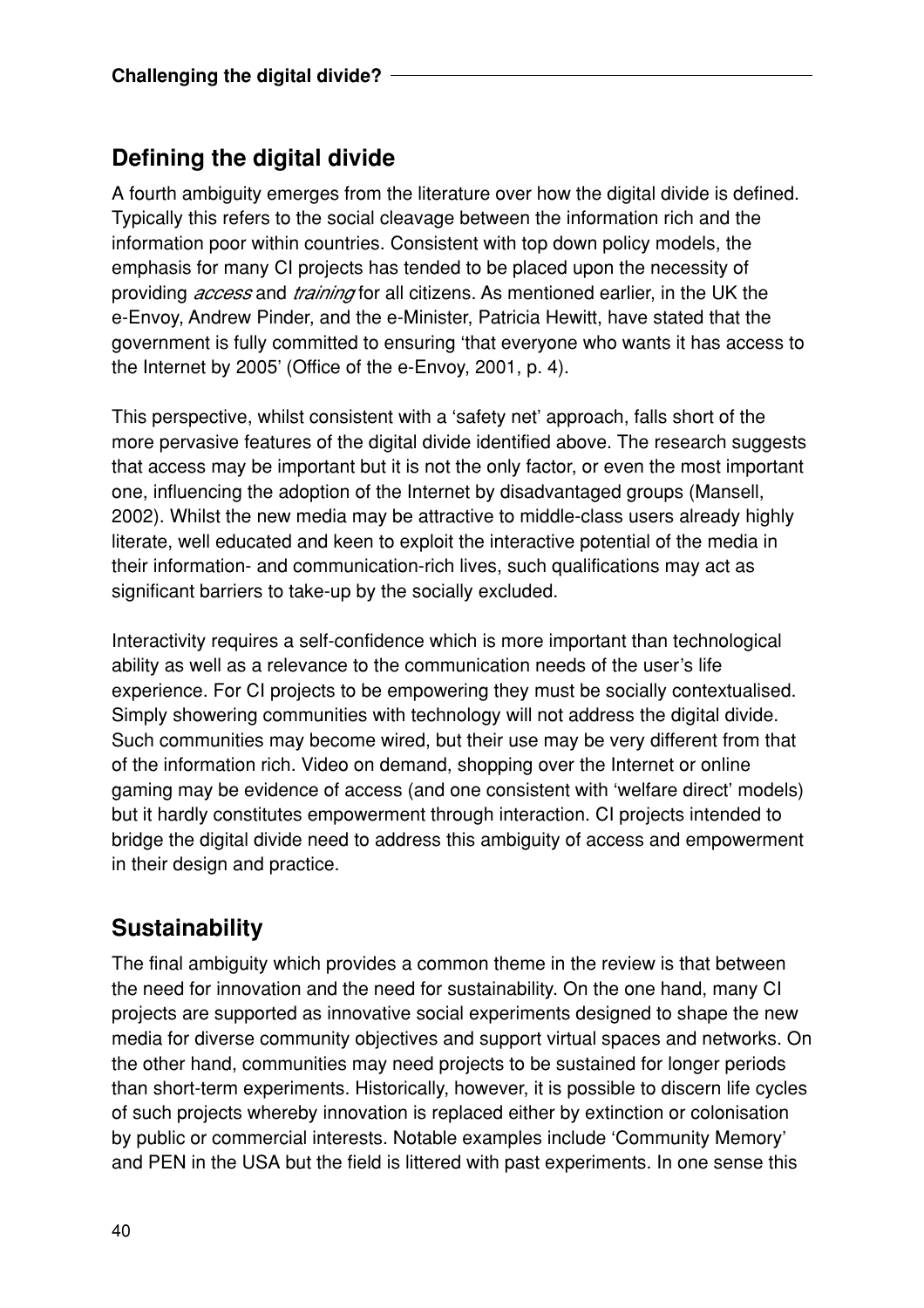## Defining the digital divide

A fourth ambiguity emerges from the literature over how the digital divide is defined. Typically this refers to the social cleavage between the information rich and the information poor within countries. Consistent with top down policy models, the emphasis for many CI projects has tended to be placed upon the necessity of providing *access* and *training* for all citizens. As mentioned earlier, in the UK the e-Envoy, Andrew Pinder, and the e-Minister, Patricia Hewitt, have stated that the government is fully committed to ensuring 'that everyone who wants it has access to the Internet by 2005' (Office of the e-Envoy, 2001, p. 4).

This perspective, whilst consistent with a 'safety net' approach, falls short of the more pervasive features of the digital divide identified above. The research suggests that access may be important but it is not the only factor, or even the most important one, influencing the adoption of the Internet by disadvantaged groups (Mansell, 2002). Whilst the new media may be attractive to middle-class users already highly literate, well educated and keen to exploit the interactive potential of the media in their information- and communication-rich lives, such qualifications may act as significant barriers to take-up by the socially excluded.

Interactivity requires a self-confidence which is more important than technological ability as well as a relevance to the communication needs of the user's life experience. For CI projects to be empowering they must be socially contextualised. Simply showering communities with technology will not address the digital divide. Such communities may become wired, but their use may be very different from that of the information rich. Video on demand, shopping over the Internet or online gaming may be evidence of access (and one consistent with 'welfare direct' models) but it hardly constitutes empowerment through interaction. CI projects intended to bridge the digital divide need to address this ambiguity of access and empowerment in their design and practice.

## Sustainability

The final ambiguity which provides a common theme in the review is that between the need for innovation and the need for sustainability. On the one hand, many CI projects are supported as innovative social experiments designed to shape the new media for diverse community objectives and support virtual spaces and networks. On the other hand, communities may need projects to be sustained for longer periods than short-term experiments. Historically, however, it is possible to discern life cycles of such projects whereby innovation is replaced either by extinction or colonisation by public or commercial interests. Notable examples include 'Community Memory' and PEN in the USA but the field is littered with past experiments. In one sense this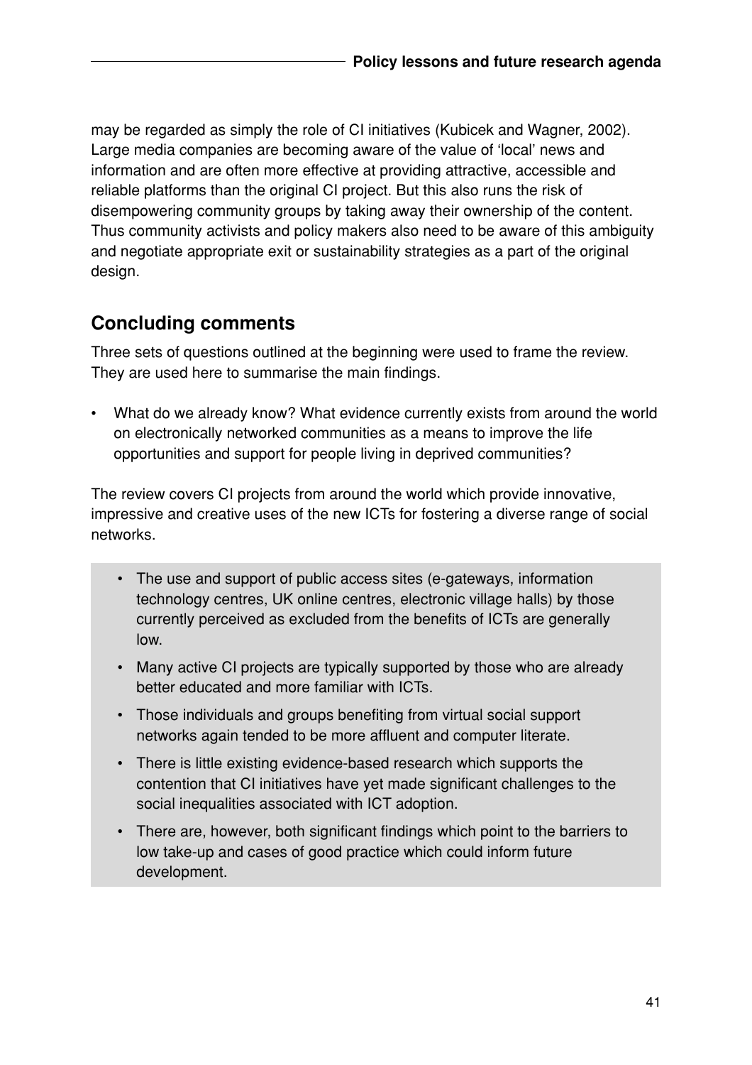may be regarded as simply the role of CI initiatives (Kubicek and Wagner, 2002). Large media companies are becoming aware of the value of 'local' news and information and are often more effective at providing attractive, accessible and reliable platforms than the original CI project. But this also runs the risk of disempowering community groups by taking away their ownership of the content. Thus community activists and policy makers also need to be aware of this ambiguity and negotiate appropriate exit or sustainability strategies as a part of the original design.

## Concluding comments

Three sets of questions outlined at the beginning were used to frame the review. They are used here to summarise the main findings.

- What do we already know? What evidence currently exists from around the world on electronically networked communities as a means to improve the life opportunities and support for people living in deprived communities?

The review covers CI projects from around the world which provide innovative, impressive and creative uses of the new ICTs for fostering a diverse range of social networks.

- The use and support of public access sites (e-gateways, information technology centres, UK online centres, electronic village halls) by those currently perceived as excluded from the benefits of ICTs are generally low.
- Many active CI projects are typically supported by those who are already better educated and more familiar with ICTs.
- Those individuals and groups benefiting from virtual social support networks again tended to be more affluent and computer literate.
- There is little existing evidence-based research which supports the contention that CI initiatives have yet made significant challenges to the social inequalities associated with ICT adoption.
- There are, however, both significant findings which point to the barriers to low take-up and cases of good practice which could inform future development.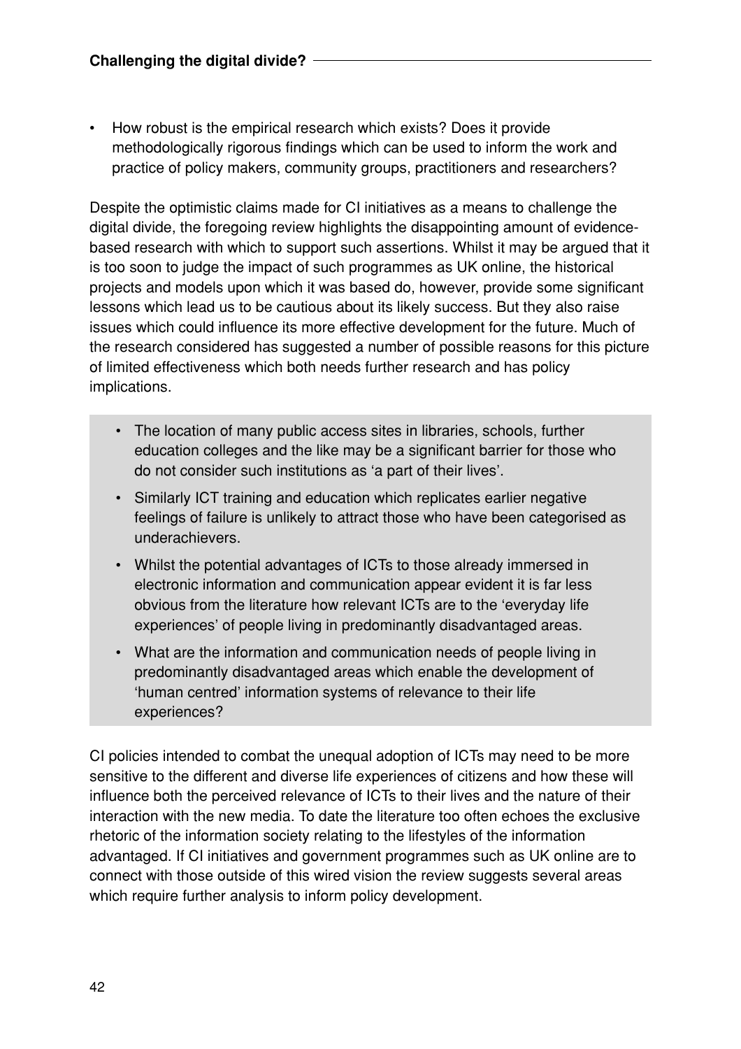- How robust is the empirical research which exists? Does it provide methodologically rigorous findings which can be used to inform the work and practice of policy makers, community groups, practitioners and researchers?

Despite the optimistic claims made for CI initiatives as a means to challenge the digital divide, the foregoing review highlights the disappointing amount of evidence-based research with which to support such assertions. Whilst it may be argued that it is too soon to judge the impact of such programmes as UK online, the historical projects and models upon which it was based do, however, provide some significant lessons which lead us to be cautious about its likely success. But they also raise issues which could influence its more effective development for the future. Much of the research considered has suggested a number of possible reasons for this picture of limited effectiveness which both needs further research and has policy implications.

- The location of many public access sites in libraries, schools, further education colleges and the like may be a significant barrier for those who do not consider such institutions as 'a part of their lives'.
- Similarly ICT training and education which replicates earlier negative feelings of failure is unlikely to attract those who have been categorised as underachievers.
- Whilst the potential advantages of ICTs to those already immersed in electronic information and communication appear evident it is far less obvious from the literature how relevant ICTs are to the 'everyday life experiences' of people living in predominantly disadvantaged areas.
- What are the information and communication needs of people living in predominantly disadvantaged areas which enable the development of 'human centred' information systems of relevance to their life experiences?

CI policies intended to combat the unequal adoption of ICTs may need to be more sensitive to the different and diverse life experiences of citizens and how these will influence both the perceived relevance of ICTs to their lives and the nature of their interaction with the new media. To date the literature too often echoes the exclusive rhetoric of the information society relating to the lifestyles of the information advantaged. If CI initiatives and government programmes such as UK online are to connect with those outside of this wired vision the review suggests several areas which require further analysis to inform policy development.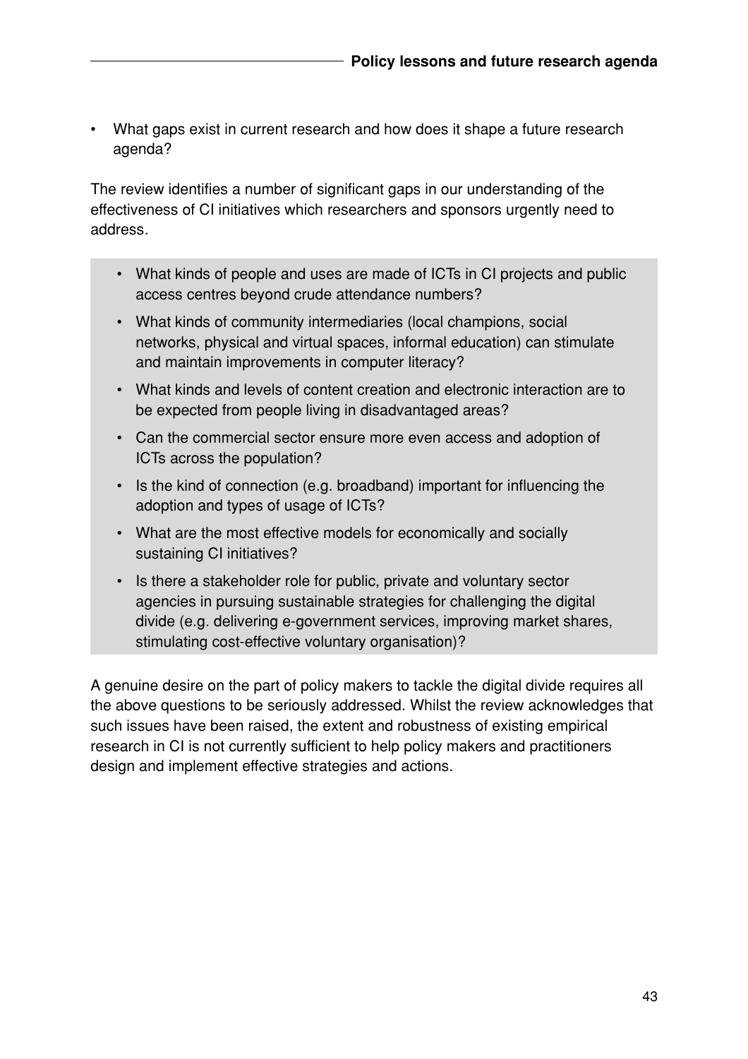- What gaps exist in current research and how does it shape a future research agenda?

The review identifies a number of significant gaps in our understanding of the effectiveness of CI initiatives which researchers and sponsors urgently need to address.

- What kinds of people and uses are made of ICTs in CI projects and public access centres beyond crude attendance numbers?
- What kinds of community intermediaries (local champions, social networks, physical and virtual spaces, informal education) can stimulate and maintain improvements in computer literacy?
- What kinds and levels of content creation and electronic interaction are to be expected from people living in disadvantaged areas?
- Can the commercial sector ensure more even access and adoption of ICTs across the population?
- Is the kind of connection (e.g. broadband) important for influencing the adoption and types of usage of ICTs?
- What are the most effective models for economically and socially sustaining CI initiatives?
- Is there a stakeholder role for public, private and voluntary sector agencies in pursuing sustainable strategies for challenging the digital divide (e.g. delivering e-government services, improving market shares, stimulating cost-effective voluntary organisation)?

A genuine desire on the part of policy makers to tackle the digital divide requires all the above questions to be seriously addressed. Whilst the review acknowledges that such issues have been raised, the extent and robustness of existing empirical research in CI is not currently sufficient to help policy makers and practitioners design and implement effective strategies and actions.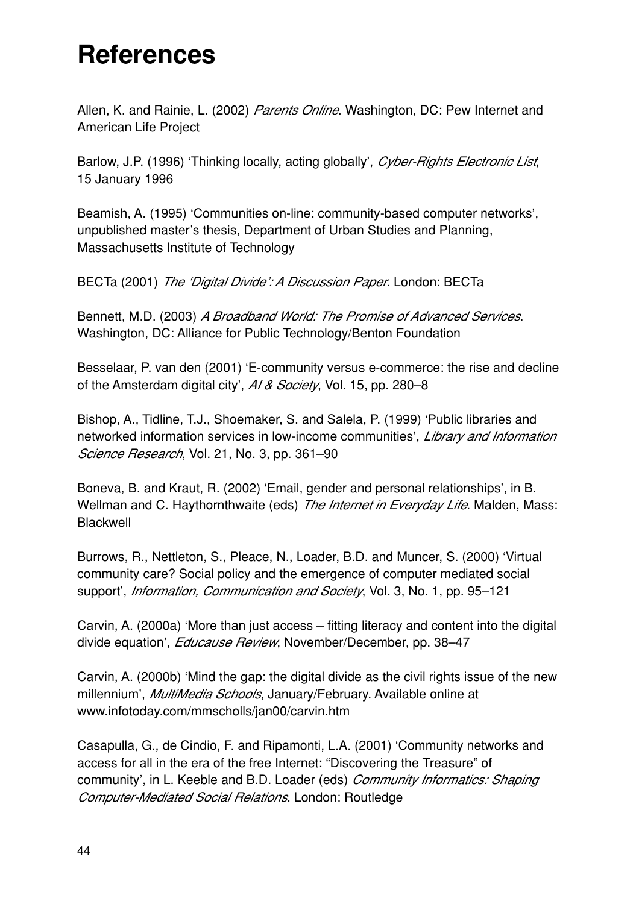# References

Allen, K. and Rainie, L. (2002) *Parents Online*. Washington, DC: Pew Internet and American Life Project

Barlow, J.P. (1996) 'Thinking locally, acting globally', *Cyber-Rights Electronic List*, 15 January 1996

Beamish, A. (1995) 'Communities on-line: community-based computer networks', unpublished master's thesis, Department of Urban Studies and Planning, Massachusetts Institute of Technology

BECTa (2001) *The 'Digital Divide': A Discussion Paper*. London: BECTa

Bennett, M.D. (2003) *A Broadband World: The Promise of Advanced Services*. Washington, DC: Alliance for Public Technology/Benton Foundation

Besselaar, P. van den (2001) 'E-community versus e-commerce: the rise and decline of the Amsterdam digital city', *AI & Society*, Vol. 15, pp. 280–8

Bishop, A., Tidline, T.J., Shoemaker, S. and Salela, P. (1999) 'Public libraries and networked information services in low-income communities', *Library and Information Science Research*, Vol. 21, No. 3, pp. 361–90

Boneva, B. and Kraut, R. (2002) 'Email, gender and personal relationships', in B. Wellman and C. Haythornthwaite (eds) *The Internet in Everyday Life*. Malden, Mass: Blackwell

Burrows, R., Nettleton, S., Pleace, N., Loader, B.D. and Muncer, S. (2000) 'Virtual community care? Social policy and the emergence of computer mediated social support', *Information, Communication and Society*, Vol. 3, No. 1, pp. 95–121

Carvin, A. (2000a) 'More than just access – fitting literacy and content into the digital divide equation', *Educause Review*, November/December, pp. 38–47

Carvin, A. (2000b) 'Mind the gap: the digital divide as the civil rights issue of the new millennium', *MultiMedia Schools*, January/February. Available online at www.infotoday.com/mmscholls/jan00/carvin.htm

Casapulla, G., de Cindio, F. and Ripamonti, L.A. (2001) 'Community networks and access for all in the era of the free Internet: "Discovering the Treasure" of community', in L. Keeble and B.D. Loader (eds) *Community Informatics: Shaping Computer-Mediated Social Relations*. London: Routledge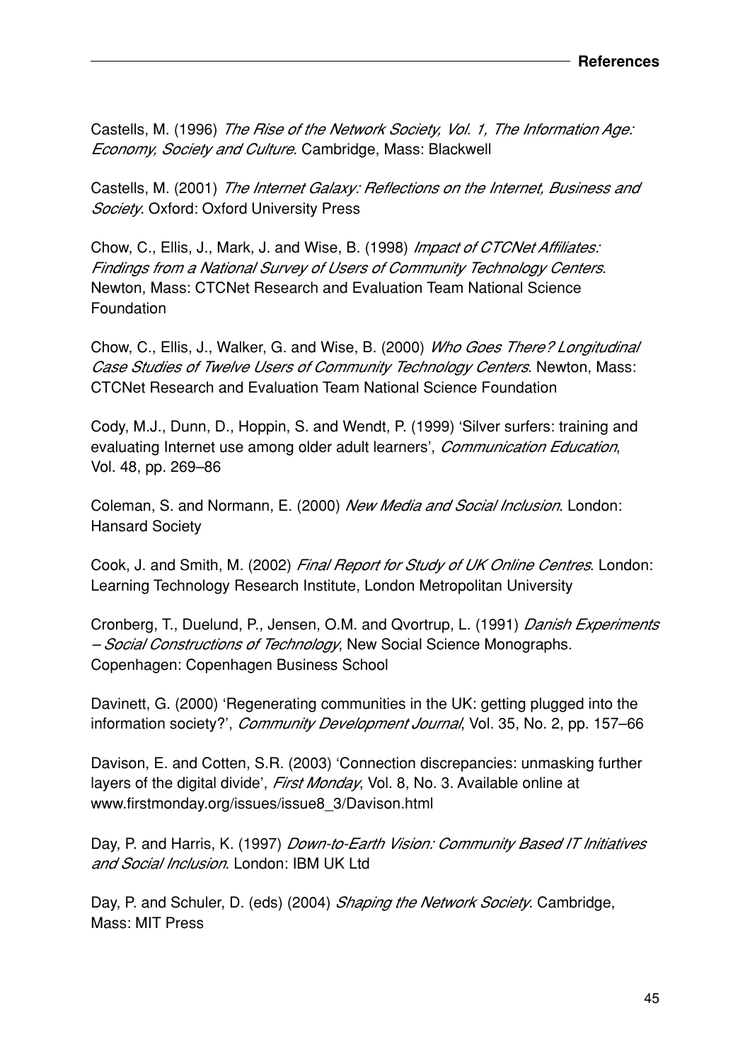Castells, M. (1996) *The Rise of the Network Society, Vol. 1, The Information Age: Economy, Society and Culture*. Cambridge, Mass: Blackwell

Castells, M. (2001) *The Internet Galaxy: Reflections on the Internet, Business and Society*. Oxford: Oxford University Press

Chow, C., Ellis, J., Mark, J. and Wise, B. (1998) *Impact of CTCNet Affiliates: Findings from a National Survey of Users of Community Technology Centers*. Newton, Mass: CTCNet Research and Evaluation Team National Science Foundation

Chow, C., Ellis, J., Walker, G. and Wise, B. (2000) *Who Goes There? Longitudinal Case Studies of Twelve Users of Community Technology Centers*. Newton, Mass: CTCNet Research and Evaluation Team National Science Foundation

Cody, M.J., Dunn, D., Hoppin, S. and Wendt, P. (1999) 'Silver surfers: training and evaluating Internet use among older adult learners', *Communication Education*, Vol. 48, pp. 269–86

Coleman, S. and Normann, E. (2000) *New Media and Social Inclusion*. London: Hansard Society

Cook, J. and Smith, M. (2002) *Final Report for Study of UK Online Centres*. London: Learning Technology Research Institute, London Metropolitan University

Cronberg, T., Duelund, P., Jensen, O.M. and Qvortrup, L. (1991) *Danish Experiments – Social Constructions of Technology*, New Social Science Monographs. Copenhagen: Copenhagen Business School

Davinett, G. (2000) 'Regenerating communities in the UK: getting plugged into the information society?', *Community Development Journal*, Vol. 35, No. 2, pp. 157–66

Davison, E. and Cotten, S.R. (2003) 'Connection discrepancies: unmasking further layers of the digital divide', *First Monday*, Vol. 8, No. 3. Available online at www.firstmonday.org/issues/issue8_3/Davison.html

Day, P. and Harris, K. (1997) *Down-to-Earth Vision: Community Based IT Initiatives and Social Inclusion*. London: IBM UK Ltd

Day, P. and Schuler, D. (eds) (2004) *Shaping the Network Society*. Cambridge, Mass: MIT Press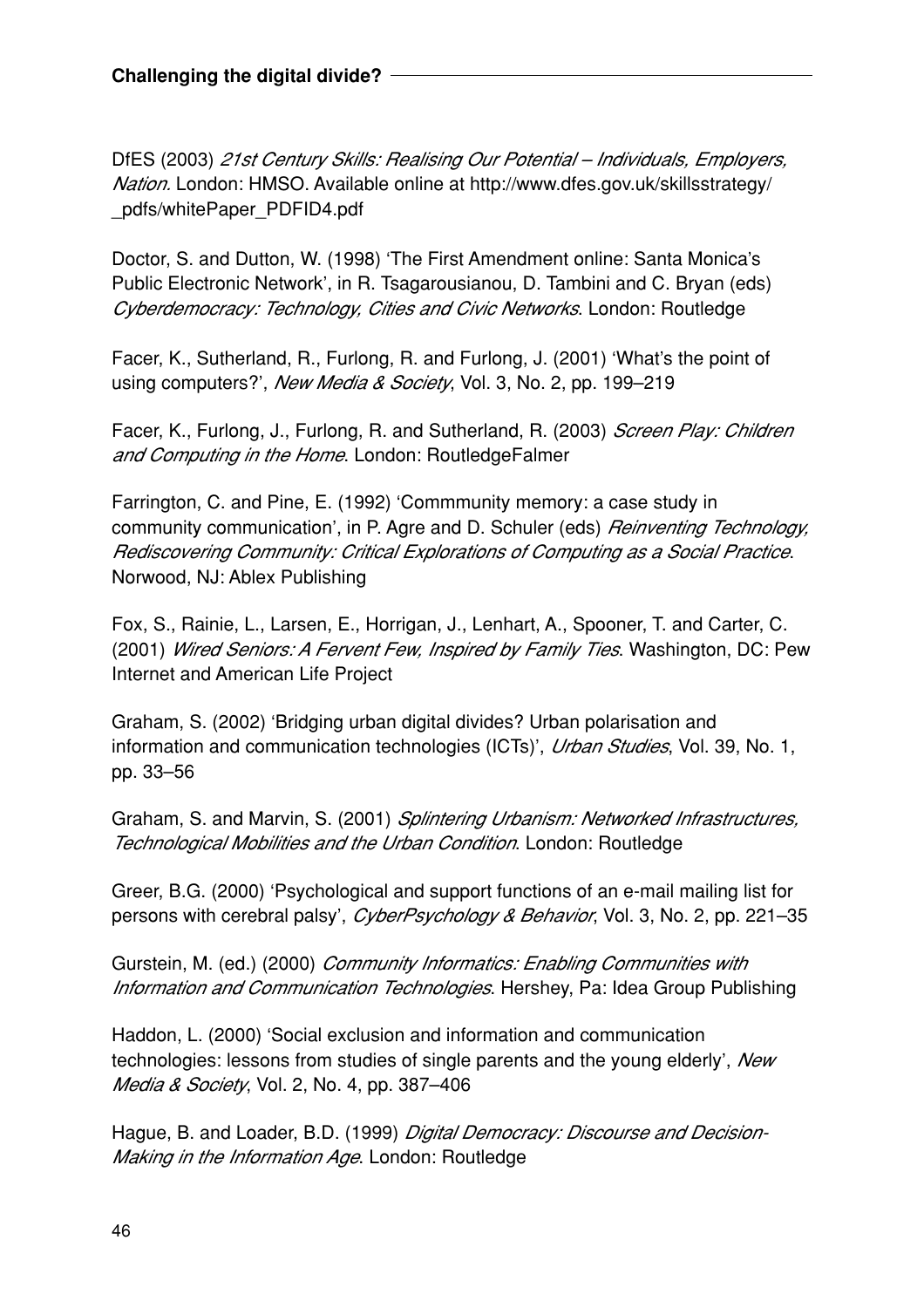DfES (2003) *21st Century Skills: Realising Our Potential – Individuals, Employers, Nation*. London: HMSO. Available online at http://www.dfes.gov.uk/skillsstrategy/_pdfs/whitePaper_PDFID4.pdf

Doctor, S. and Dutton, W. (1998) 'The First Amendment online: Santa Monica's Public Electronic Network', in R. Tsagarousianou, D. Tambini and C. Bryan (eds) *Cyberdemocracy: Technology, Cities and Civic Networks*. London: Routledge

Facer, K., Sutherland, R., Furlong, R. and Furlong, J. (2001) 'What's the point of using computers?', *New Media & Society*, Vol. 3, No. 2, pp. 199–219

Facer, K., Furlong, J., Furlong, R. and Sutherland, R. (2003) *Screen Play: Children and Computing in the Home*. London: RoutledgeFalmer

Farrington, C. and Pine, E. (1992) 'Commmunity memory: a case study in community communication', in P. Agre and D. Schuler (eds) *Reinventing Technology, Rediscovering Community: Critical Explorations of Computing as a Social Practice*. Norwood, NJ: Ablex Publishing

Fox, S., Rainie, L., Larsen, E., Horrigan, J., Lenhart, A., Spooner, T. and Carter, C. (2001) *Wired Seniors: A Fervent Few, Inspired by Family Ties*. Washington, DC: Pew Internet and American Life Project

Graham, S. (2002) 'Bridging urban digital divides? Urban polarisation and information and communication technologies (ICTs)', *Urban Studies*, Vol. 39, No. 1, pp. 33–56

Graham, S. and Marvin, S. (2001) *Splintering Urbanism: Networked Infrastructures, Technological Mobilities and the Urban Condition*. London: Routledge

Greer, B.G. (2000) 'Psychological and support functions of an e-mail mailing list for persons with cerebral palsy', *CyberPsychology & Behavior*, Vol. 3, No. 2, pp. 221–35

Gurstein, M. (ed.) (2000) *Community Informatics: Enabling Communities with Information and Communication Technologies*. Hershey, Pa: Idea Group Publishing

Haddon, L. (2000) 'Social exclusion and information and communication technologies: lessons from studies of single parents and the young elderly', *New Media & Society*, Vol. 2, No. 4, pp. 387–406

Hague, B. and Loader, B.D. (1999) *Digital Democracy: Discourse and Decision-Making in the Information Age*. London: Routledge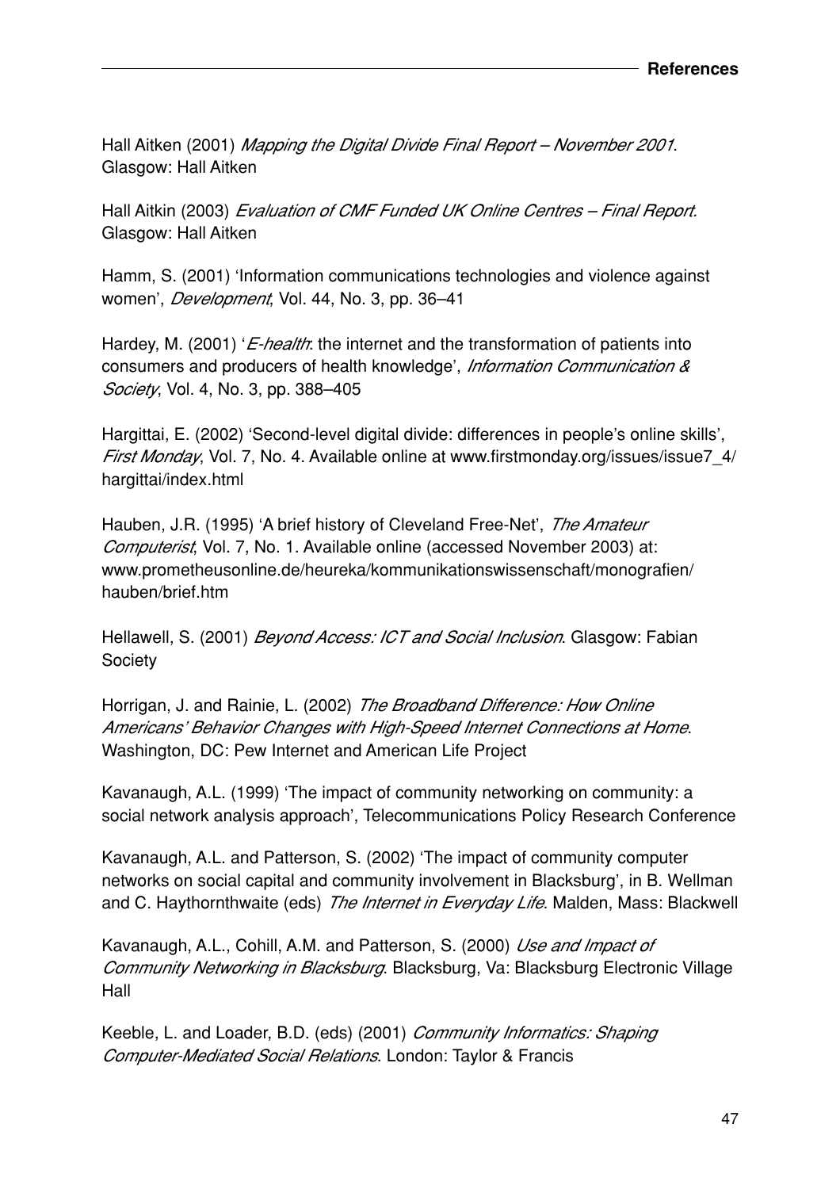Hall Aitken (2001) *Mapping the Digital Divide Final Report – November 2001*. Glasgow: Hall Aitken

Hall Aitkin (2003) *Evaluation of CMF Funded UK Online Centres – Final Report*. Glasgow: Hall Aitken

Hamm, S. (2001) 'Information communications technologies and violence against women', *Development*, Vol. 44, No. 3, pp. 36–41

Hardey, M. (2001) '*E-health*: the internet and the transformation of patients into consumers and producers of health knowledge', *Information Communication & Society*, Vol. 4, No. 3, pp. 388–405

Hargittai, E. (2002) 'Second-level digital divide: differences in people's online skills', *First Monday*, Vol. 7, No. 4. Available online at www.firstmonday.org/issues/issue7_4/hargittai/index.html

Hauben, J.R. (1995) 'A brief history of Cleveland Free-Net', *The Amateur Computerist*, Vol. 7, No. 1. Available online (accessed November 2003) at: www.prometheusonline.de/heureka/kommunikationswissenschaft/monografien/hauben/brief.htm

Hellawell, S. (2001) *Beyond Access: ICT and Social Inclusion*. Glasgow: Fabian Society

Horrigan, J. and Rainie, L. (2002) *The Broadband Difference: How Online Americans' Behavior Changes with High-Speed Internet Connections at Home*. Washington, DC: Pew Internet and American Life Project

Kavanaugh, A.L. (1999) 'The impact of community networking on community: a social network analysis approach', Telecommunications Policy Research Conference

Kavanaugh, A.L. and Patterson, S. (2002) 'The impact of community computer networks on social capital and community involvement in Blacksburg', in B. Wellman and C. Haythornthwaite (eds) *The Internet in Everyday Life*. Malden, Mass: Blackwell

Kavanaugh, A.L., Cohill, A.M. and Patterson, S. (2000) *Use and Impact of Community Networking in Blacksburg*. Blacksburg, Va: Blacksburg Electronic Village Hall

Keeble, L. and Loader, B.D. (eds) (2001) *Community Informatics: Shaping Computer-Mediated Social Relations*. London: Taylor & Francis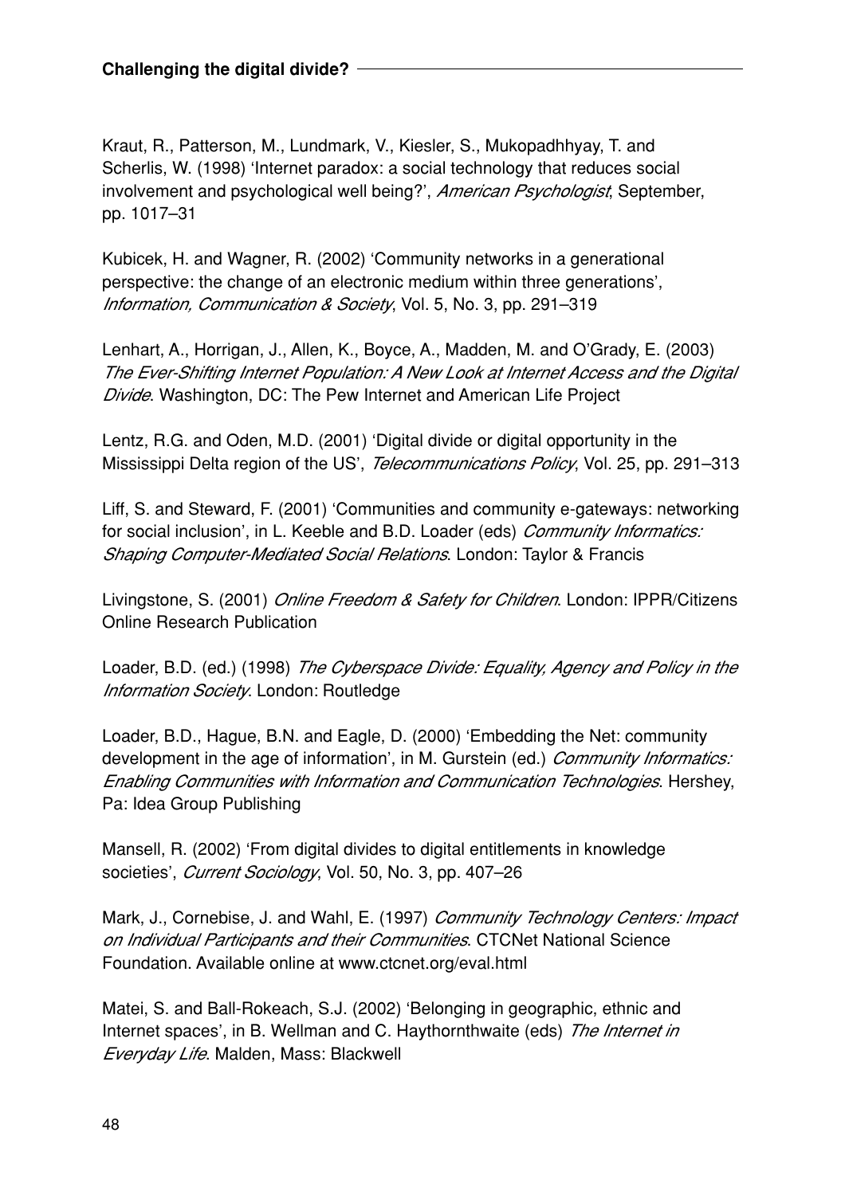Kraut, R., Patterson, M., Lundmark, V., Kiesler, S., Mukopadhhyay, T. and Scherlis, W. (1998) 'Internet paradox: a social technology that reduces social involvement and psychological well being?', *American Psychologist*, September, pp. 1017–31

Kubicek, H. and Wagner, R. (2002) 'Community networks in a generational perspective: the change of an electronic medium within three generations', *Information, Communication & Society*, Vol. 5, No. 3, pp. 291–319

Lenhart, A., Horrigan, J., Allen, K., Boyce, A., Madden, M. and O'Grady, E. (2003) *The Ever-Shifting Internet Population: A New Look at Internet Access and the Digital Divide*. Washington, DC: The Pew Internet and American Life Project

Lentz, R.G. and Oden, M.D. (2001) 'Digital divide or digital opportunity in the Mississippi Delta region of the US', *Telecommunications Policy*, Vol. 25, pp. 291–313

Liff, S. and Steward, F. (2001) 'Communities and community e-gateways: networking for social inclusion', in L. Keeble and B.D. Loader (eds) *Community Informatics: Shaping Computer-Mediated Social Relations*. London: Taylor & Francis

Livingstone, S. (2001) *Online Freedom & Safety for Children*. London: IPPR/Citizens Online Research Publication

Loader, B.D. (ed.) (1998) *The Cyberspace Divide: Equality, Agency and Policy in the Information Society*. London: Routledge

Loader, B.D., Hague, B.N. and Eagle, D. (2000) 'Embedding the Net: community development in the age of information', in M. Gurstein (ed.) *Community Informatics: Enabling Communities with Information and Communication Technologies*. Hershey, Pa: Idea Group Publishing

Mansell, R. (2002) 'From digital divides to digital entitlements in knowledge societies', *Current Sociology*, Vol. 50, No. 3, pp. 407–26

Mark, J., Cornebise, J. and Wahl, E. (1997) *Community Technology Centers: Impact on Individual Participants and their Communities*. CTCNet National Science Foundation. Available online at www.ctcnet.org/eval.html

Matei, S. and Ball-Rokeach, S.J. (2002) 'Belonging in geographic, ethnic and Internet spaces', in B. Wellman and C. Haythornthwaite (eds) *The Internet in Everyday Life*. Malden, Mass: Blackwell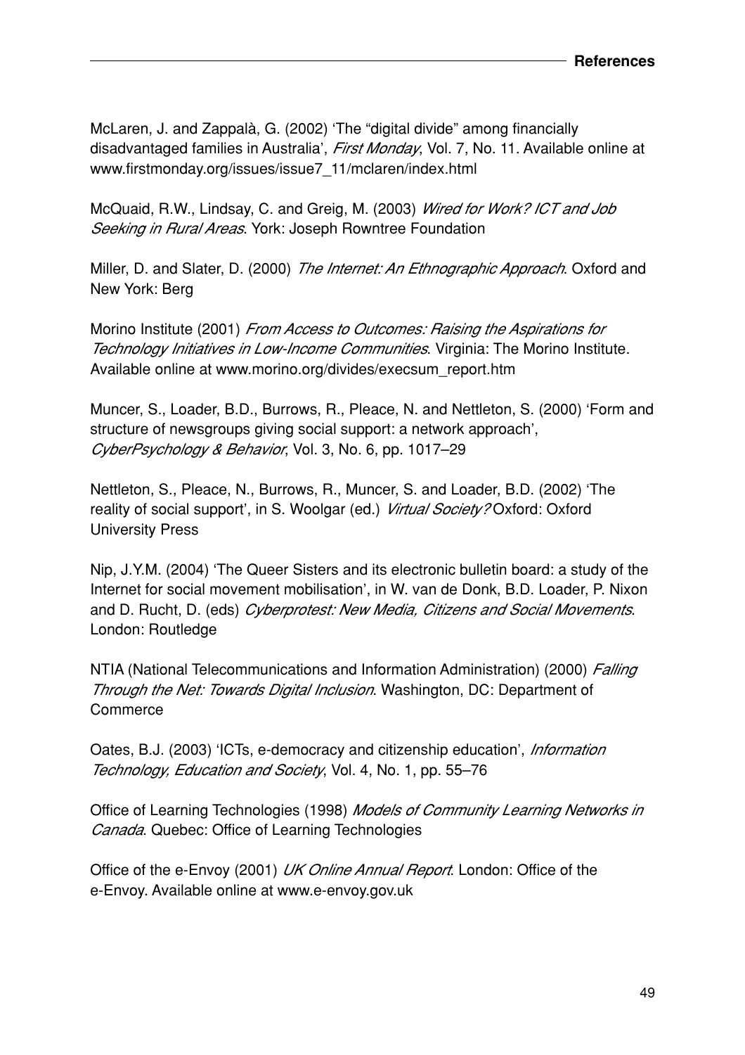McLaren, J. and Zappalà, G. (2002) 'The "digital divide" among financially disadvantaged families in Australia', *First Monday*, Vol. 7, No. 11. Available online at www.firstmonday.org/issues/issue7_11/mclaren/index.html

McQuaid, R.W., Lindsay, C. and Greig, M. (2003) *Wired for Work? ICT and Job Seeking in Rural Areas*. York: Joseph Rowntree Foundation

Miller, D. and Slater, D. (2000) *The Internet: An Ethnographic Approach*. Oxford and New York: Berg

Morino Institute (2001) *From Access to Outcomes: Raising the Aspirations for Technology Initiatives in Low-Income Communities*. Virginia: The Morino Institute. Available online at www.morino.org/divides/execsum_report.htm

Muncer, S., Loader, B.D., Burrows, R., Pleace, N. and Nettleton, S. (2000) 'Form and structure of newsgroups giving social support: a network approach', *CyberPsychology & Behavior*, Vol. 3, No. 6, pp. 1017–29

Nettleton, S., Pleace, N., Burrows, R., Muncer, S. and Loader, B.D. (2002) 'The reality of social support', in S. Woolgar (ed.) *Virtual Society?* Oxford: Oxford University Press

Nip, J.Y.M. (2004) 'The Queer Sisters and its electronic bulletin board: a study of the Internet for social movement mobilisation', in W. van de Donk, B.D. Loader, P. Nixon and D. Rucht, D. (eds) *Cyberprotest: New Media, Citizens and Social Movements*. London: Routledge

NTIA (National Telecommunications and Information Administration) (2000) *Falling Through the Net: Towards Digital Inclusion*. Washington, DC: Department of Commerce

Oates, B.J. (2003) 'ICTs, e-democracy and citizenship education', *Information Technology, Education and Society*, Vol. 4, No. 1, pp. 55–76

Office of Learning Technologies (1998) *Models of Community Learning Networks in Canada*. Quebec: Office of Learning Technologies

Office of the e-Envoy (2001) *UK Online Annual Report*. London: Office of the e-Envoy. Available online at www.e-envoy.gov.uk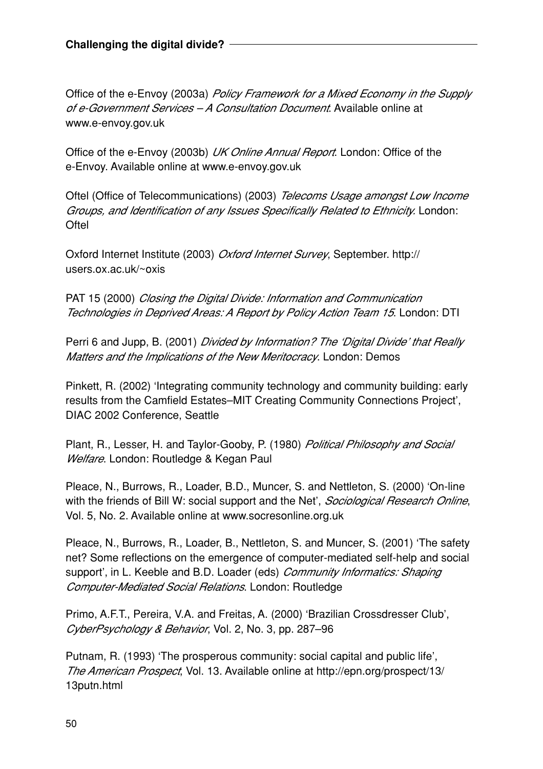Office of the e-Envoy (2003a) *Policy Framework for a Mixed Economy in the Supply of e-Government Services – A Consultation Document*. Available online at www.e-envoy.gov.uk

Office of the e-Envoy (2003b) *UK Online Annual Report*. London: Office of the e-Envoy. Available online at www.e-envoy.gov.uk

Oftel (Office of Telecommunications) (2003) *Telecoms Usage amongst Low Income Groups, and Identification of any Issues Specifically Related to Ethnicity*. London: Oftel

Oxford Internet Institute (2003) *Oxford Internet Survey*, September. http://users.ox.ac.uk/~oxis

PAT 15 (2000) *Closing the Digital Divide: Information and Communication Technologies in Deprived Areas: A Report by Policy Action Team 15*. London: DTI

Perri 6 and Jupp, B. (2001) *Divided by Information? The 'Digital Divide' that Really Matters and the Implications of the New Meritocracy*. London: Demos

Pinkett, R. (2002) 'Integrating community technology and community building: early results from the Camfield Estates–MIT Creating Community Connections Project', DIAC 2002 Conference, Seattle

Plant, R., Lesser, H. and Taylor-Gooby, P. (1980) *Political Philosophy and Social Welfare*. London: Routledge & Kegan Paul

Pleace, N., Burrows, R., Loader, B.D., Muncer, S. and Nettleton, S. (2000) 'On-line with the friends of Bill W: social support and the Net', *Sociological Research Online*, Vol. 5, No. 2. Available online at www.socresonline.org.uk

Pleace, N., Burrows, R., Loader, B., Nettleton, S. and Muncer, S. (2001) 'The safety net? Some reflections on the emergence of computer-mediated self-help and social support', in L. Keeble and B.D. Loader (eds) *Community Informatics: Shaping Computer-Mediated Social Relations*. London: Routledge

Primo, A.F.T., Pereira, V.A. and Freitas, A. (2000) 'Brazilian Crossdresser Club', *CyberPsychology & Behavior*, Vol. 2, No. 3, pp. 287–96

Putnam, R. (1993) 'The prosperous community: social capital and public life', *The American Prospect*, Vol. 13. Available online at http://epn.org/prospect/13/13putn.html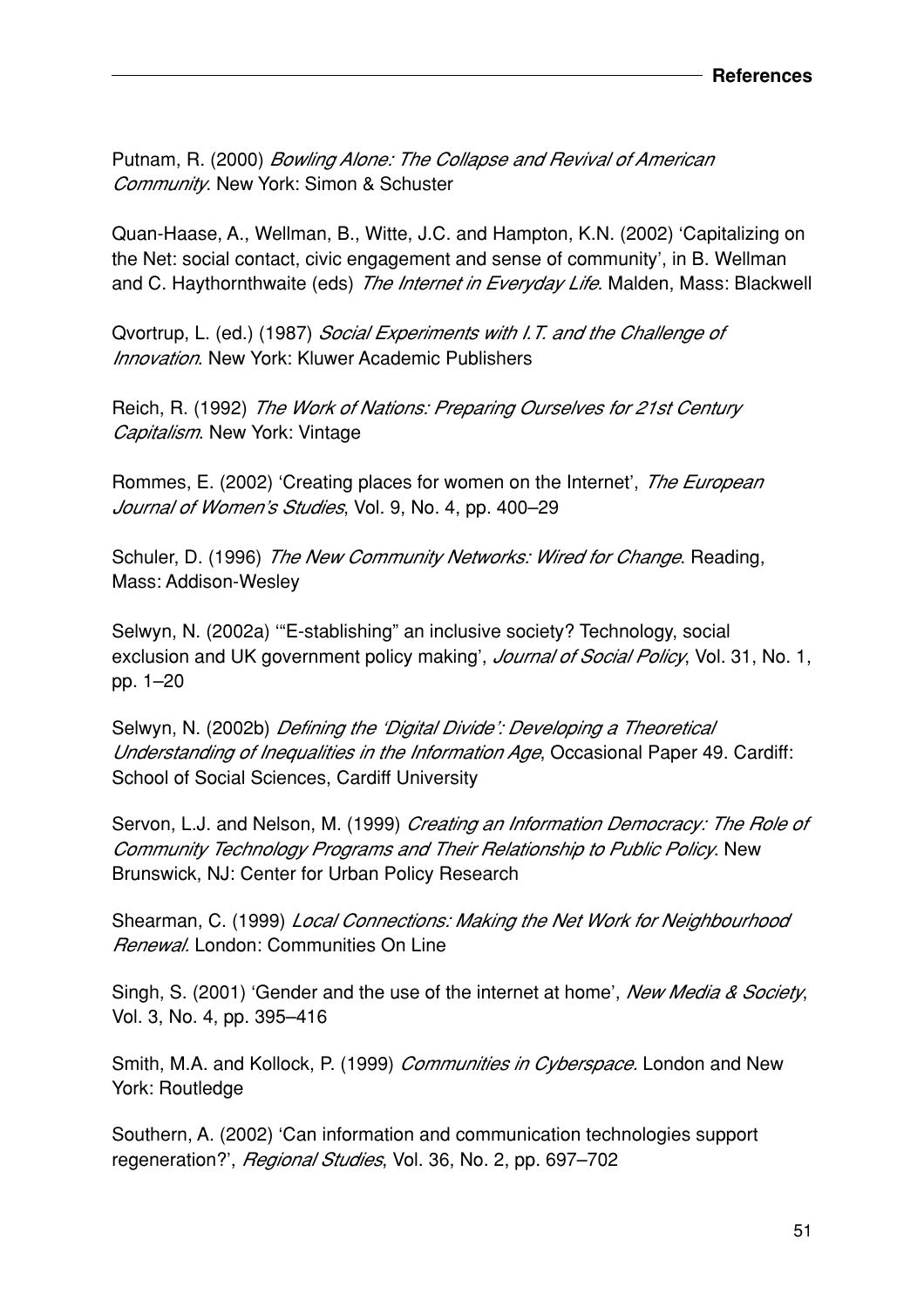Putnam, R. (2000) *Bowling Alone: The Collapse and Revival of American Community*. New York: Simon & Schuster

Quan-Haase, A., Wellman, B., Witte, J.C. and Hampton, K.N. (2002) 'Capitalizing on the Net: social contact, civic engagement and sense of community', in B. Wellman and C. Haythornthwaite (eds) *The Internet in Everyday Life*. Malden, Mass: Blackwell

Qvortrup, L. (ed.) (1987) *Social Experiments with I.T. and the Challenge of Innovation*. New York: Kluwer Academic Publishers

Reich, R. (1992) *The Work of Nations: Preparing Ourselves for 21st Century Capitalism*. New York: Vintage

Rommes, E. (2002) 'Creating places for women on the Internet', *The European Journal of Women's Studies*, Vol. 9, No. 4, pp. 400–29

Schuler, D. (1996) *The New Community Networks: Wired for Change*. Reading, Mass: Addison-Wesley

Selwyn, N. (2002a) '"E-stablishing" an inclusive society? Technology, social exclusion and UK government policy making', *Journal of Social Policy*, Vol. 31, No. 1, pp. 1–20

Selwyn, N. (2002b) *Defining the 'Digital Divide': Developing a Theoretical Understanding of Inequalities in the Information Age*, Occasional Paper 49. Cardiff: School of Social Sciences, Cardiff University

Servon, L.J. and Nelson, M. (1999) *Creating an Information Democracy: The Role of Community Technology Programs and Their Relationship to Public Policy*. New Brunswick, NJ: Center for Urban Policy Research

Shearman, C. (1999) *Local Connections: Making the Net Work for Neighbourhood Renewal*. London: Communities On Line

Singh, S. (2001) 'Gender and the use of the internet at home', *New Media & Society*, Vol. 3, No. 4, pp. 395–416

Smith, M.A. and Kollock, P. (1999) *Communities in Cyberspace.* London and New York: Routledge

Southern, A. (2002) 'Can information and communication technologies support regeneration?', *Regional Studies*, Vol. 36, No. 2, pp. 697–702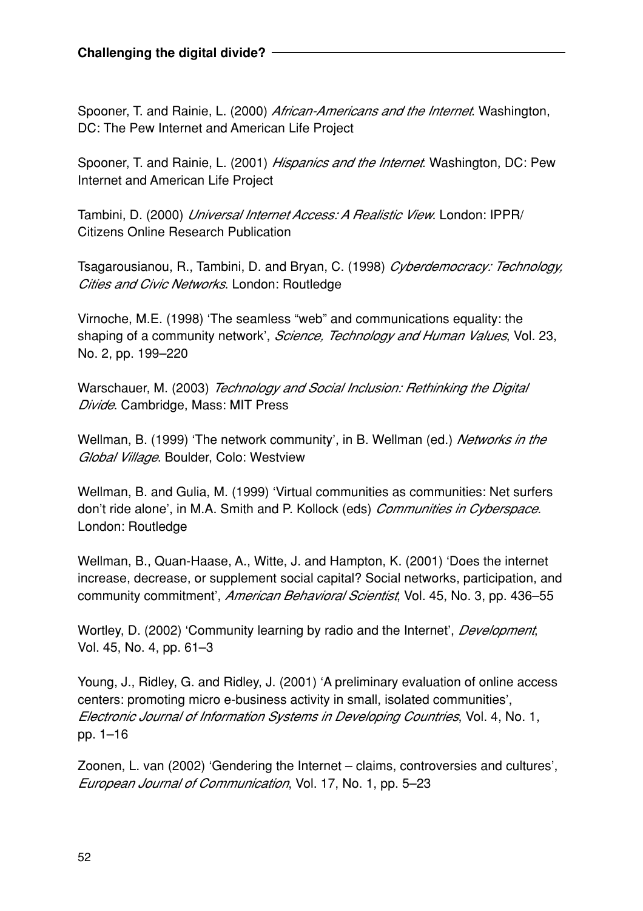Spooner, T. and Rainie, L. (2000) *African-Americans and the Internet*. Washington, DC: The Pew Internet and American Life Project

Spooner, T. and Rainie, L. (2001) *Hispanics and the Internet*. Washington, DC: Pew Internet and American Life Project

Tambini, D. (2000) *Universal Internet Access: A Realistic View*. London: IPPR/ Citizens Online Research Publication

Tsagarousianou, R., Tambini, D. and Bryan, C. (1998) *Cyberdemocracy: Technology, Cities and Civic Networks*. London: Routledge

Virnoche, M.E. (1998) 'The seamless "web" and communications equality: the shaping of a community network', *Science, Technology and Human Values*, Vol. 23, No. 2, pp. 199–220

Warschauer, M. (2003) *Technology and Social Inclusion: Rethinking the Digital Divide*. Cambridge, Mass: MIT Press

Wellman, B. (1999) 'The network community', in B. Wellman (ed.) *Networks in the Global Village*. Boulder, Colo: Westview

Wellman, B. and Gulia, M. (1999) 'Virtual communities as communities: Net surfers don't ride alone', in M.A. Smith and P. Kollock (eds) *Communities in Cyberspace.* London: Routledge

Wellman, B., Quan-Haase, A., Witte, J. and Hampton, K. (2001) 'Does the internet increase, decrease, or supplement social capital? Social networks, participation, and community commitment', *American Behavioral Scientist*, Vol. 45, No. 3, pp. 436–55

Wortley, D. (2002) 'Community learning by radio and the Internet', *Development*, Vol. 45, No. 4, pp. 61–3

Young, J., Ridley, G. and Ridley, J. (2001) 'A preliminary evaluation of online access centers: promoting micro e-business activity in small, isolated communities', *Electronic Journal of Information Systems in Developing Countries*, Vol. 4, No. 1, pp. 1–16

Zoonen, L. van (2002) 'Gendering the Internet – claims, controversies and cultures', *European Journal of Communication*, Vol. 17, No. 1, pp. 5–23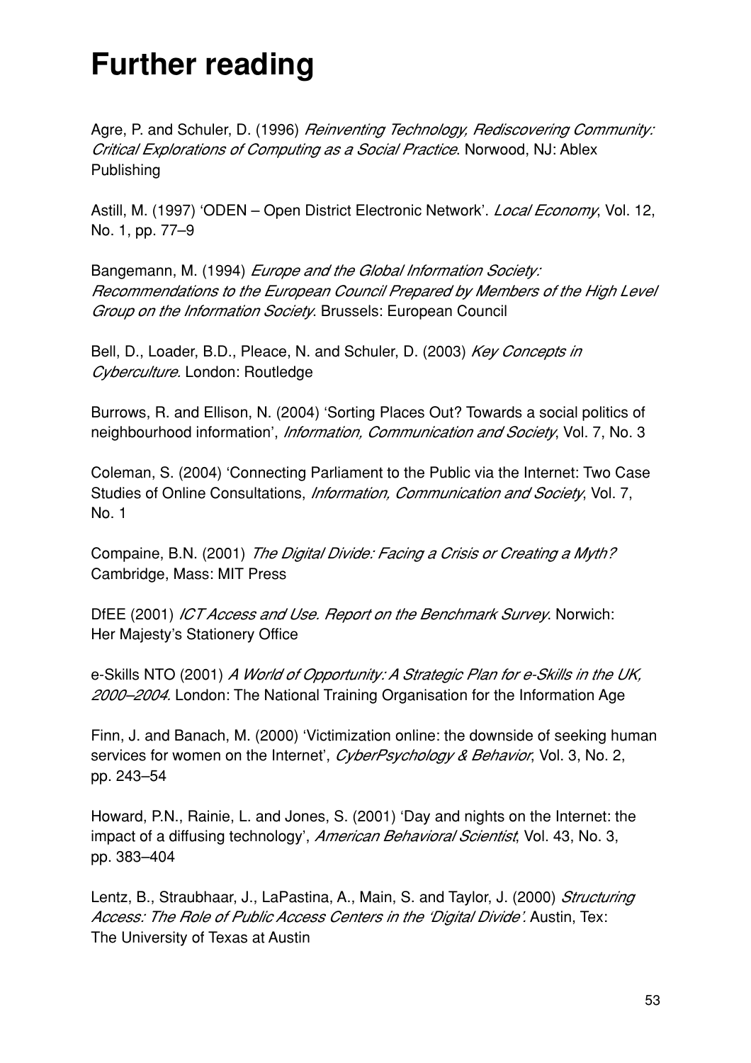# Further reading

Agre, P. and Schuler, D. (1996) *Reinventing Technology, Rediscovering Community: Critical Explorations of Computing as a Social Practice*. Norwood, NJ: Ablex Publishing

Astill, M. (1997) 'ODEN – Open District Electronic Network'. *Local Economy*, Vol. 12, No. 1, pp. 77–9

Bangemann, M. (1994) *Europe and the Global Information Society: Recommendations to the European Council Prepared by Members of the High Level Group on the Information Society*. Brussels: European Council

Bell, D., Loader, B.D., Pleace, N. and Schuler, D. (2003) *Key Concepts in Cyberculture*. London: Routledge

Burrows, R. and Ellison, N. (2004) 'Sorting Places Out? Towards a social politics of neighbourhood information', *Information, Communication and Society*, Vol. 7, No. 3

Coleman, S. (2004) 'Connecting Parliament to the Public via the Internet: Two Case Studies of Online Consultations, *Information, Communication and Society*, Vol. 7, No. 1

Compaine, B.N. (2001) *The Digital Divide: Facing a Crisis or Creating a Myth?* Cambridge, Mass: MIT Press

DfEE (2001) *ICT Access and Use. Report on the Benchmark Survey*. Norwich: Her Majesty's Stationery Office

e-Skills NTO (2001) *A World of Opportunity: A Strategic Plan for e-Skills in the UK, 2000–2004.* London: The National Training Organisation for the Information Age

Finn, J. and Banach, M. (2000) 'Victimization online: the downside of seeking human services for women on the Internet', *CyberPsychology & Behavior*, Vol. 3, No. 2, pp. 243–54

Howard, P.N., Rainie, L. and Jones, S. (2001) 'Day and nights on the Internet: the impact of a diffusing technology', *American Behavioral Scientist*, Vol. 43, No. 3, pp. 383–404

Lentz, B., Straubhaar, J., LaPastina, A., Main, S. and Taylor, J. (2000) *Structuring Access: The Role of Public Access Centers in the 'Digital Divide'.* Austin, Tex: The University of Texas at Austin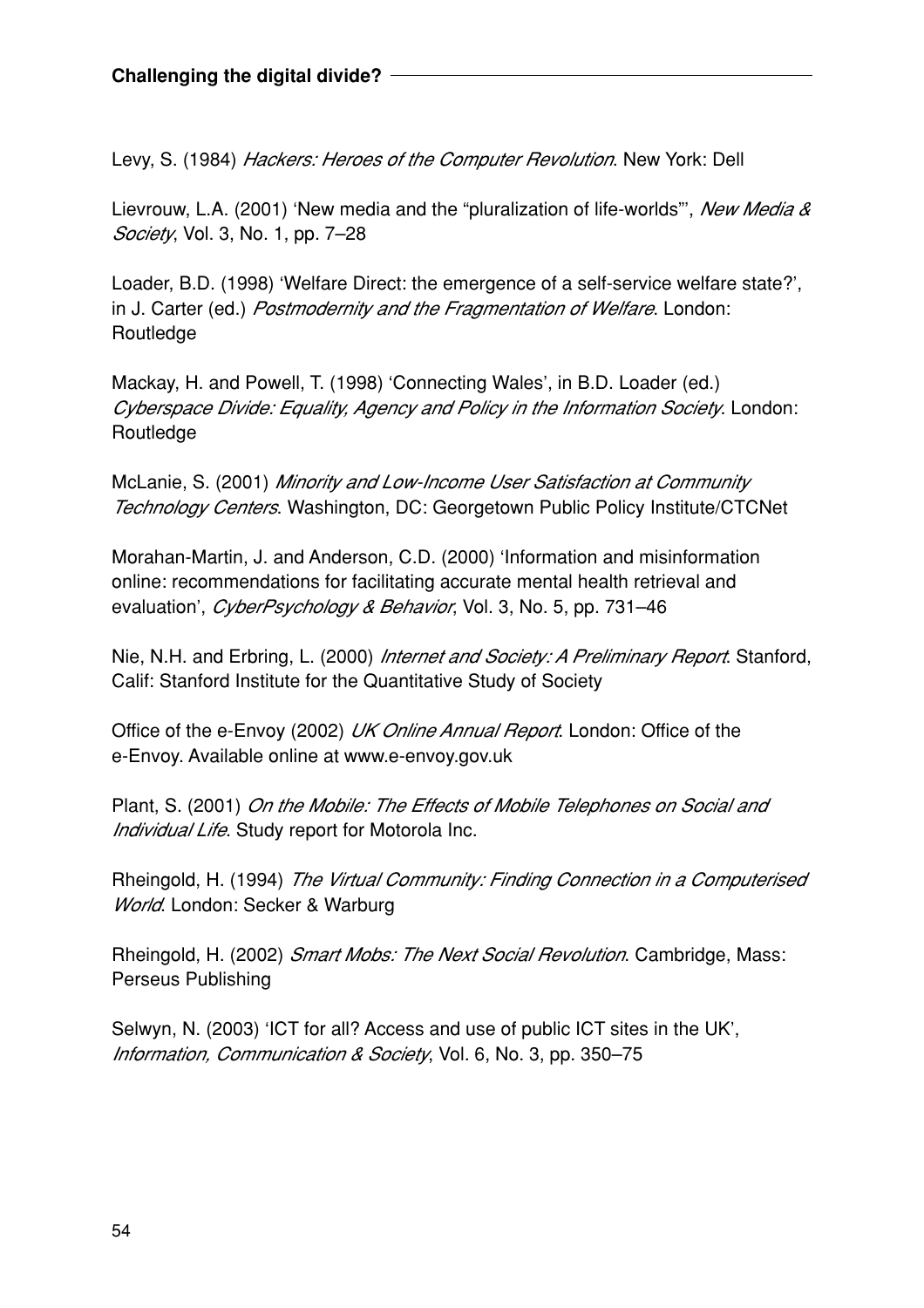Levy, S. (1984) *Hackers: Heroes of the Computer Revolution*. New York: Dell

Lievrouw, L.A. (2001) 'New media and the "pluralization of life-worlds"', *New Media & Society*, Vol. 3, No. 1, pp. 7–28

Loader, B.D. (1998) 'Welfare Direct: the emergence of a self-service welfare state?', in J. Carter (ed.) *Postmodernity and the Fragmentation of Welfare*. London: Routledge

Mackay, H. and Powell, T. (1998) 'Connecting Wales', in B.D. Loader (ed.) *Cyberspace Divide: Equality, Agency and Policy in the Information Society*. London: Routledge

McLanie, S. (2001) *Minority and Low-Income User Satisfaction at Community Technology Centers*. Washington, DC: Georgetown Public Policy Institute/CTCNet

Morahan-Martin, J. and Anderson, C.D. (2000) 'Information and misinformation online: recommendations for facilitating accurate mental health retrieval and evaluation', *CyberPsychology & Behavior*, Vol. 3, No. 5, pp. 731–46

Nie, N.H. and Erbring, L. (2000) *Internet and Society: A Preliminary Report*. Stanford, Calif: Stanford Institute for the Quantitative Study of Society

Office of the e-Envoy (2002) *UK Online Annual Report*. London: Office of the e-Envoy. Available online at www.e-envoy.gov.uk

Plant, S. (2001) *On the Mobile: The Effects of Mobile Telephones on Social and Individual Life*. Study report for Motorola Inc.

Rheingold, H. (1994) *The Virtual Community: Finding Connection in a Computerised World*. London: Secker & Warburg

Rheingold, H. (2002) *Smart Mobs: The Next Social Revolution*. Cambridge, Mass: Perseus Publishing

Selwyn, N. (2003) 'ICT for all? Access and use of public ICT sites in the UK', *Information, Communication & Society*, Vol. 6, No. 3, pp. 350–75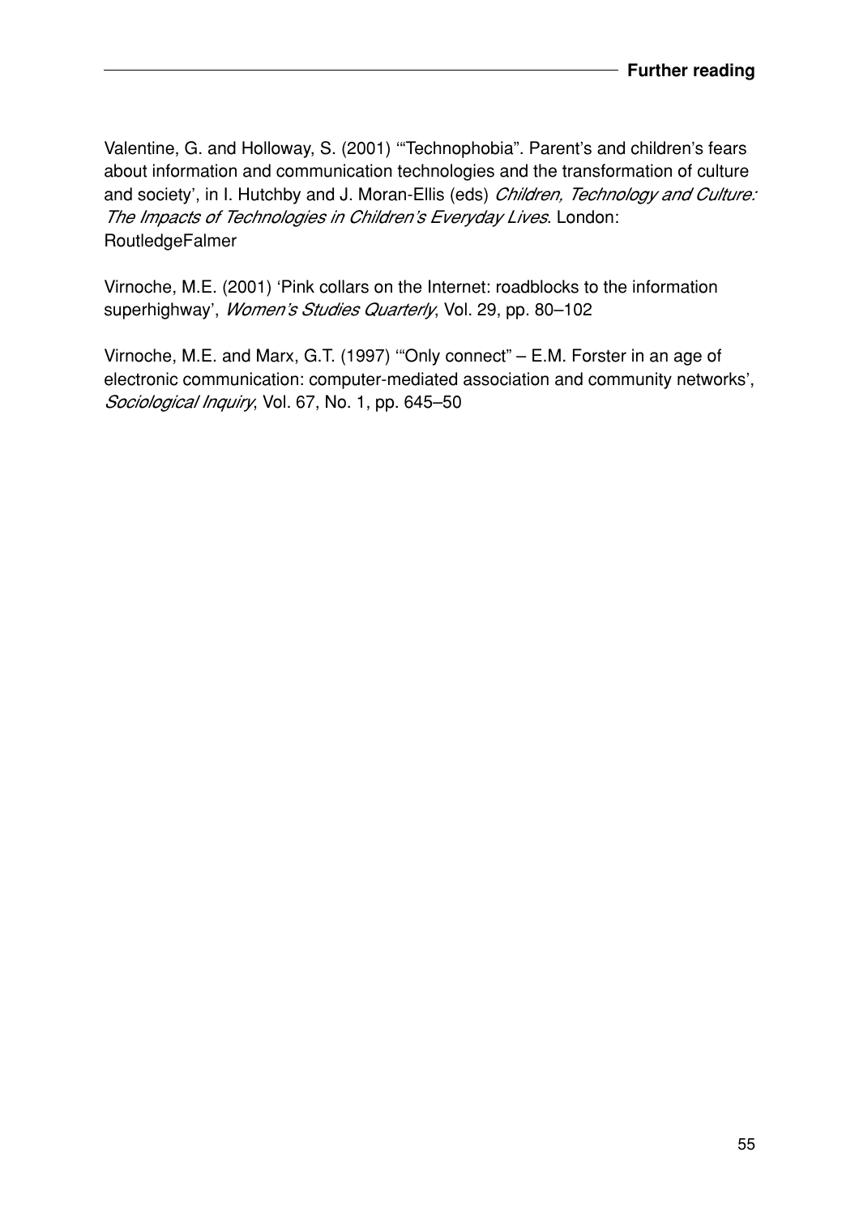Valentine, G. and Holloway, S. (2001) '"Technophobia". Parent's and children's fears about information and communication technologies and the transformation of culture and society', in I. Hutchby and J. Moran-Ellis (eds) *Children, Technology and Culture: The Impacts of Technologies in Children's Everyday Lives*. London: RoutledgeFalmer

Virnoche, M.E. (2001) 'Pink collars on the Internet: roadblocks to the information superhighway', *Women's Studies Quarterly*, Vol. 29, pp. 80–102

Virnoche, M.E. and Marx, G.T. (1997) '"Only connect" – E.M. Forster in an age of electronic communication: computer-mediated association and community networks', *Sociological Inquiry*, Vol. 67, No. 1, pp. 645–50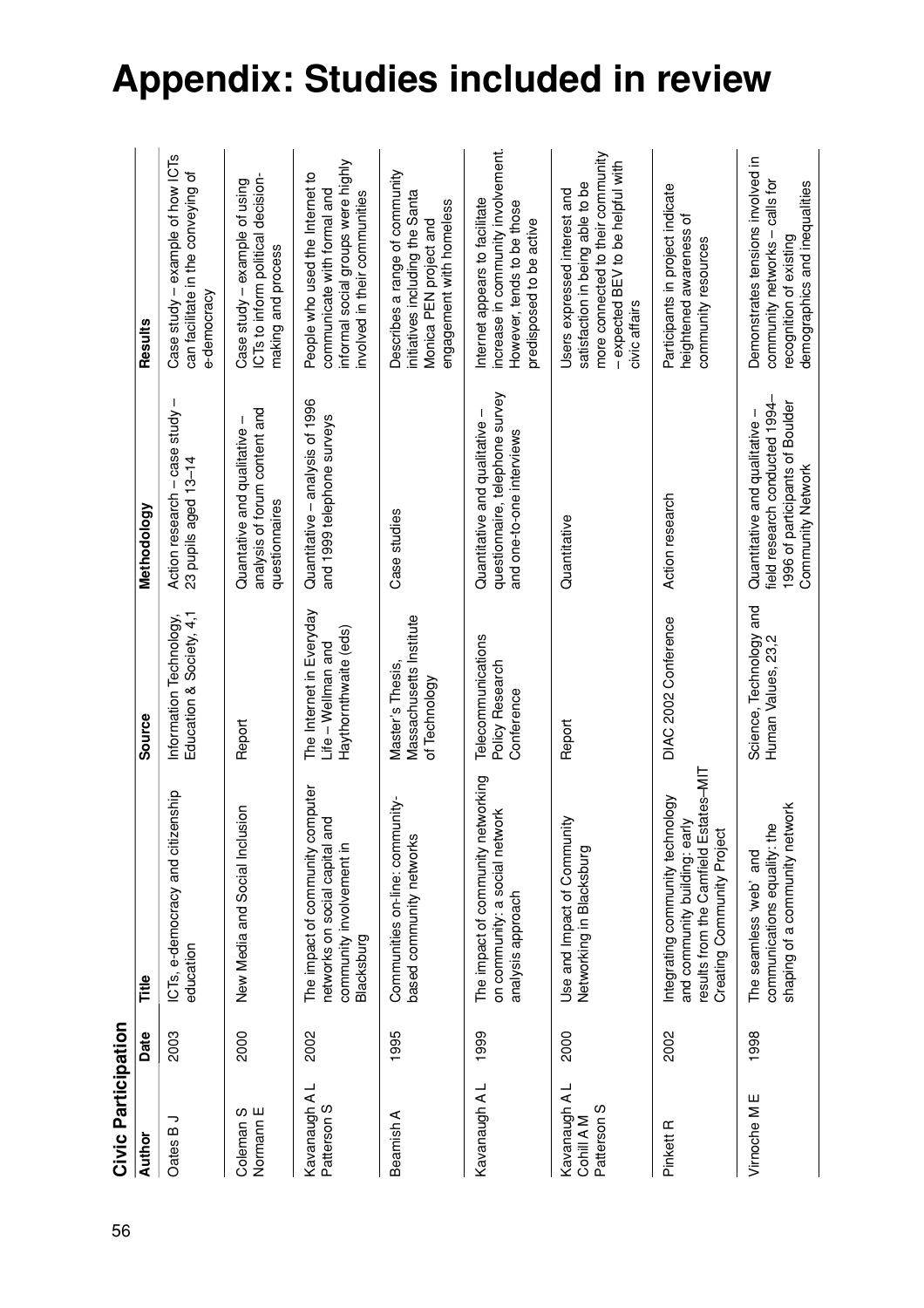# Appendix: Studies included in review

## Civic Participation

| Author | Date | Title | Source | Methodology | Results |
|---|---|---|---|---|---|
| Oates B J | 2003 | ICTs, e-democracy and citizenship education | Information Technology, Education & Society, 4,1 | Action research – case study – 23 pupils aged 13–14 | Case study – example of how ICTs can facilitate in the conveying of e-democracy |
| Coleman S Normann E | 2000 | New Media and Social Inclusion | Report | Quantative and qualitative – analysis of forum content and questionnaires | Case study – example of using ICTs to inform political decision-making and process |
| Kavanaugh A L Patterson S | 2002 | The impact of community computer networks on social capital and community involvement in Blacksburg | The Internet in Everyday Life – Wellman and Haythornthwaite (eds) | Quantitative – analysis of 1996 and 1999 telephone surveys | People who used the Internet to communicate with formal and informal social groups were highly involved in their communities |
| Beamish A | 1995 | Communities on-line: community-based community networks | Master's Thesis, Massachusetts Institute of Technology | Case studies | Describes a range of community initiatives including the Santa Monica PEN project and engagement with homeless |
| Kavanaugh A L | 1999 | The impact of community networking on community: a social network analysis approach | Telecommunications Policy Research Conference | Quantitative and qualitative – questionnaire, telephone survey and one-to-one interviews | Internet appears to facilitate increase in community involvement. However, tends to be those predisposed to be active |
| Kavanaugh A L Cohill A M Patterson S | 2000 | Use and Impact of Community Networking in Blacksburg | Report | Quantitative | Users expressed interest and satisfaction in being able to be more connected to their community – expected BEV to be helpful with civic affairs |
| Pinkett R | 2002 | Integrating community technology and community building: early results from the Camfield Estates–MIT Creating Community Project | DIAC 2002 Conference | Action research | Participants in project indicate heightened awareness of community resources |
| Virnoche M E | 1998 | The seamless 'web' and communications equality: the shaping of a community network | Science, Technology and Human Values, 23,2 | Quantitative and qualitative – field research conducted 1994–1996 of participants of Boulder Community Network | Demonstrates tensions involved in community networks – calls for recognition of existing demographics and inequalities |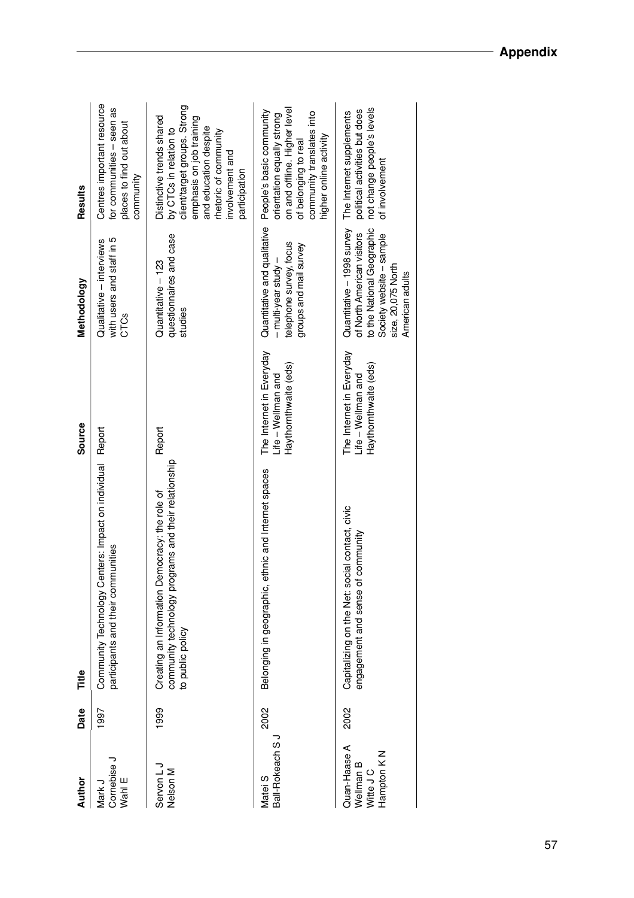| Author | Date | Title | Source | Methodology | Results |
|---|---|---|---|---|---|
| Mark J<br>Cornebise J<br>Wahl E | 1997 | Community Technology Centers: Impact on individual participants and their communities | Report | Qualitative – interviews with users and staff in 5 CTCs | Centres important resource for communities – seen as places to find out about community |
| Servon L J<br>Nelson M | 1999 | Creating an Information Democracy: the role of community technology programs and their relationship to public policy | Report | Quantitative – 123 questionnaires and case studies | Distinctive trends shared by CTCs in relation to client/target groups. Strong emphasis on job training and education despite rhetoric of community involvement and participation |
| Matei S<br>Ball-Rokeach S J | 2002 | Belonging in geographic, ethnic and Internet spaces | The Internet in Everyday Life – Wellman and Haythornthwaite (eds) | Quantitative and qualitative – multi-year study – telephone survey, focus groups and mail survey | People's basic community orientation equally strong on and offline. Higher level of belonging to real community translates into higher online activity |
| Quan-Haase A<br>Wellman B<br>Witte J C<br>Hampton K N | 2002 | Capitalizing on the Net: social contact, civic engagement and sense of community | The Internet in Everyday Life – Wellman and Haythornthwaite (eds) | Quantitative – 1998 survey of North American visitors to the National Geographic Society website – sample size, 20,075 North American adults | The Internet supplements political activities but does not change people's levels of involvement |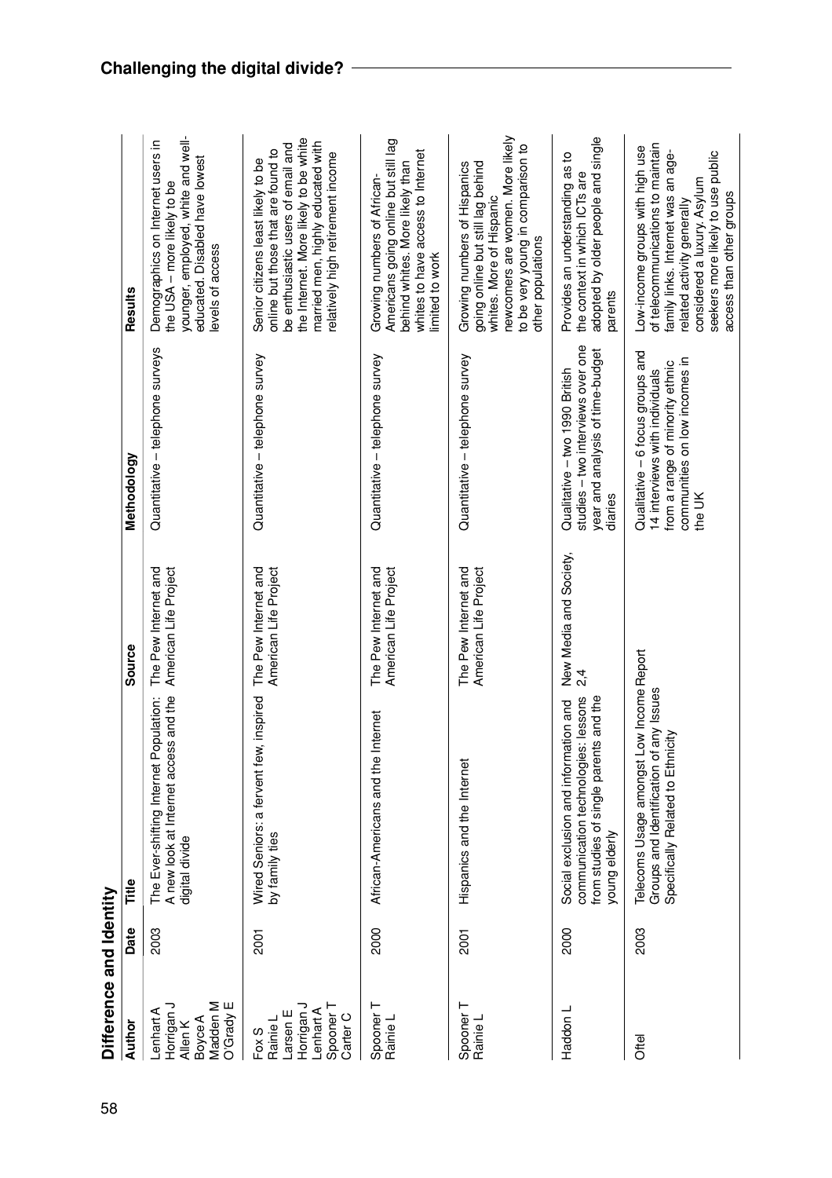## Difference and Identity

| Author | Date | Title | Source | Methodology | Results |
|---|---|---|---|---|---|
| Lenhart A<br>Horrigan J<br>Allen K<br>Boyce A<br>Madden M<br>O'Grady E | 2003 | The Ever-shifting Internet Population: A new look at Internet access and the digital divide | The Pew Internet and American Life Project | Quantitative – telephone surveys | Demographics on Internet users in the USA – more likely to be younger, employed, white and well-educated. Disabled have lowest levels of access |
| Fox S<br>Rainie L<br>Larsen E<br>Horrigan J<br>Lenhart A<br>Spooner T<br>Carter C | 2001 | Wired Seniors: a fervent few, inspired by family ties | The Pew Internet and American Life Project | Quantitative – telephone survey | Senior citizens least likely to be online but those that are found to be enthusiastic users of email and the Internet. More likely to be white married men, highly educated with relatively high retirement income |
| Spooner T<br>Rainie L | 2000 | African-Americans and the Internet | The Pew Internet and American Life Project | Quantitative – telephone survey | Growing numbers of African-Americans going online but still lag behind whites. More likely than whites to have access to Internet limited to work |
| Spooner T<br>Rainie L | 2001 | Hispanics and the Internet | The Pew Internet and American Life Project | Quantitative – telephone survey | Growing numbers of Hispanics going online but still lag behind whites. More of Hispanic newcomers are women. More likely to be very young in comparison to other populations |
| Haddon L | 2000 | Social exclusion and information and communication technologies: lessons from studies of single parents and the young elderly | New Media and Society, 2,4 | Qualitative – two 1990 British studies – two interviews over one year and analysis of time-budget diaries | Provides an understanding as to the context in which ICTs are adopted by older people and single parents |
| Oftel | 2003 | Telecoms Usage amongst Low Income Groups and Identification of any Issues Specifically Related to Ethnicity | Report | Qualitative – 6 focus groups and 14 interviews with individuals from a range of minority ethnic communities on low incomes in the UK | Low-income groups with high use of telecommunications to maintain family links. Internet was an age-related activity generally considered a luxury. Asylum seekers more likely to use public access than other groups |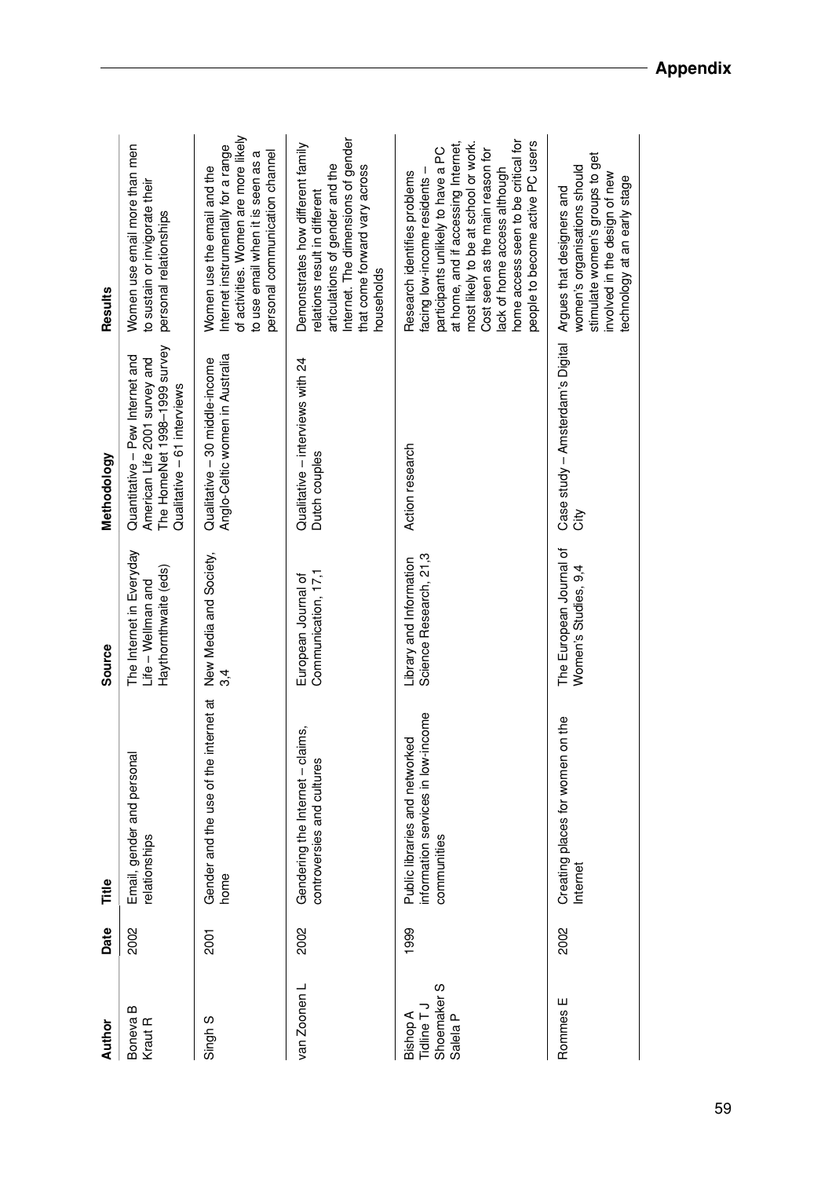| Author | Date | Title | Source | Methodology | Results |
|---|---|---|---|---|---|
| Boneva B<br>Kraut R | 2002 | Email, gender and personal relationships | The Internet in Everyday Life – Wellman and Haythornthwaite (eds) | Quantitative – Pew Internet and American Life 2001 survey and The HomeNet 1998–1999 survey<br>Qualitative – 61 interviews | Women use email more than men to sustain or invigorate their personal relationships |
| Singh S | 2001 | Gender and the use of the internet at home | New Media and Society, 3,4 | Qualitative – 30 middle-income Anglo-Celtic women in Australia | Women use the email and the Internet instrumentally for a range of activities. Women are more likely to use email when it is seen as a personal communication channel |
| van Zoonen L | 2002 | Gendering the Internet – claims, controversies and cultures | European Journal of Communication, 17,1 | Qualitative – interviews with 24 Dutch couples | Demonstrates how different family relations result in different articulations of gender and the Internet. The dimensions of gender that come forward vary across households |
| Bishop A<br>Tidline T J<br>Shoemaker S<br>Salela P | 1999 | Public libraries and networked information services in low-income communities | Library and Information Science Research, 21,3 | Action research | Research identifies problems facing low-income residents – participants unlikely to have a PC at home, and if accessing Internet, most likely to be at school or work. Cost seen as the main reason for lack of home access although home access seen to be critical for people to become active PC users |
| Rommes E | 2002 | Creating places for women on the Internet | The European Journal of Women's Studies, 9,4 | Case study – Amsterdam's Digital City | Argues that designers and women's organisations should stimulate women's groups to get involved in the design of new technology at an early stage |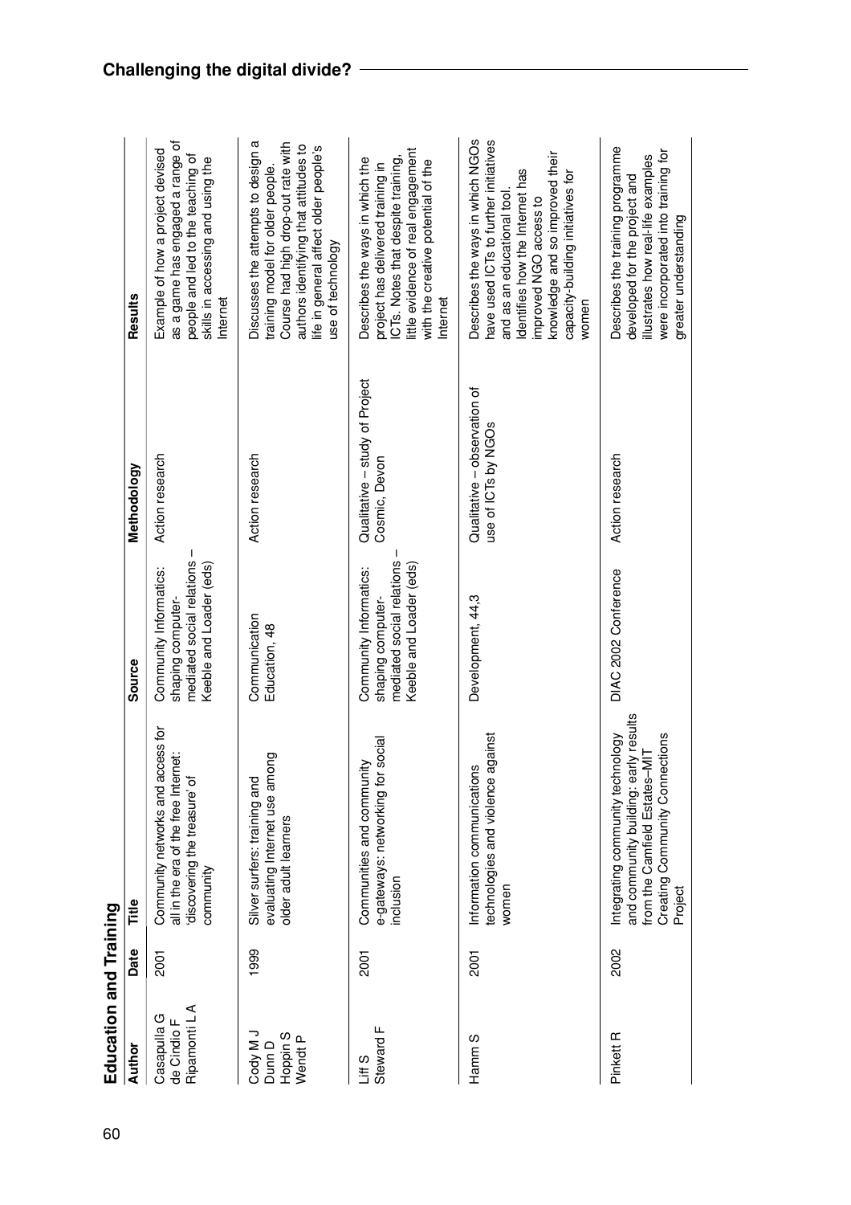## Education and Training

| Author | Date | Title | Source | Methodology | Results |
|---|---|---|---|---|---|
| Casapulla G de Cindio F Ripamonti L A | 2001 | Community networks and access for all in the era of the free Internet: 'discovering the treasure' of community | Community Informatics: shaping computer-mediated social relations – Keeble and Loader (eds) | Action research | Example of how a project devised as a game has engaged a range of people and led to the teaching of skills in accessing and using the Internet |
| Cody M J Dunn D Hoppin S Wendt P | 1999 | Silver surfers: training and evaluating Internet use among older adult learners | Communication Education, 48 | Action research | Discusses the attempts to design a training model for older people. Course had high drop-out rate with authors identifying that attitudes to life in general affect older people's use of technology |
| Liff S Steward F | 2001 | Communities and community e-gateways: networking for social inclusion | Community Informatics: shaping computer-mediated social relations – Keeble and Loader (eds) | Qualitative – study of Project Cosmic, Devon | Describes the ways in which the project has delivered training in ICTs. Notes that despite training, little evidence of real engagement with the creative potential of the Internet |
| Hamm S | 2001 | Information communications technologies and violence against women | Development, 44,3 | Qualitative – observation of use of ICTs by NGOs | Describes the ways in which NGOs have used ICTs to further initiatives and as an educational tool. Identifies how the Internet has improved NGO access to knowledge and so improved their capacity-building initiatives for women |
| Pinkett R | 2002 | Integrating community technology and community building: early results from the Camfield Estates–MIT Creating Community Connections Project | DIAC 2002 Conference | Action research | Describes the training programme developed for the project and illustrates how real-life examples were incorporated into training for greater understanding |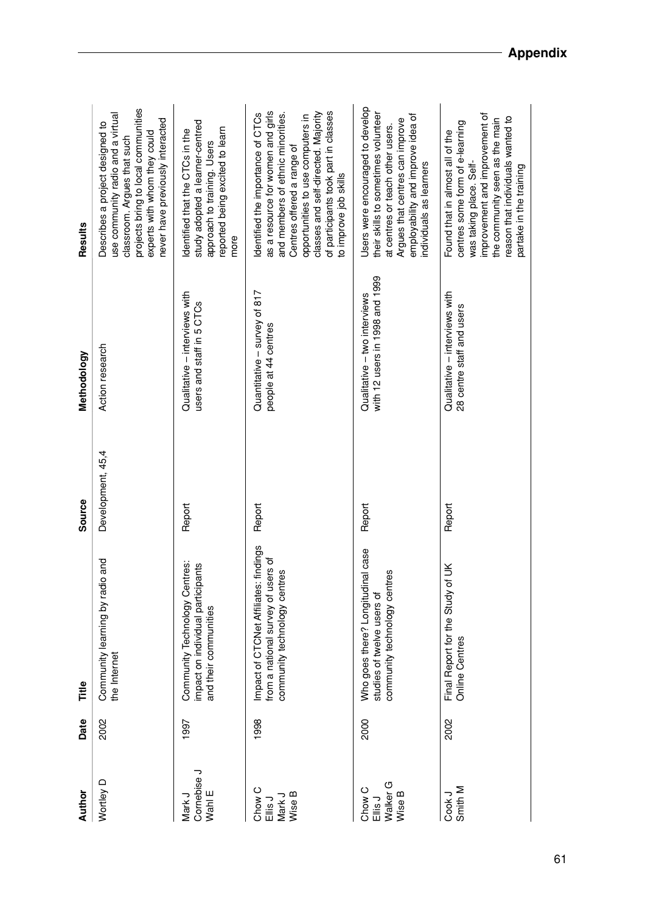## Appendix

| Author | Date | Title | Source | Methodology | Results |
|---|---|---|---|---|---|
| Wortley D | 2002 | Community learning by radio and the Internet | Development, 45,4 | Action research | Describes a project designed to use community radio and a virtual classroom. Argues that such projects bring to local communities experts with whom they could never have previously interacted |
| Mark J<br>Cornebise J<br>Wahl E | 1997 | Community Technology Centres: impact on individual participants and their communities | Report | Qualitative – interviews with users and staff in 5 CTCs | Identified that the CTCs in the study adopted a learner-centred approach to training. Users reported being excited to learn more |
| Chow C<br>Ellis J<br>Mark J<br>Wise B | 1998 | Impact of CTCNet Affiliates: findings from a national survey of users of community technology centres | Report | Quantitative – survey of 817 people at 44 centres | Identified the importance of CTCs as a resource for women and girls and members of ethnic minorities. Centres offered a range of opportunities to use computers in classes and self-directed. Majority of participants took part in classes to improve job skills |
| Chow C<br>Ellis J<br>Walker G<br>Wise B | 2000 | Who goes there? Longitudinal case studies of twelve users of community technology centres | Report | Qualitative – two interviews with 12 users in 1998 and 1999 | Users were encouraged to develop their skills to sometimes volunteer at centres or teach other users. Argues that centres can improve employability and improve idea of individuals as learners |
| Cook J<br>Smith M | 2002 | Final Report for the Study of UK Online Centres | Report | Qualitative – interviews with 28 centre staff and users | Found that in almost all of the centres some form of e-learning was taking place. Self-improvement and improvement of the community seen as the main reason that individuals wanted to partake in the training |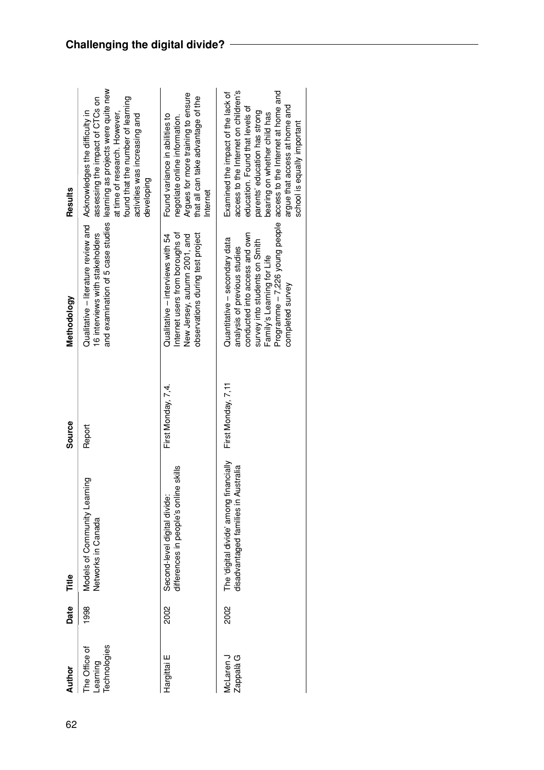| Author | Date | Title | Source | Methodology | Results |
| --- | --- | --- | --- | --- | --- |
| The Office of Learning Technologies | 1998 | Models of Community Learning Networks in Canada | Report | Qualitative – literature review and 16 interviews with stakeholders and examination of 5 case studies | Acknowledges the difficulty in assessing the impact of CTCs on learning as projects were quite new at time of research. However, found that the number of learning activities was increasing and developing |
| Hargittai E | 2002 | Second-level digital divide: differences in people's online skills | First Monday, 7,4. | Qualitative – interviews with 54 Internet users from boroughs of New Jersey, autumn 2001, and observations during test project | Found variance in abilities to negotiate online information. Argues for more training to ensure that all can take advantage of the Internet |
| McLaren J Zappalà G | 2002 | The 'digital divide' among financially disadvantaged families in Australia | First Monday, 7,11 | Quantitative – secondary data analysis of previous studies conducted into access and own survey into students on Smith Family's Learning for Life Programme – 7,226 young people completed survey | Examined the impact of the lack of access to the Internet on children's education. Found that levels of parents' education has strong bearing on whether child has access to the Internet at home and argue that access at home and school is equally important |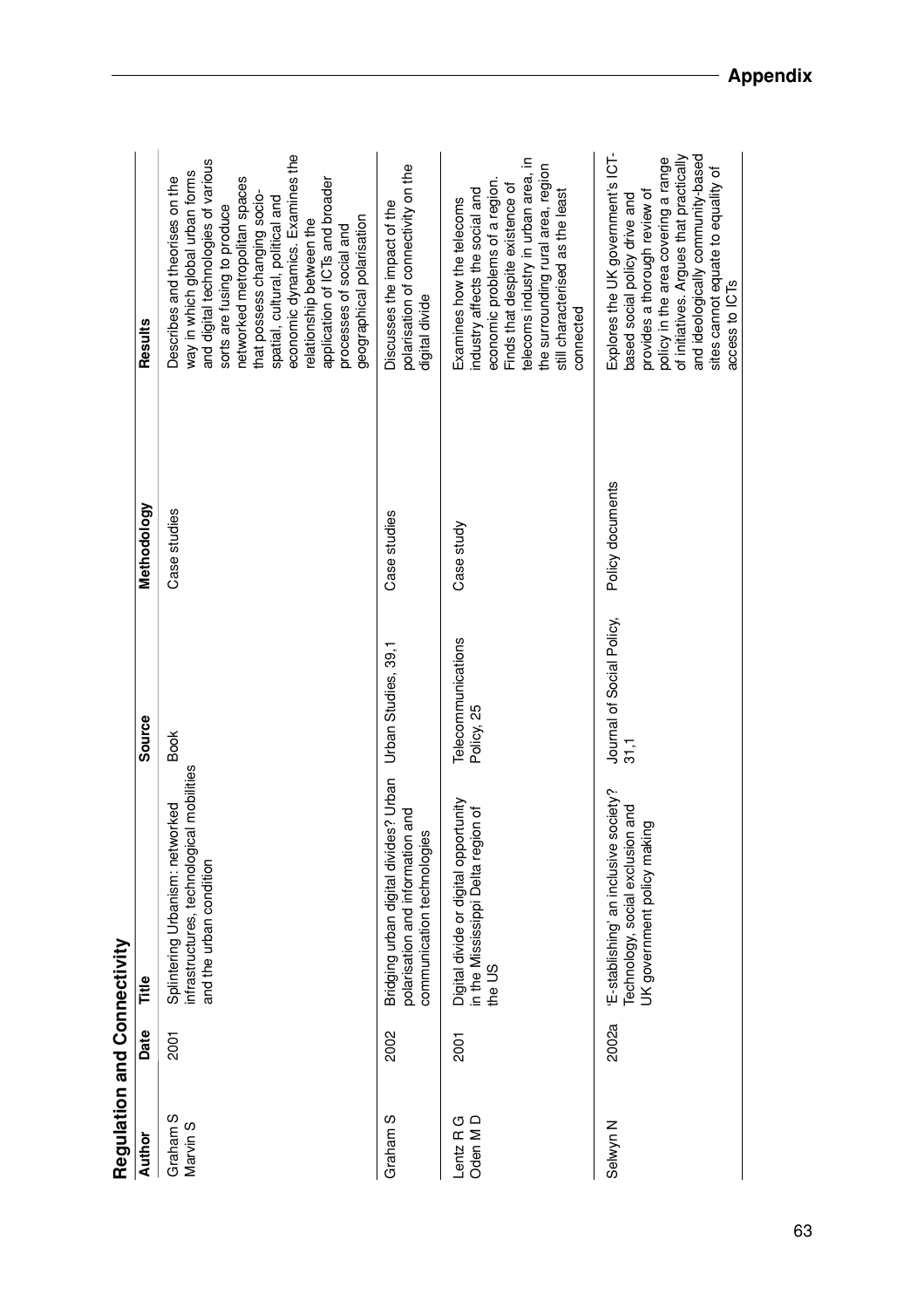## Regulation and Connectivity

| Author | Date | Title | Source | Methodology | Results |
|---|---|---|---|---|---|
| Graham S Marvin S | 2001 | Splintering Urbanism: networked infrastructures, technological mobilities and the urban condition | Book | Case studies | Describes and theorises on the way in which global urban forms and digital technologies of various sorts are fusing to produce networked metropolitan spaces that possess changing socio-spatial, cultural, political and economic dynamics. Examines the relationship between the application of ICTs and broader processes of social and geographical polarisation |
| Graham S | 2002 | Bridging urban digital divides? Urban polarisation and information and communication technologies | Urban Studies, 39,1 | Case studies | Discusses the impact of the polarisation of connectivity on the digital divide |
| Lentz R G Oden M D | 2001 | Digital divide or digital opportunity in the Mississippi Delta region of the US | Telecommunications Policy, 25 | Case study | Examines how the telecoms industry affects the social and economic problems of a region. Finds that despite existence of telecoms industry in urban area, in the surrounding rural area, region still characterised as the least connected |
| Selwyn N | 2002a | 'E-stablishing' an inclusive society? Technology, social exclusion and UK government policy making | Journal of Social Policy, 31,1 | Policy documents | Explores the UK government's ICT-based social policy drive and provides a thorough review of policy in the area covering a range of initiatives. Argues that practically and ideologically community-based sites cannot equate to equality of access to ICTs |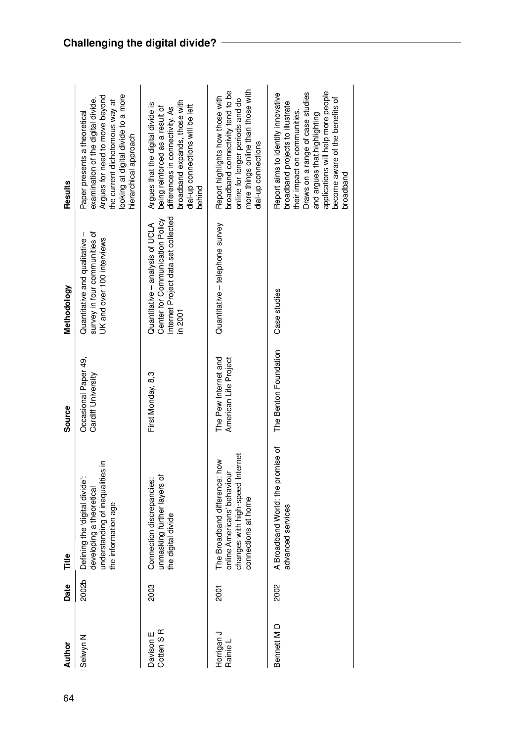| Author | Date | Title | Source | Methodology | Results |
| --- | --- | --- | --- | --- | --- |
| Selwyn N | 2002b | Defining the 'digital divide': developing a theoretical understanding of inequalities in the information age | Occasional Paper 49, Cardiff University | Quantitative and qualitative – survey in four communities of UK and over 100 interviews | Paper presents a theoretical examination of the digital divide. Argues for need to move beyond the current dichotomous way at looking at digital divide to a more hierarchical approach |
| Davison E<br>Cotten S R | 2003 | Connection discrepancies: unmasking further layers of the digital divide | First Monday, 8,3 | Quantitative – analysis of UCLA Center for Communication Policy Internet Project data set collected in 2001 | Argues that the digital divide is being reinforced as a result of differences in connectivity. As broadband expands, those with dial-up connections will be left behind |
| Horrigan J<br>Rainie L | 2001 | The Broadband difference: how online Americans' behaviour changes with high-speed Internet connections at home | The Pew Internet and American Life Project | Quantitative – telephone survey | Report highlights how those with broadband connectivity tend to be online for longer periods and do more things online than those with dial-up connections |
| Bennett M D | 2002 | A Broadband World: the promise of advanced services | The Benton Foundation | Case studies | Report aims to identify innovative broadband projects to illustrate their impact on communities. Draws on a range of case studies and argues that highlighting applications will help more people become aware of the benefits of broadband |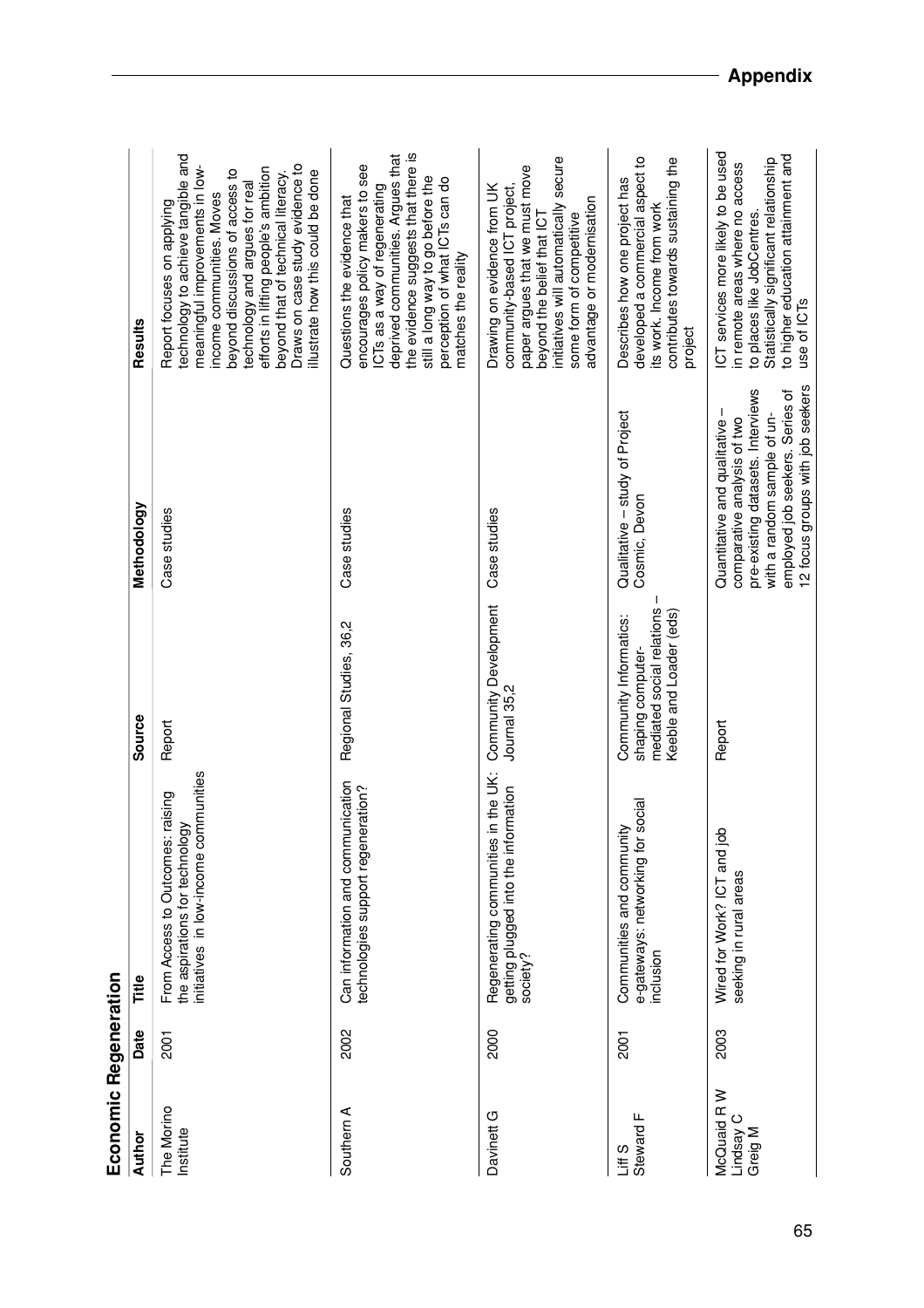## Economic Regeneration

| Author | Date | Title | Source | Methodology | Results |
|---|---|---|---|---|---|
| The Morino Institute | 2001 | From Access to Outcomes: raising the aspirations for technology initiatives in low-income communities | Report | Case studies | Report focuses on applying technology to achieve tangible and meaningful improvements in low-income communities. Moves beyond discussions of access to technology and argues for real efforts in lifting people's ambition beyond that of technical literacy. Draws on case study evidence to illustrate how this could be done |
| Southern A | 2002 | Can information and communication technologies support regeneration? | Regional Studies, 36,2 | Case studies | Questions the evidence that encourages policy makers to see ICTs as a way of regenerating deprived communities. Argues that the evidence suggests that there is still a long way to go before the perception of what ICTs can do matches the reality |
| Davinett G | 2000 | Regenerating communities in the UK: getting plugged into the information society? | Community Development Journal 35,2 | Case studies | Drawing on evidence from UK community-based ICT project, paper argues that we must move beyond the belief that ICT initiatives will automatically secure some form of competitive advantage or modernisation |
| Liff S<br>Steward F | 2001 | Communities and community e-gateways: networking for social inclusion | Community Informatics: shaping computer-mediated social relations – Keeble and Loader (eds) | Qualitative – study of Project Cosmic, Devon | Describes how one project has developed a commercial aspect to its work. Income from work contributes towards sustaining the project |
| McQuaid R W<br>Lindsay C<br>Greig M | 2003 | Wired for Work? ICT and job seeking in rural areas | Report | Quantitative and qualitative – comparative analysis of two pre-existing datasets. Interviews with a random sample of un-employed job seekers. Series of 12 focus groups with job seekers | ICT services more likely to be used in remote areas where no access to places like JobCentres. Statistically significant relationship to higher education attainment and use of ICTs |